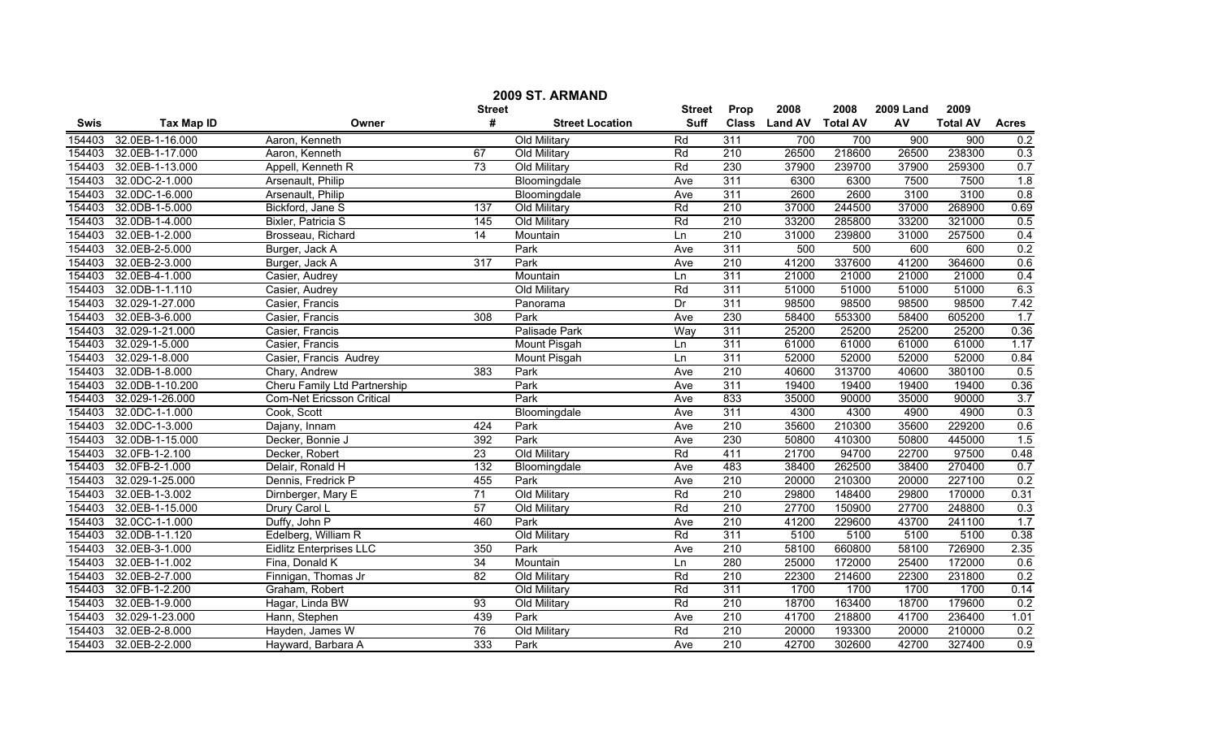# 2009 ST. ARMAND

| Swis | Tax Map ID | Owner | Street # | Street Location | Street Suff | Prop Class | 2008 Land AV | 2008 Total AV | 2009 Land AV | 2009 Total AV | Acres |
|---|---|---|---|---|---|---|---|---|---|---|---|
| 154403 | 32.0EB-1-16.000 | Aaron, Kenneth | | Old Military | Rd | 311 | 700 | 700 | 900 | 900 | 0.2 |
| 154403 | 32.0EB-1-17.000 | Aaron, Kenneth | 67 | Old Military | Rd | 210 | 26500 | 218600 | 26500 | 238300 | 0.3 |
| 154403 | 32.0EB-1-13.000 | Appell, Kenneth R | 73 | Old Military | Rd | 230 | 37900 | 239700 | 37900 | 259300 | 0.7 |
| 154403 | 32.0DC-2-1.000 | Arsenault, Philip | | Bloomingdale | Ave | 311 | 6300 | 6300 | 7500 | 7500 | 1.8 |
| 154403 | 32.0DC-1-6.000 | Arsenault, Philip | | Bloomingdale | Ave | 311 | 2600 | 2600 | 3100 | 3100 | 0.8 |
| 154403 | 32.0DB-1-5.000 | Bickford, Jane S | 137 | Old Military | Rd | 210 | 37000 | 244500 | 37000 | 268900 | 0.69 |
| 154403 | 32.0DB-1-4.000 | Bixler, Patricia S | 145 | Old Military | Rd | 210 | 33200 | 285800 | 33200 | 321000 | 0.5 |
| 154403 | 32.0EB-1-2.000 | Brosseau, Richard | 14 | Mountain | Ln | 210 | 31000 | 239800 | 31000 | 257500 | 0.4 |
| 154403 | 32.0EB-2-5.000 | Burger, Jack A | | Park | Ave | 311 | 500 | 500 | 600 | 600 | 0.2 |
| 154403 | 32.0EB-2-3.000 | Burger, Jack A | 317 | Park | Ave | 210 | 41200 | 337600 | 41200 | 364600 | 0.6 |
| 154403 | 32.0EB-4-1.000 | Casier, Audrey | | Mountain | Ln | 311 | 21000 | 21000 | 21000 | 21000 | 0.4 |
| 154403 | 32.0DB-1-1.110 | Casier, Audrey | | Old Military | Rd | 311 | 51000 | 51000 | 51000 | 51000 | 6.3 |
| 154403 | 32.029-1-27.000 | Casier, Francis | | Panorama | Dr | 311 | 98500 | 98500 | 98500 | 98500 | 7.42 |
| 154403 | 32.0EB-3-6.000 | Casier, Francis | 308 | Park | Ave | 230 | 58400 | 553300 | 58400 | 605200 | 1.7 |
| 154403 | 32.029-1-21.000 | Casier, Francis | | Palisade Park | Way | 311 | 25200 | 25200 | 25200 | 25200 | 0.36 |
| 154403 | 32.029-1-5.000 | Casier, Francis | | Mount Pisgah | Ln | 311 | 61000 | 61000 | 61000 | 61000 | 1.17 |
| 154403 | 32.029-1-8.000 | Casier, Francis Audrey | | Mount Pisgah | Ln | 311 | 52000 | 52000 | 52000 | 52000 | 0.84 |
| 154403 | 32.0DB-1-8.000 | Chary, Andrew | 383 | Park | Ave | 210 | 40600 | 313700 | 40600 | 380100 | 0.5 |
| 154403 | 32.0DB-1-10.200 | Cheru Family Ltd Partnership | | Park | Ave | 311 | 19400 | 19400 | 19400 | 19400 | 0.36 |
| 154403 | 32.029-1-26.000 | Com-Net Ericsson Critical | | Park | Ave | 833 | 35000 | 90000 | 35000 | 90000 | 3.7 |
| 154403 | 32.0DC-1-1.000 | Cook, Scott | | Bloomingdale | Ave | 311 | 4300 | 4300 | 4900 | 4900 | 0.3 |
| 154403 | 32.0DC-1-3.000 | Dajany, Innam | 424 | Park | Ave | 210 | 35600 | 210300 | 35600 | 229200 | 0.6 |
| 154403 | 32.0DB-1-15.000 | Decker, Bonnie J | 392 | Park | Ave | 230 | 50800 | 410300 | 50800 | 445000 | 1.5 |
| 154403 | 32.0FB-1-2.100 | Decker, Robert | 23 | Old Military | Rd | 411 | 21700 | 94700 | 22700 | 97500 | 0.48 |
| 154403 | 32.0FB-2-1.000 | Delair, Ronald H | 132 | Bloomingdale | Ave | 483 | 38400 | 262500 | 38400 | 270400 | 0.7 |
| 154403 | 32.029-1-25.000 | Dennis, Fredrick P | 455 | Park | Ave | 210 | 20000 | 210300 | 20000 | 227100 | 0.2 |
| 154403 | 32.0EB-1-3.002 | Dirnberger, Mary E | 71 | Old Military | Rd | 210 | 29800 | 148400 | 29800 | 170000 | 0.31 |
| 154403 | 32.0EB-1-15.000 | Drury Carol L | 57 | Old Military | Rd | 210 | 27700 | 150900 | 27700 | 248800 | 0.3 |
| 154403 | 32.0CC-1-1.000 | Duffy, John P | 460 | Park | Ave | 210 | 41200 | 229600 | 43700 | 241100 | 1.7 |
| 154403 | 32.0DB-1-1.120 | Edelberg, William R | | Old Military | Rd | 311 | 5100 | 5100 | 5100 | 5100 | 0.38 |
| 154403 | 32.0EB-3-1.000 | Eidlitz Enterprises LLC | 350 | Park | Ave | 210 | 58100 | 660800 | 58100 | 726900 | 2.35 |
| 154403 | 32.0EB-1-1.002 | Fina, Donald K | 34 | Mountain | Ln | 280 | 25000 | 172000 | 25400 | 172000 | 0.6 |
| 154403 | 32.0EB-2-7.000 | Finnigan, Thomas Jr | 82 | Old Military | Rd | 210 | 22300 | 214600 | 22300 | 231800 | 0.2 |
| 154403 | 32.0FB-1-2.200 | Graham, Robert | | Old Military | Rd | 311 | 1700 | 1700 | 1700 | 1700 | 0.14 |
| 154403 | 32.0EB-1-9.000 | Hagar, Linda BW | 93 | Old Military | Rd | 210 | 18700 | 163400 | 18700 | 179600 | 0.2 |
| 154403 | 32.029-1-23.000 | Hann, Stephen | 439 | Park | Ave | 210 | 41700 | 218800 | 41700 | 236400 | 1.01 |
| 154403 | 32.0EB-2-8.000 | Hayden, James W | 76 | Old Military | Rd | 210 | 20000 | 193300 | 20000 | 210000 | 0.2 |
| 154403 | 32.0EB-2-2.000 | Hayward, Barbara A | 333 | Park | Ave | 210 | 42700 | 302600 | 42700 | 327400 | 0.9 |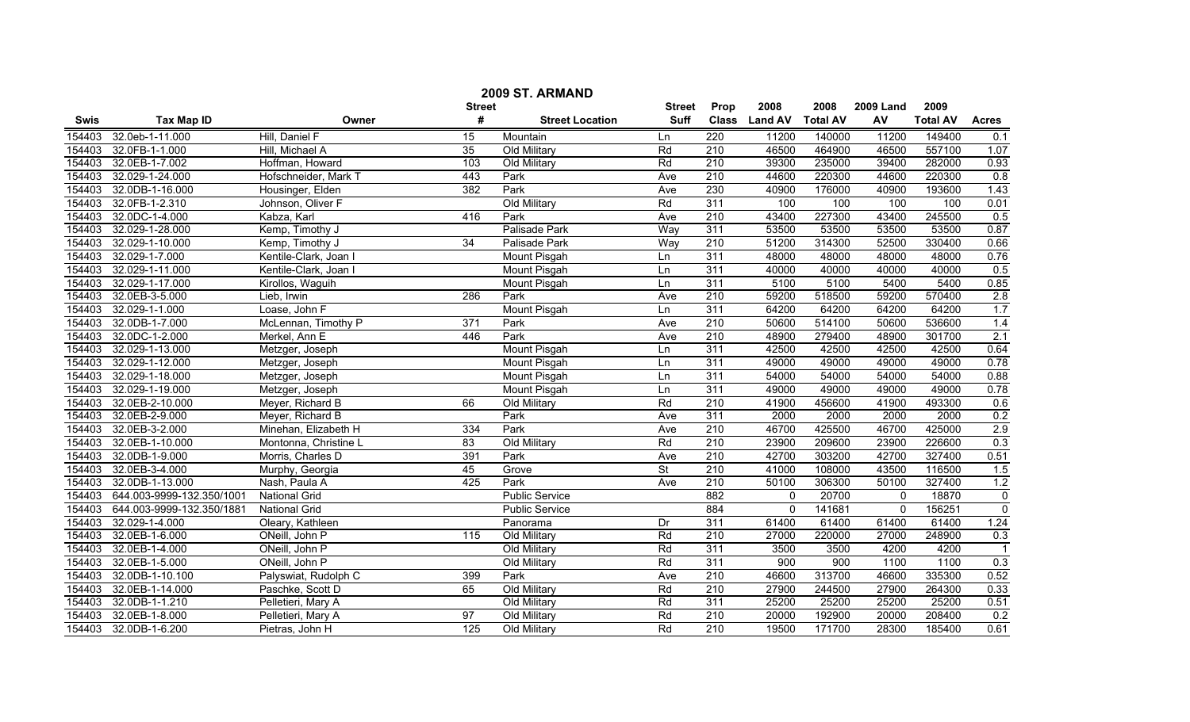# 2009 ST. ARMAND

| Swis | Tax Map ID | Owner | Street # | Street Location | Street Suff | Prop Class | 2008 Land AV | 2008 Total AV | 2009 Land AV | 2009 Total AV | Acres |
|---|---|---|---|---|---|---|---|---|---|---|---|
| 154403 | 32.0eb-1-11.000 | Hill, Daniel F | 15 | Mountain | Ln | 220 | 11200 | 140000 | 11200 | 149400 | 0.1 |
| 154403 | 32.0FB-1-1.000 | Hill, Michael A | 35 | Old Military | Rd | 210 | 46500 | 464900 | 46500 | 557100 | 1.07 |
| 154403 | 32.0EB-1-7.002 | Hoffman, Howard | 103 | Old Military | Rd | 210 | 39300 | 235000 | 39400 | 282000 | 0.93 |
| 154403 | 32.029-1-24.000 | Hofschneider, Mark T | 443 | Park | Ave | 210 | 44600 | 220300 | 44600 | 220300 | 0.8 |
| 154403 | 32.0DB-1-16.000 | Housinger, Elden | 382 | Park | Ave | 230 | 40900 | 176000 | 40900 | 193600 | 1.43 |
| 154403 | 32.0FB-1-2.310 | Johnson, Oliver F | | Old Military | Rd | 311 | 100 | 100 | 100 | 100 | 0.01 |
| 154403 | 32.0DC-1-4.000 | Kabza, Karl | 416 | Park | Ave | 210 | 43400 | 227300 | 43400 | 245500 | 0.5 |
| 154403 | 32.029-1-28.000 | Kemp, Timothy J | | Palisade Park | Way | 311 | 53500 | 53500 | 53500 | 53500 | 0.87 |
| 154403 | 32.029-1-10.000 | Kemp, Timothy J | 34 | Palisade Park | Way | 210 | 51200 | 314300 | 52500 | 330400 | 0.66 |
| 154403 | 32.029-1-7.000 | Kentile-Clark, Joan I | | Mount Pisgah | Ln | 311 | 48000 | 48000 | 48000 | 48000 | 0.76 |
| 154403 | 32.029-1-11.000 | Kentile-Clark, Joan I | | Mount Pisgah | Ln | 311 | 40000 | 40000 | 40000 | 40000 | 0.5 |
| 154403 | 32.029-1-17.000 | Kirollos, Waguih | | Mount Pisgah | Ln | 311 | 5100 | 5100 | 5400 | 5400 | 0.85 |
| 154403 | 32.0EB-3-5.000 | Lieb, Irwin | 286 | Park | Ave | 210 | 59200 | 518500 | 59200 | 570400 | 2.8 |
| 154403 | 32.029-1-1.000 | Loase, John F | | Mount Pisgah | Ln | 311 | 64200 | 64200 | 64200 | 64200 | 1.7 |
| 154403 | 32.0DB-1-7.000 | McLennan, Timothy P | 371 | Park | Ave | 210 | 50600 | 514100 | 50600 | 536600 | 1.4 |
| 154403 | 32.0DC-1-2.000 | Merkel, Ann E | 446 | Park | Ave | 210 | 48900 | 279400 | 48900 | 301700 | 2.1 |
| 154403 | 32.029-1-13.000 | Metzger, Joseph | | Mount Pisgah | Ln | 311 | 42500 | 42500 | 42500 | 42500 | 0.64 |
| 154403 | 32.029-1-12.000 | Metzger, Joseph | | Mount Pisgah | Ln | 311 | 49000 | 49000 | 49000 | 49000 | 0.78 |
| 154403 | 32.029-1-18.000 | Metzger, Joseph | | Mount Pisgah | Ln | 311 | 54000 | 54000 | 54000 | 54000 | 0.88 |
| 154403 | 32.029-1-19.000 | Metzger, Joseph | | Mount Pisgah | Ln | 311 | 49000 | 49000 | 49000 | 49000 | 0.78 |
| 154403 | 32.0EB-2-10.000 | Meyer, Richard B | 66 | Old Military | Rd | 210 | 41900 | 456600 | 41900 | 493300 | 0.6 |
| 154403 | 32.0EB-2-9.000 | Meyer, Richard B | | Park | Ave | 311 | 2000 | 2000 | 2000 | 2000 | 0.2 |
| 154403 | 32.0EB-3-2.000 | Minehan, Elizabeth H | 334 | Park | Ave | 210 | 46700 | 425500 | 46700 | 425000 | 2.9 |
| 154403 | 32.0EB-1-10.000 | Montonna, Christine L | 83 | Old Military | Rd | 210 | 23900 | 209600 | 23900 | 226600 | 0.3 |
| 154403 | 32.0DB-1-9.000 | Morris, Charles D | 391 | Park | Ave | 210 | 42700 | 303200 | 42700 | 327400 | 0.51 |
| 154403 | 32.0EB-3-4.000 | Murphy, Georgia | 45 | Grove | St | 210 | 41000 | 108000 | 43500 | 116500 | 1.5 |
| 154403 | 32.0DB-1-13.000 | Nash, Paula A | 425 | Park | Ave | 210 | 50100 | 306300 | 50100 | 327400 | 1.2 |
| 154403 | 644.003-9999-132.350/1001 | National Grid | | Public Service | | 882 | 0 | 20700 | 0 | 18870 | 0 |
| 154403 | 644.003-9999-132.350/1881 | National Grid | | Public Service | | 884 | 0 | 141681 | 0 | 156251 | 0 |
| 154403 | 32.029-1-4.000 | Oleary, Kathleen | | Panorama | Dr | 311 | 61400 | 61400 | 61400 | 61400 | 1.24 |
| 154403 | 32.0EB-1-6.000 | ONeill, John P | 115 | Old Military | Rd | 210 | 27000 | 220000 | 27000 | 248900 | 0.3 |
| 154403 | 32.0EB-1-4.000 | ONeill, John P | | Old Military | Rd | 311 | 3500 | 3500 | 4200 | 4200 | 1 |
| 154403 | 32.0EB-1-5.000 | ONeill, John P | | Old Military | Rd | 311 | 900 | 900 | 1100 | 1100 | 0.3 |
| 154403 | 32.0DB-1-10.100 | Palyswiat, Rudolph C | 399 | Park | Ave | 210 | 46600 | 313700 | 46600 | 335300 | 0.52 |
| 154403 | 32.0EB-1-14.000 | Paschke, Scott D | 65 | Old Military | Rd | 210 | 27900 | 244500 | 27900 | 264300 | 0.33 |
| 154403 | 32.0DB-1-1.210 | Pelletieri, Mary A | | Old Military | Rd | 311 | 25200 | 25200 | 25200 | 25200 | 0.51 |
| 154403 | 32.0EB-1-8.000 | Pelletieri, Mary A | 97 | Old Military | Rd | 210 | 20000 | 192900 | 20000 | 208400 | 0.2 |
| 154403 | 32.0DB-1-6.200 | Pietras, John H | 125 | Old Military | Rd | 210 | 19500 | 171700 | 28300 | 185400 | 0.61 |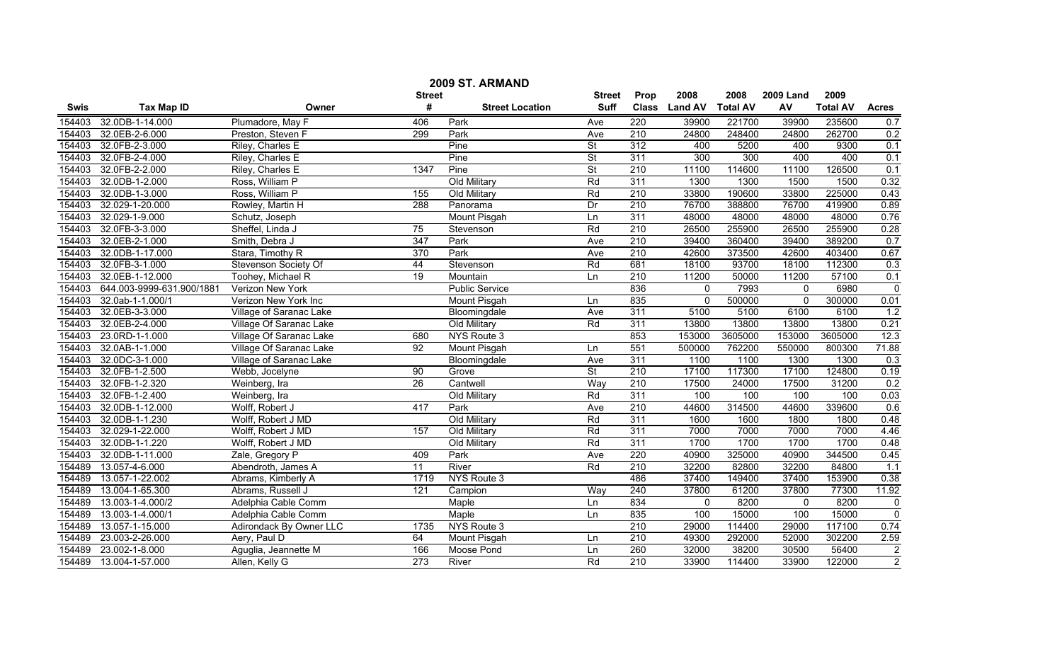# 2009 ST. ARMAND

| Swis | Tax Map ID | Owner | Street # | Street Location | Street Suff | Prop Class | 2008 Land AV | 2008 Total AV | 2009 Land AV | 2009 Total AV | Acres |
|---|---|---|---|---|---|---|---|---|---|---|---|
| 154403 | 32.0DB-1-14.000 | Plumadore, May F | 406 | Park | Ave | 220 | 39900 | 221700 | 39900 | 235600 | 0.7 |
| 154403 | 32.0EB-2-6.000 | Preston, Steven F | 299 | Park | Ave | 210 | 24800 | 248400 | 24800 | 262700 | 0.2 |
| 154403 | 32.0FB-2-3.000 | Riley, Charles E | | Pine | St | 312 | 400 | 5200 | 400 | 9300 | 0.1 |
| 154403 | 32.0FB-2-4.000 | Riley, Charles E | | Pine | St | 311 | 300 | 300 | 400 | 400 | 0.1 |
| 154403 | 32.0FB-2-2.000 | Riley, Charles E | 1347 | Pine | St | 210 | 11100 | 114600 | 11100 | 126500 | 0.1 |
| 154403 | 32.0DB-1-2.000 | Ross, William P | | Old Military | Rd | 311 | 1300 | 1300 | 1500 | 1500 | 0.32 |
| 154403 | 32.0DB-1-3.000 | Ross, William P | 155 | Old Military | Rd | 210 | 33800 | 190600 | 33800 | 225000 | 0.43 |
| 154403 | 32.029-1-20.000 | Rowley, Martin H | 288 | Panorama | Dr | 210 | 76700 | 388800 | 76700 | 419900 | 0.89 |
| 154403 | 32.029-1-9.000 | Schutz, Joseph | | Mount Pisgah | Ln | 311 | 48000 | 48000 | 48000 | 48000 | 0.76 |
| 154403 | 32.0FB-3-3.000 | Sheffel, Linda J | 75 | Stevenson | Rd | 210 | 26500 | 255900 | 26500 | 255900 | 0.28 |
| 154403 | 32.0EB-2-1.000 | Smith, Debra J | 347 | Park | Ave | 210 | 39400 | 360400 | 39400 | 389200 | 0.7 |
| 154403 | 32.0DB-1-17.000 | Stara, Timothy R | 370 | Park | Ave | 210 | 42600 | 373500 | 42600 | 403400 | 0.67 |
| 154403 | 32.0FB-3-1.000 | Stevenson Society Of | 44 | Stevenson | Rd | 681 | 18100 | 93700 | 18100 | 112300 | 0.3 |
| 154403 | 32.0EB-1-12.000 | Toohey, Michael R | 19 | Mountain | Ln | 210 | 11200 | 50000 | 11200 | 57100 | 0.1 |
| 154403 | 644.003-9999-631.900/1881 | Verizon New York | | Public Service | | 836 | 0 | 7993 | 0 | 6980 | 0 |
| 154403 | 32.0ab-1-1.000/1 | Verizon New York Inc | | Mount Pisgah | Ln | 835 | 0 | 500000 | 0 | 300000 | 0.01 |
| 154403 | 32.0EB-3-3.000 | Village of Saranac Lake | | Bloomingdale | Ave | 311 | 5100 | 5100 | 6100 | 6100 | 1.2 |
| 154403 | 32.0EB-2-4.000 | Village Of Saranac Lake | | Old Military | Rd | 311 | 13800 | 13800 | 13800 | 13800 | 0.21 |
| 154403 | 23.0RD-1-1.000 | Village Of Saranac Lake | 680 | NYS Route 3 | | 853 | 153000 | 3605000 | 153000 | 3605000 | 12.3 |
| 154403 | 32.0AB-1-1.000 | Village Of Saranac Lake | 92 | Mount Pisgah | Ln | 551 | 500000 | 762200 | 550000 | 800300 | 71.88 |
| 154403 | 32.0DC-3-1.000 | Village of Saranac Lake | | Bloomingdale | Ave | 311 | 1100 | 1100 | 1300 | 1300 | 0.3 |
| 154403 | 32.0FB-1-2.500 | Webb, Jocelyne | 90 | Grove | St | 210 | 17100 | 117300 | 17100 | 124800 | 0.19 |
| 154403 | 32.0FB-1-2.320 | Weinberg, Ira | 26 | Cantwell | Way | 210 | 17500 | 24000 | 17500 | 31200 | 0.2 |
| 154403 | 32.0FB-1-2.400 | Weinberg, Ira | | Old Military | Rd | 311 | 100 | 100 | 100 | 100 | 0.03 |
| 154403 | 32.0DB-1-12.000 | Wolff, Robert J | 417 | Park | Ave | 210 | 44600 | 314500 | 44600 | 339600 | 0.6 |
| 154403 | 32.0DB-1-1.230 | Wolff, Robert J MD | | Old Military | Rd | 311 | 1600 | 1600 | 1800 | 1800 | 0.48 |
| 154403 | 32.029-1-22.000 | Wolff, Robert J MD | 157 | Old Military | Rd | 311 | 7000 | 7000 | 7000 | 7000 | 4.46 |
| 154403 | 32.0DB-1-1.220 | Wolff, Robert J MD | | Old Military | Rd | 311 | 1700 | 1700 | 1700 | 1700 | 0.48 |
| 154403 | 32.0DB-1-11.000 | Zale, Gregory P | 409 | Park | Ave | 220 | 40900 | 325000 | 40900 | 344500 | 0.45 |
| 154489 | 13.057-4-6.000 | Abendroth, James A | 11 | River | Rd | 210 | 32200 | 82800 | 32200 | 84800 | 1.1 |
| 154489 | 13.057-1-22.002 | Abrams, Kimberly A | 1719 | NYS Route 3 | | 486 | 37400 | 149400 | 37400 | 153900 | 0.38 |
| 154489 | 13.004-1-65.300 | Abrams, Russell J | 121 | Campion | Way | 240 | 37800 | 61200 | 37800 | 77300 | 11.92 |
| 154489 | 13.003-1-4.000/2 | Adelphia Cable Comm | | Maple | Ln | 834 | 0 | 8200 | 0 | 8200 | 0 |
| 154489 | 13.003-1-4.000/1 | Adelphia Cable Comm | | Maple | Ln | 835 | 100 | 15000 | 100 | 15000 | 0 |
| 154489 | 13.057-1-15.000 | Adirondack By Owner LLC | 1735 | NYS Route 3 | | 210 | 29000 | 114400 | 29000 | 117100 | 0.74 |
| 154489 | 23.003-2-26.000 | Aery, Paul D | 64 | Mount Pisgah | Ln | 210 | 49300 | 292000 | 52000 | 302200 | 2.59 |
| 154489 | 23.002-1-8.000 | Aguglia, Jeannette M | 166 | Moose Pond | Ln | 260 | 32000 | 38200 | 30500 | 56400 | 2 |
| 154489 | 13.004-1-57.000 | Allen, Kelly G | 273 | River | Rd | 210 | 33900 | 114400 | 33900 | 122000 | 2 |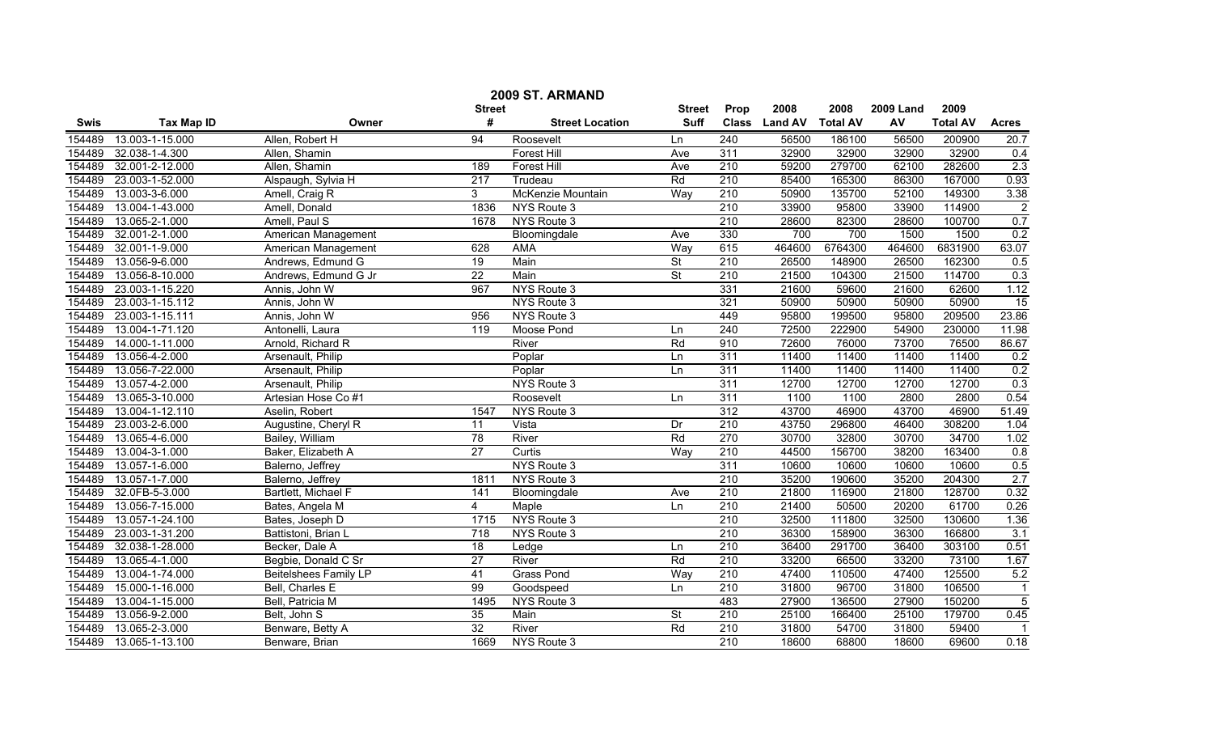# 2009 ST. ARMAND

| Swis | Tax Map ID | Owner | Street # | Street Location | Street Suff | Prop Class | 2008 Land AV | 2008 Total AV | 2009 Land AV | 2009 Total AV | Acres |
|---|---|---|---|---|---|---|---|---|---|---|---|
| 154489 | 13.003-1-15.000 | Allen, Robert H | 94 | Roosevelt | Ln | 240 | 56500 | 186100 | 56500 | 200900 | 20.7 |
| 154489 | 32.038-1-4.300 | Allen, Shamin | | Forest Hill | Ave | 311 | 32900 | 32900 | 32900 | 32900 | 0.4 |
| 154489 | 32.001-2-12.000 | Allen, Shamin | 189 | Forest Hill | Ave | 210 | 59200 | 279700 | 62100 | 282600 | 2.3 |
| 154489 | 23.003-1-52.000 | Alspaugh, Sylvia H | 217 | Trudeau | Rd | 210 | 85400 | 165300 | 86300 | 167000 | 0.93 |
| 154489 | 13.003-3-6.000 | Amell, Craig R | 3 | McKenzie Mountain | Way | 210 | 50900 | 135700 | 52100 | 149300 | 3.38 |
| 154489 | 13.004-1-43.000 | Amell, Donald | 1836 | NYS Route 3 | | 210 | 33900 | 95800 | 33900 | 114900 | 2 |
| 154489 | 13.065-2-1.000 | Amell, Paul S | 1678 | NYS Route 3 | | 210 | 28600 | 82300 | 28600 | 100700 | 0.7 |
| 154489 | 32.001-2-1.000 | American Management | | Bloomingdale | Ave | 330 | 700 | 700 | 1500 | 1500 | 0.2 |
| 154489 | 32.001-1-9.000 | American Management | 628 | AMA | Way | 615 | 464600 | 6764300 | 464600 | 6831900 | 63.07 |
| 154489 | 13.056-9-6.000 | Andrews, Edmund G | 19 | Main | St | 210 | 26500 | 148900 | 26500 | 162300 | 0.5 |
| 154489 | 13.056-8-10.000 | Andrews, Edmund G Jr | 22 | Main | St | 210 | 21500 | 104300 | 21500 | 114700 | 0.3 |
| 154489 | 23.003-1-15.220 | Annis, John W | 967 | NYS Route 3 | | 331 | 21600 | 59600 | 21600 | 62600 | 1.12 |
| 154489 | 23.003-1-15.112 | Annis, John W | | NYS Route 3 | | 321 | 50900 | 50900 | 50900 | 50900 | 15 |
| 154489 | 23.003-1-15.111 | Annis, John W | 956 | NYS Route 3 | | 449 | 95800 | 199500 | 95800 | 209500 | 23.86 |
| 154489 | 13.004-1-71.120 | Antonelli, Laura | 119 | Moose Pond | Ln | 240 | 72500 | 222900 | 54900 | 230000 | 11.98 |
| 154489 | 14.000-1-11.000 | Arnold, Richard R | | River | Rd | 910 | 72600 | 76000 | 73700 | 76500 | 86.67 |
| 154489 | 13.056-4-2.000 | Arsenault, Philip | | Poplar | Ln | 311 | 11400 | 11400 | 11400 | 11400 | 0.2 |
| 154489 | 13.056-7-22.000 | Arsenault, Philip | | Poplar | Ln | 311 | 11400 | 11400 | 11400 | 11400 | 0.2 |
| 154489 | 13.057-4-2.000 | Arsenault, Philip | | NYS Route 3 | | 311 | 12700 | 12700 | 12700 | 12700 | 0.3 |
| 154489 | 13.065-3-10.000 | Artesian Hose Co #1 | | Roosevelt | Ln | 311 | 1100 | 1100 | 2800 | 2800 | 0.54 |
| 154489 | 13.004-1-12.110 | Aselin, Robert | 1547 | NYS Route 3 | | 312 | 43700 | 46900 | 43700 | 46900 | 51.49 |
| 154489 | 23.003-2-6.000 | Augustine, Cheryl R | 11 | Vista | Dr | 210 | 43750 | 296800 | 46400 | 308200 | 1.04 |
| 154489 | 13.065-4-6.000 | Bailey, William | 78 | River | Rd | 270 | 30700 | 32800 | 30700 | 34700 | 1.02 |
| 154489 | 13.004-3-1.000 | Baker, Elizabeth A | 27 | Curtis | Way | 210 | 44500 | 156700 | 38200 | 163400 | 0.8 |
| 154489 | 13.057-1-6.000 | Balerno, Jeffrey | | NYS Route 3 | | 311 | 10600 | 10600 | 10600 | 10600 | 0.5 |
| 154489 | 13.057-1-7.000 | Balerno, Jeffrey | 1811 | NYS Route 3 | | 210 | 35200 | 190600 | 35200 | 204300 | 2.7 |
| 154489 | 32.0FB-5-3.000 | Bartlett, Michael F | 141 | Bloomingdale | Ave | 210 | 21800 | 116900 | 21800 | 128700 | 0.32 |
| 154489 | 13.056-7-15.000 | Bates, Angela M | 4 | Maple | Ln | 210 | 21400 | 50500 | 20200 | 61700 | 0.26 |
| 154489 | 13.057-1-24.100 | Bates, Joseph D | 1715 | NYS Route 3 | | 210 | 32500 | 111800 | 32500 | 130600 | 1.36 |
| 154489 | 23.003-1-31.200 | Battistoni, Brian L | 718 | NYS Route 3 | | 210 | 36300 | 158900 | 36300 | 166800 | 3.1 |
| 154489 | 32.038-1-28.000 | Becker, Dale A | 18 | Ledge | Ln | 210 | 36400 | 291700 | 36400 | 303100 | 0.51 |
| 154489 | 13.065-4-1.000 | Begbie, Donald C Sr | 27 | River | Rd | 210 | 33200 | 66500 | 33200 | 73100 | 1.67 |
| 154489 | 13.004-1-74.000 | Beitelshees Family LP | 41 | Grass Pond | Way | 210 | 47400 | 110500 | 47400 | 125500 | 5.2 |
| 154489 | 15.000-1-16.000 | Bell, Charles E | 99 | Goodspeed | Ln | 210 | 31800 | 96700 | 31800 | 106500 | 1 |
| 154489 | 13.004-1-15.000 | Bell, Patricia M | 1495 | NYS Route 3 | | 483 | 27900 | 136500 | 27900 | 150200 | 5 |
| 154489 | 13.056-9-2.000 | Belt, John S | 35 | Main | St | 210 | 25100 | 166400 | 25100 | 179700 | 0.45 |
| 154489 | 13.065-2-3.000 | Benware, Betty A | 32 | River | Rd | 210 | 31800 | 54700 | 31800 | 59400 | 1 |
| 154489 | 13.065-1-13.100 | Benware, Brian | 1669 | NYS Route 3 | | 210 | 18600 | 68800 | 18600 | 69600 | 0.18 |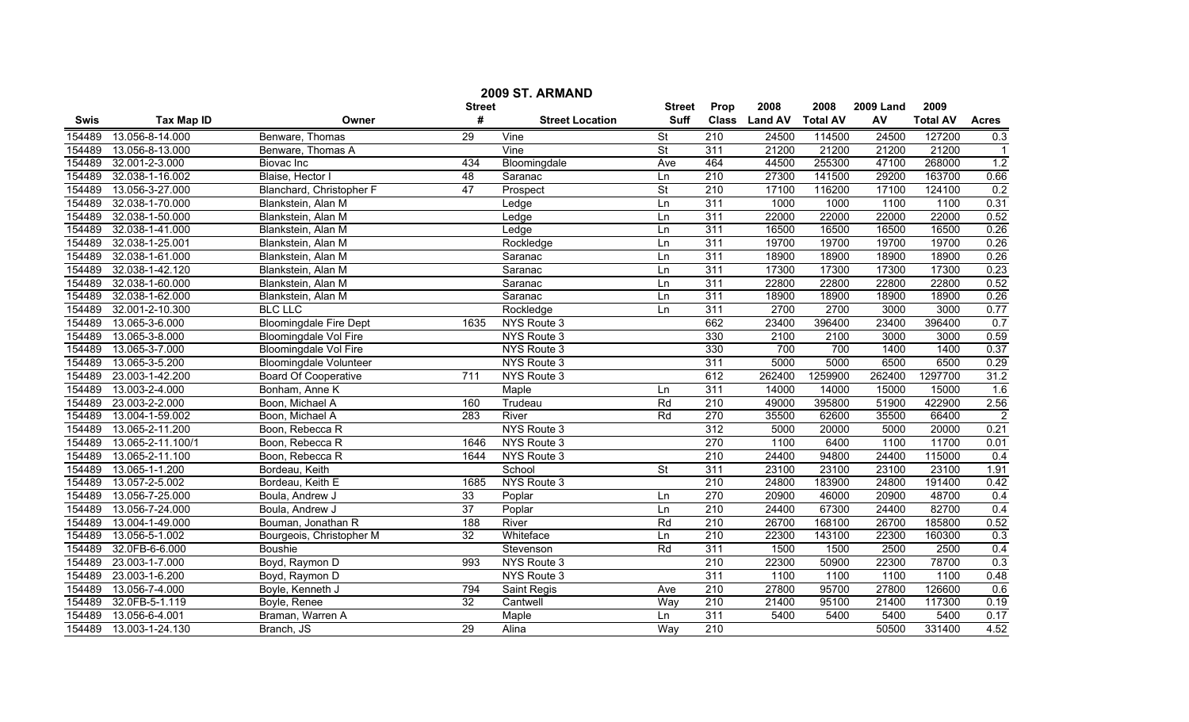# 2009 ST. ARMAND

| Swis | Tax Map ID | Owner | Street # | Street Location | Street Suff | Prop Class | 2008 Land AV | 2008 Total AV | 2009 Land AV | 2009 Total AV | Acres |
|---|---|---|---|---|---|---|---|---|---|---|---|
| 154489 | 13.056-8-14.000 | Benware, Thomas | 29 | Vine | St | 210 | 24500 | 114500 | 24500 | 127200 | 0.3 |
| 154489 | 13.056-8-13.000 | Benware, Thomas A | | Vine | St | 311 | 21200 | 21200 | 21200 | 21200 | 1 |
| 154489 | 32.001-2-3.000 | Biovac Inc | 434 | Bloomingdale | Ave | 464 | 44500 | 255300 | 47100 | 268000 | 1.2 |
| 154489 | 32.038-1-16.002 | Blaise, Hector I | 48 | Saranac | Ln | 210 | 27300 | 141500 | 29200 | 163700 | 0.66 |
| 154489 | 13.056-3-27.000 | Blanchard, Christopher F | 47 | Prospect | St | 210 | 17100 | 116200 | 17100 | 124100 | 0.2 |
| 154489 | 32.038-1-70.000 | Blankstein, Alan M | | Ledge | Ln | 311 | 1000 | 1000 | 1100 | 1100 | 0.31 |
| 154489 | 32.038-1-50.000 | Blankstein, Alan M | | Ledge | Ln | 311 | 22000 | 22000 | 22000 | 22000 | 0.52 |
| 154489 | 32.038-1-41.000 | Blankstein, Alan M | | Ledge | Ln | 311 | 16500 | 16500 | 16500 | 16500 | 0.26 |
| 154489 | 32.038-1-25.001 | Blankstein, Alan M | | Rockledge | Ln | 311 | 19700 | 19700 | 19700 | 19700 | 0.26 |
| 154489 | 32.038-1-61.000 | Blankstein, Alan M | | Saranac | Ln | 311 | 18900 | 18900 | 18900 | 18900 | 0.26 |
| 154489 | 32.038-1-42.120 | Blankstein, Alan M | | Saranac | Ln | 311 | 17300 | 17300 | 17300 | 17300 | 0.23 |
| 154489 | 32.038-1-60.000 | Blankstein, Alan M | | Saranac | Ln | 311 | 22800 | 22800 | 22800 | 22800 | 0.52 |
| 154489 | 32.038-1-62.000 | Blankstein, Alan M | | Saranac | Ln | 311 | 18900 | 18900 | 18900 | 18900 | 0.26 |
| 154489 | 32.001-2-10.300 | BLC LLC | | Rockledge | Ln | 311 | 2700 | 2700 | 3000 | 3000 | 0.77 |
| 154489 | 13.065-3-6.000 | Bloomingdale Fire Dept | 1635 | NYS Route 3 | | 662 | 23400 | 396400 | 23400 | 396400 | 0.7 |
| 154489 | 13.065-3-8.000 | Bloomingdale Vol Fire | | NYS Route 3 | | 330 | 2100 | 2100 | 3000 | 3000 | 0.59 |
| 154489 | 13.065-3-7.000 | Bloomingdale Vol Fire | | NYS Route 3 | | 330 | 700 | 700 | 1400 | 1400 | 0.37 |
| 154489 | 13.065-3-5.200 | Bloomingdale Volunteer | | NYS Route 3 | | 311 | 5000 | 5000 | 6500 | 6500 | 0.29 |
| 154489 | 23.003-1-42.200 | Board Of Cooperative | 711 | NYS Route 3 | | 612 | 262400 | 1259900 | 262400 | 1297700 | 31.2 |
| 154489 | 13.003-2-4.000 | Bonham, Anne K | | Maple | Ln | 311 | 14000 | 14000 | 15000 | 15000 | 1.6 |
| 154489 | 23.003-2-2.000 | Boon, Michael A | 160 | Trudeau | Rd | 210 | 49000 | 395800 | 51900 | 422900 | 2.56 |
| 154489 | 13.004-1-59.002 | Boon, Michael A | 283 | River | Rd | 270 | 35500 | 62600 | 35500 | 66400 | 2 |
| 154489 | 13.065-2-11.200 | Boon, Rebecca R | | NYS Route 3 | | 312 | 5000 | 20000 | 5000 | 20000 | 0.21 |
| 154489 | 13.065-2-11.100/1 | Boon, Rebecca R | 1646 | NYS Route 3 | | 270 | 1100 | 6400 | 1100 | 11700 | 0.01 |
| 154489 | 13.065-2-11.100 | Boon, Rebecca R | 1644 | NYS Route 3 | | 210 | 24400 | 94800 | 24400 | 115000 | 0.4 |
| 154489 | 13.065-1-1.200 | Bordeau, Keith | | School | St | 311 | 23100 | 23100 | 23100 | 23100 | 1.91 |
| 154489 | 13.057-2-5.002 | Bordeau, Keith E | 1685 | NYS Route 3 | | 210 | 24800 | 183900 | 24800 | 191400 | 0.42 |
| 154489 | 13.056-7-25.000 | Boula, Andrew J | 33 | Poplar | Ln | 270 | 20900 | 46000 | 20900 | 48700 | 0.4 |
| 154489 | 13.056-7-24.000 | Boula, Andrew J | 37 | Poplar | Ln | 210 | 24400 | 67300 | 24400 | 82700 | 0.4 |
| 154489 | 13.004-1-49.000 | Bouman, Jonathan R | 188 | River | Rd | 210 | 26700 | 168100 | 26700 | 185800 | 0.52 |
| 154489 | 13.056-5-1.002 | Bourgeois, Christopher M | 32 | Whiteface | Ln | 210 | 22300 | 143100 | 22300 | 160300 | 0.3 |
| 154489 | 32.0FB-6-6.000 | Boushie | | Stevenson | Rd | 311 | 1500 | 1500 | 2500 | 2500 | 0.4 |
| 154489 | 23.003-1-7.000 | Boyd, Raymon D | 993 | NYS Route 3 | | 210 | 22300 | 50900 | 22300 | 78700 | 0.3 |
| 154489 | 23.003-1-6.200 | Boyd, Raymon D | | NYS Route 3 | | 311 | 1100 | 1100 | 1100 | 1100 | 0.48 |
| 154489 | 13.056-7-4.000 | Boyle, Kenneth J | 794 | Saint Regis | Ave | 210 | 27800 | 95700 | 27800 | 126600 | 0.6 |
| 154489 | 32.0FB-5-1.119 | Boyle, Renee | 32 | Cantwell | Way | 210 | 21400 | 95100 | 21400 | 117300 | 0.19 |
| 154489 | 13.056-6-4.001 | Braman, Warren A | | Maple | Ln | 311 | 5400 | 5400 | 5400 | 5400 | 0.17 |
| 154489 | 13.003-1-24.130 | Branch, JS | 29 | Alina | Way | 210 | | | 50500 | 331400 | 4.52 |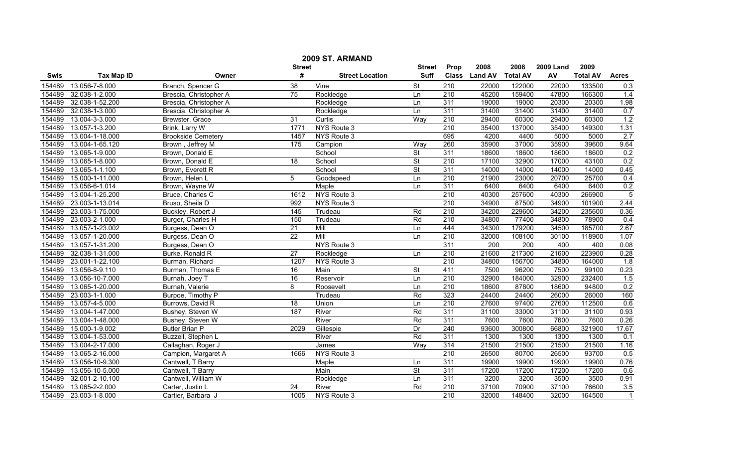# 2009 ST. ARMAND

| Swis | Tax Map ID | Owner | Street # | Street Location | Street Suff | Prop Class | 2008 Land AV | 2008 Total AV | 2009 Land AV | 2009 Total AV | Acres |
|---|---|---|---|---|---|---|---|---|---|---|---|
| 154489 | 13.056-7-8.000 | Branch, Spencer G | 38 | Vine | St | 210 | 22000 | 122000 | 22000 | 133500 | 0.3 |
| 154489 | 32.038-1-2.000 | Brescia, Christopher A | 75 | Rockledge | Ln | 210 | 45200 | 159400 | 47800 | 166300 | 1.4 |
| 154489 | 32.038-1-52.200 | Brescia, Christopher A | | Rockledge | Ln | 311 | 19000 | 19000 | 20300 | 20300 | 1.98 |
| 154489 | 32.038-1-3.000 | Brescia, Christopher A | | Rockledge | Ln | 311 | 31400 | 31400 | 31400 | 31400 | 0.7 |
| 154489 | 13.004-3-3.000 | Brewster, Grace | 31 | Curtis | Way | 210 | 29400 | 60300 | 29400 | 60300 | 1.2 |
| 154489 | 13.057-1-3.200 | Brink, Larry W | 1771 | NYS Route 3 | | 210 | 35400 | 137000 | 35400 | 149300 | 1.31 |
| 154489 | 13.004-1-18.000 | Brookside Cemetery | 1457 | NYS Route 3 | | 695 | 4200 | 4400 | 5000 | 5000 | 2.7 |
| 154489 | 13.004-1-65.120 | Brown , Jeffrey M | 175 | Campion | Way | 260 | 35900 | 37000 | 35900 | 39600 | 9.64 |
| 154489 | 13.065-1-9.000 | Brown, Donald E | | School | St | 311 | 18600 | 18600 | 18600 | 18600 | 0.2 |
| 154489 | 13.065-1-8.000 | Brown, Donald E | 18 | School | St | 210 | 17100 | 32900 | 17000 | 43100 | 0.2 |
| 154489 | 13.065-1-1.100 | Brown, Everett R | | School | St | 311 | 14000 | 14000 | 14000 | 14000 | 0.45 |
| 154489 | 15.000-1-11.000 | Brown, Helen L | 5 | Goodspeed | Ln | 210 | 21900 | 23000 | 20700 | 25700 | 0.4 |
| 154489 | 13.056-6-1.014 | Brown, Wayne W | | Maple | Ln | 311 | 6400 | 6400 | 6400 | 6400 | 0.2 |
| 154489 | 13.004-1-25.200 | Bruce, Charles C | 1612 | NYS Route 3 | | 210 | 40300 | 257600 | 40300 | 266900 | 5 |
| 154489 | 23.003-1-13.014 | Bruso, Sheila D | 992 | NYS Route 3 | | 210 | 34900 | 87500 | 34900 | 101900 | 2.44 |
| 154489 | 23.003-1-75.000 | Buckley, Robert J | 145 | Trudeau | Rd | 210 | 34200 | 229600 | 34200 | 235600 | 0.36 |
| 154489 | 23.003-2-1.000 | Burger, Charles H | 150 | Trudeau | Rd | 210 | 34800 | 77400 | 34800 | 78900 | 0.4 |
| 154489 | 13.057-1-23.002 | Burgess, Dean O | 21 | Mill | Ln | 444 | 34300 | 179200 | 34500 | 185700 | 2.67 |
| 154489 | 13.057-1-20.000 | Burgess, Dean O | 22 | Mill | Ln | 210 | 32000 | 108100 | 30100 | 118900 | 1.07 |
| 154489 | 13.057-1-31.200 | Burgess, Dean O | | NYS Route 3 | | 311 | 200 | 200 | 400 | 400 | 0.08 |
| 154489 | 32.038-1-31.000 | Burke, Ronald R | 27 | Rockledge | Ln | 210 | 21600 | 217300 | 21600 | 223900 | 0.28 |
| 154489 | 23.001-1-22.100 | Burman, Richard | 1207 | NYS Route 3 | | 210 | 34800 | 156700 | 34800 | 164000 | 1.8 |
| 154489 | 13.056-8-9.110 | Burman, Thomas E | 16 | Main | St | 411 | 7500 | 96200 | 7500 | 99100 | 0.23 |
| 154489 | 13.056-10-7.000 | Burnah, Joey T | 16 | Reservoir | Ln | 210 | 32900 | 184000 | 32900 | 232400 | 1.5 |
| 154489 | 13.065-1-20.000 | Burnah, Valerie | 8 | Roosevelt | Ln | 210 | 18600 | 87800 | 18600 | 94800 | 0.2 |
| 154489 | 23.003-1-1.000 | Burpoe, Timothy P | | Trudeau | Rd | 323 | 24400 | 24400 | 26000 | 26000 | 160 |
| 154489 | 13.057-4-5.000 | Burrows, David R | 18 | Union | Ln | 210 | 27600 | 97400 | 27600 | 112500 | 0.6 |
| 154489 | 13.004-1-47.000 | Bushey, Steven W | 187 | River | Rd | 311 | 31100 | 33000 | 31100 | 31100 | 0.93 |
| 154489 | 13.004-1-48.000 | Bushey, Steven W | | River | Rd | 311 | 7600 | 7600 | 7600 | 7600 | 0.26 |
| 154489 | 15.000-1-9.002 | Butler Brian P | 2029 | Gillespie | Dr | 240 | 93600 | 300800 | 66800 | 321900 | 17.67 |
| 154489 | 13.004-1-53.000 | Buzzell, Stephen L | | River | Rd | 311 | 1300 | 1300 | 1300 | 1300 | 0.1 |
| 154489 | 13.004-2-17.000 | Callaghan, Roger J | | James | Way | 314 | 21500 | 21500 | 21500 | 21500 | 1.16 |
| 154489 | 13.065-2-16.000 | Campion, Margaret A | 1666 | NYS Route 3 | | 210 | 26500 | 80700 | 26500 | 93700 | 0.5 |
| 154489 | 13.056-10-9.300 | Cantwell, T Barry | | Maple | Ln | 311 | 19900 | 19900 | 19900 | 19900 | 0.76 |
| 154489 | 13.056-10-5.000 | Cantwell, T Barry | | Main | St | 311 | 17200 | 17200 | 17200 | 17200 | 0.6 |
| 154489 | 32.001-2-10.100 | Cantwell, William W | | Rockledge | Ln | 311 | 3200 | 3200 | 3500 | 3500 | 0.91 |
| 154489 | 13.065-2-2.000 | Carter, Justin L | 24 | River | Rd | 210 | 37100 | 70900 | 37100 | 76600 | 3.5 |
| 154489 | 23.003-1-8.000 | Cartier, Barbara J | 1005 | NYS Route 3 | | 210 | 32000 | 148400 | 32000 | 164500 | 1 |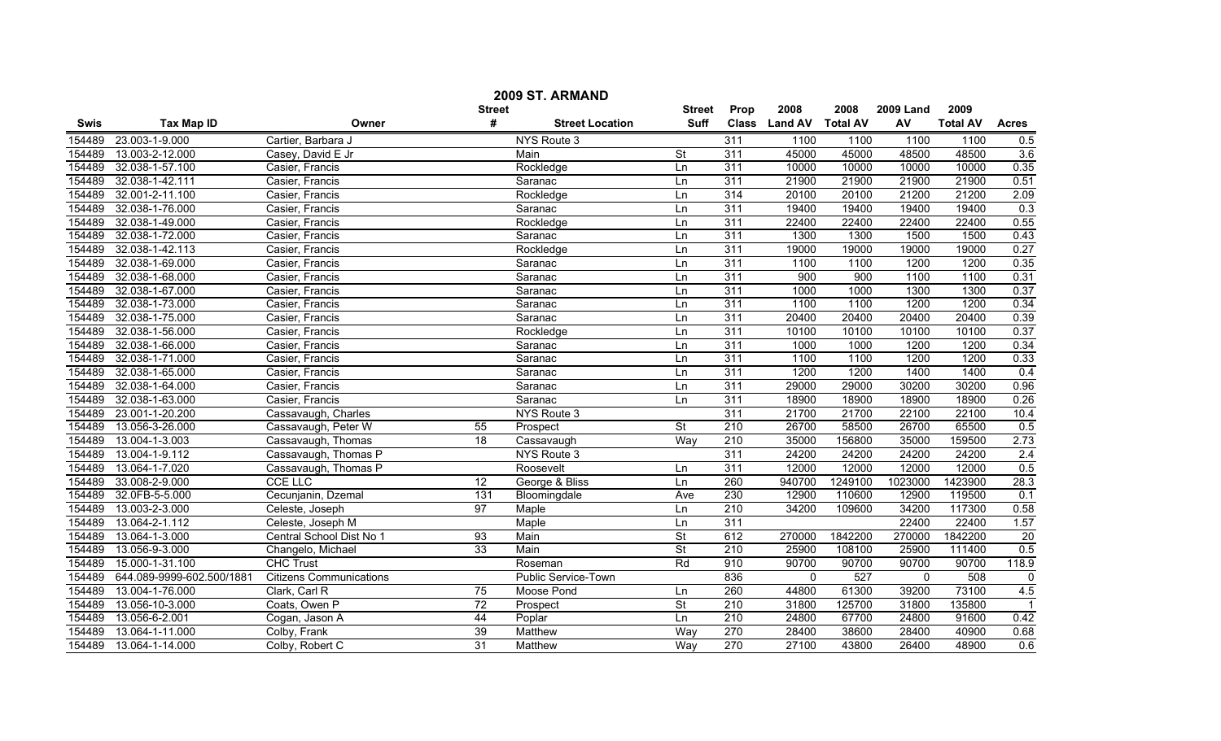# 2009 ST. ARMAND

| Swis | Tax Map ID | Owner | Street # | Street Location | Street Suff | Prop Class | 2008 Land AV | 2008 Total AV | 2009 Land AV | 2009 Total AV | Acres |
|---|---|---|---|---|---|---|---|---|---|---|---|
| 154489 | 23.003-1-9.000 | Cartier, Barbara J | | NYS Route 3 | | 311 | 1100 | 1100 | 1100 | 1100 | 0.5 |
| 154489 | 13.003-2-12.000 | Casey, David E Jr | | Main | St | 311 | 45000 | 45000 | 48500 | 48500 | 3.6 |
| 154489 | 32.038-1-57.100 | Casier, Francis | | Rockledge | Ln | 311 | 10000 | 10000 | 10000 | 10000 | 0.35 |
| 154489 | 32.038-1-42.111 | Casier, Francis | | Saranac | Ln | 311 | 21900 | 21900 | 21900 | 21900 | 0.51 |
| 154489 | 32.001-2-11.100 | Casier, Francis | | Rockledge | Ln | 314 | 20100 | 20100 | 21200 | 21200 | 2.09 |
| 154489 | 32.038-1-76.000 | Casier, Francis | | Saranac | Ln | 311 | 19400 | 19400 | 19400 | 19400 | 0.3 |
| 154489 | 32.038-1-49.000 | Casier, Francis | | Rockledge | Ln | 311 | 22400 | 22400 | 22400 | 22400 | 0.55 |
| 154489 | 32.038-1-72.000 | Casier, Francis | | Saranac | Ln | 311 | 1300 | 1300 | 1500 | 1500 | 0.43 |
| 154489 | 32.038-1-42.113 | Casier, Francis | | Rockledge | Ln | 311 | 19000 | 19000 | 19000 | 19000 | 0.27 |
| 154489 | 32.038-1-69.000 | Casier, Francis | | Saranac | Ln | 311 | 1100 | 1100 | 1200 | 1200 | 0.35 |
| 154489 | 32.038-1-68.000 | Casier, Francis | | Saranac | Ln | 311 | 900 | 900 | 1100 | 1100 | 0.31 |
| 154489 | 32.038-1-67.000 | Casier, Francis | | Saranac | Ln | 311 | 1000 | 1000 | 1300 | 1300 | 0.37 |
| 154489 | 32.038-1-73.000 | Casier, Francis | | Saranac | Ln | 311 | 1100 | 1100 | 1200 | 1200 | 0.34 |
| 154489 | 32.038-1-75.000 | Casier, Francis | | Saranac | Ln | 311 | 20400 | 20400 | 20400 | 20400 | 0.39 |
| 154489 | 32.038-1-56.000 | Casier, Francis | | Rockledge | Ln | 311 | 10100 | 10100 | 10100 | 10100 | 0.37 |
| 154489 | 32.038-1-66.000 | Casier, Francis | | Saranac | Ln | 311 | 1000 | 1000 | 1200 | 1200 | 0.34 |
| 154489 | 32.038-1-71.000 | Casier, Francis | | Saranac | Ln | 311 | 1100 | 1100 | 1200 | 1200 | 0.33 |
| 154489 | 32.038-1-65.000 | Casier, Francis | | Saranac | Ln | 311 | 1200 | 1200 | 1400 | 1400 | 0.4 |
| 154489 | 32.038-1-64.000 | Casier, Francis | | Saranac | Ln | 311 | 29000 | 29000 | 30200 | 30200 | 0.96 |
| 154489 | 32.038-1-63.000 | Casier, Francis | | Saranac | Ln | 311 | 18900 | 18900 | 18900 | 18900 | 0.26 |
| 154489 | 23.001-1-20.200 | Cassavaugh, Charles | | NYS Route 3 | | 311 | 21700 | 21700 | 22100 | 22100 | 10.4 |
| 154489 | 13.056-3-26.000 | Cassavaugh, Peter W | 55 | Prospect | St | 210 | 26700 | 58500 | 26700 | 65500 | 0.5 |
| 154489 | 13.004-1-3.003 | Cassavaugh, Thomas | 18 | Cassavaugh | Way | 210 | 35000 | 156800 | 35000 | 159500 | 2.73 |
| 154489 | 13.004-1-9.112 | Cassavaugh, Thomas P | | NYS Route 3 | | 311 | 24200 | 24200 | 24200 | 24200 | 2.4 |
| 154489 | 13.064-1-7.020 | Cassavaugh, Thomas P | | Roosevelt | Ln | 311 | 12000 | 12000 | 12000 | 12000 | 0.5 |
| 154489 | 33.008-2-9.000 | CCE LLC | 12 | George & Bliss | Ln | 260 | 940700 | 1249100 | 1023000 | 1423900 | 28.3 |
| 154489 | 32.0FB-5-5.000 | Cecunjanin, Dzemal | 131 | Bloomingdale | Ave | 230 | 12900 | 110600 | 12900 | 119500 | 0.1 |
| 154489 | 13.003-2-3.000 | Celeste, Joseph | 97 | Maple | Ln | 210 | 34200 | 109600 | 34200 | 117300 | 0.58 |
| 154489 | 13.064-2-1.112 | Celeste, Joseph M | | Maple | Ln | 311 | | | 22400 | 22400 | 1.57 |
| 154489 | 13.064-1-3.000 | Central School Dist No 1 | 93 | Main | St | 612 | 270000 | 1842200 | 270000 | 1842200 | 20 |
| 154489 | 13.056-9-3.000 | Changelo, Michael | 33 | Main | St | 210 | 25900 | 108100 | 25900 | 111400 | 0.5 |
| 154489 | 15.000-1-31.100 | CHC Trust | | Roseman | Rd | 910 | 90700 | 90700 | 90700 | 90700 | 118.9 |
| 154489 | 644.089-9999-602.500/1881 | Citizens Communications | | Public Service-Town | | 836 | 0 | 527 | 0 | 508 | 0 |
| 154489 | 13.004-1-76.000 | Clark, Carl R | 75 | Moose Pond | Ln | 260 | 44800 | 61300 | 39200 | 73100 | 4.5 |
| 154489 | 13.056-10-3.000 | Coats, Owen P | 72 | Prospect | St | 210 | 31800 | 125700 | 31800 | 135800 | 1 |
| 154489 | 13.056-6-2.001 | Cogan, Jason A | 44 | Poplar | Ln | 210 | 24800 | 67700 | 24800 | 91600 | 0.42 |
| 154489 | 13.064-1-11.000 | Colby, Frank | 39 | Matthew | Way | 270 | 28400 | 38600 | 28400 | 40900 | 0.68 |
| 154489 | 13.064-1-14.000 | Colby, Robert C | 31 | Matthew | Way | 270 | 27100 | 43800 | 26400 | 48900 | 0.6 |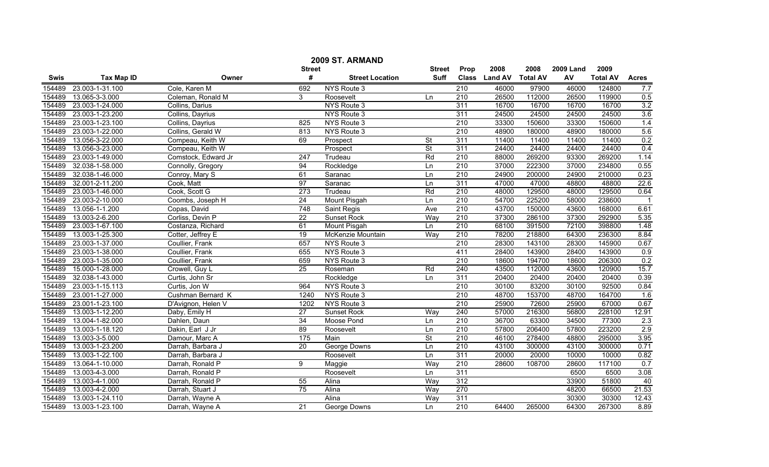# 2009 ST. ARMAND

| Swis | Tax Map ID | Owner | Street # | Street Location | Street Suff | Prop Class | 2008 Land AV | 2008 Total AV | 2009 Land AV | 2009 Total AV | Acres |
|---|---|---|---|---|---|---|---|---|---|---|---|
| 154489 | 23.003-1-31.100 | Cole, Karen M | 692 | NYS Route 3 | | 210 | 46000 | 97900 | 46000 | 124800 | 7.7 |
| 154489 | 13.065-3-3.000 | Coleman, Ronald M | 3 | Roosevelt | Ln | 210 | 26500 | 112000 | 26500 | 119900 | 0.5 |
| 154489 | 23.003-1-24.000 | Collins, Darius | | NYS Route 3 | | 311 | 16700 | 16700 | 16700 | 16700 | 3.2 |
| 154489 | 23.003-1-23.200 | Collins, Dayrius | | NYS Route 3 | | 311 | 24500 | 24500 | 24500 | 24500 | 3.6 |
| 154489 | 23.003-1-23.100 | Collins, Dayrius | 825 | NYS Route 3 | | 210 | 33300 | 150600 | 33300 | 150600 | 1.4 |
| 154489 | 23.003-1-22.000 | Collins, Gerald W | 813 | NYS Route 3 | | 210 | 48900 | 180000 | 48900 | 180000 | 5.6 |
| 154489 | 13.056-3-22.000 | Compeau, Keith W | 69 | Prospect | St | 311 | 11400 | 11400 | 11400 | 11400 | 0.2 |
| 154489 | 13.056-3-23.000 | Compeau, Keith W | | Prospect | St | 311 | 24400 | 24400 | 24400 | 24400 | 0.4 |
| 154489 | 23.003-1-49.000 | Comstock, Edward Jr | 247 | Trudeau | Rd | 210 | 88000 | 269200 | 93300 | 269200 | 1.14 |
| 154489 | 32.038-1-58.000 | Connolly, Gregory | 94 | Rockledge | Ln | 210 | 37000 | 222300 | 37000 | 234800 | 0.55 |
| 154489 | 32.038-1-46.000 | Conroy, Mary S | 61 | Saranac | Ln | 210 | 24900 | 200000 | 24900 | 210000 | 0.23 |
| 154489 | 32.001-2-11.200 | Cook, Matt | 97 | Saranac | Ln | 311 | 47000 | 47000 | 48800 | 48800 | 22.6 |
| 154489 | 23.003-1-46.000 | Cook, Scott G | 273 | Trudeau | Rd | 210 | 48000 | 129500 | 48000 | 129500 | 0.64 |
| 154489 | 23.003-2-10.000 | Coombs, Joseph H | 24 | Mount Pisgah | Ln | 210 | 54700 | 225200 | 58000 | 238600 | 1 |
| 154489 | 13.056-1-1.200 | Copas, David | 748 | Saint Regis | Ave | 210 | 43700 | 150000 | 43600 | 168000 | 6.61 |
| 154489 | 13.003-2-6.200 | Corliss, Devin P | 22 | Sunset Rock | Way | 210 | 37300 | 286100 | 37300 | 292900 | 5.35 |
| 154489 | 23.003-1-67.100 | Costanza, Richard | 61 | Mount Pisgah | Ln | 210 | 68100 | 391500 | 72100 | 398800 | 1.48 |
| 154489 | 13.003-1-25.300 | Cotter, Jeffrey E | 19 | McKenzie Mountain | Way | 210 | 78200 | 218800 | 64300 | 236300 | 8.84 |
| 154489 | 23.003-1-37.000 | Coullier, Frank | 657 | NYS Route 3 | | 210 | 28300 | 143100 | 28300 | 145900 | 0.67 |
| 154489 | 23.003-1-38.000 | Coullier, Frank | 655 | NYS Route 3 | | 411 | 28400 | 143900 | 28400 | 143900 | 0.9 |
| 154489 | 23.003-1-35.000 | Coullier, Frank | 659 | NYS Route 3 | | 210 | 18600 | 194700 | 18600 | 206300 | 0.2 |
| 154489 | 15.000-1-28.000 | Crowell, Guy L | 25 | Roseman | Rd | 240 | 43500 | 112000 | 43600 | 120900 | 15.7 |
| 154489 | 32.038-1-43.000 | Curtis, John Sr | | Rockledge | Ln | 311 | 20400 | 20400 | 20400 | 20400 | 0.39 |
| 154489 | 23.003-1-15.113 | Curtis, Jon W | 964 | NYS Route 3 | | 210 | 30100 | 83200 | 30100 | 92500 | 0.84 |
| 154489 | 23.001-1-27.000 | Cushman Bernard K | 1240 | NYS Route 3 | | 210 | 48700 | 153700 | 48700 | 164700 | 1.6 |
| 154489 | 23.001-1-23.100 | D'Avignon, Helen V | 1202 | NYS Route 3 | | 210 | 25900 | 72600 | 25900 | 67000 | 0.67 |
| 154489 | 13.003-1-12.200 | Daby, Emily H | 27 | Sunset Rock | Way | 240 | 57000 | 216300 | 56800 | 228100 | 12.91 |
| 154489 | 13.004-1-82.000 | Dahlen, Daun | 34 | Moose Pond | Ln | 210 | 36700 | 63300 | 34500 | 77300 | 2.3 |
| 154489 | 13.003-1-18.120 | Dakin, Earl J Jr | 89 | Roosevelt | Ln | 210 | 57800 | 206400 | 57800 | 223200 | 2.9 |
| 154489 | 13.003-3-5.000 | Damour, Marc A | 175 | Main | St | 210 | 46100 | 278400 | 48800 | 295000 | 3.95 |
| 154489 | 13.003-1-23.200 | Darrah, Barbara J | 20 | George Downs | Ln | 210 | 43100 | 300000 | 43100 | 300000 | 0.71 |
| 154489 | 13.003-1-22.100 | Darrah, Barbara J | | Roosevelt | Ln | 311 | 20000 | 20000 | 10000 | 10000 | 0.82 |
| 154489 | 13.064-1-10.000 | Darrah, Ronald P | 9 | Maggie | Way | 210 | 28600 | 108700 | 28600 | 117100 | 0.7 |
| 154489 | 13.003-4-3.000 | Darrah, Ronald P | | Roosevelt | Ln | 311 | | | 6500 | 6500 | 3.08 |
| 154489 | 13.003-4-1.000 | Darrah, Ronald P | 55 | Alina | Way | 312 | | | 33900 | 51800 | 40 |
| 154489 | 13.003-4-2.000 | Darrah, Stuart J | 75 | Alina | Way | 270 | | | 48200 | 66500 | 21.53 |
| 154489 | 13.003-1-24.110 | Darrah, Wayne A | | Alina | Way | 311 | | | 30300 | 30300 | 12.43 |
| 154489 | 13.003-1-23.100 | Darrah, Wayne A | 21 | George Downs | Ln | 210 | 64400 | 265000 | 64300 | 267300 | 8.89 |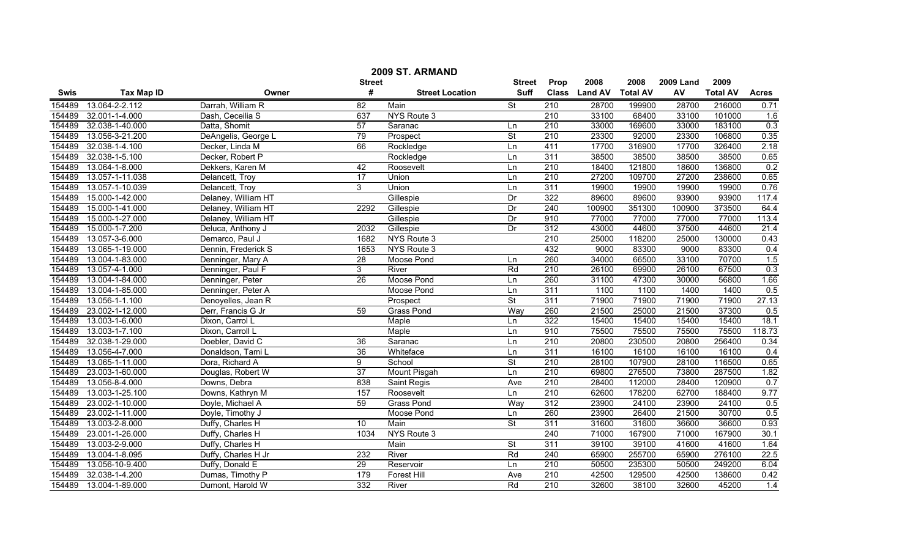# 2009 ST. ARMAND

| Swis | Tax Map ID | Owner | Street # | Street Location | Street Suff | Prop Class | 2008 Land AV | 2008 Total AV | 2009 Land AV | 2009 Total AV | Acres |
|---|---|---|---|---|---|---|---|---|---|---|---|
| 154489 | 13.064-2-2.112 | Darrah, William R | 82 | Main | St | 210 | 28700 | 199900 | 28700 | 216000 | 0.71 |
| 154489 | 32.001-1-4.000 | Dash, Ceceilia S | 637 | NYS Route 3 | | 210 | 33100 | 68400 | 33100 | 101000 | 1.6 |
| 154489 | 32.038-1-40.000 | Datta, Shomit | 57 | Saranac | Ln | 210 | 33000 | 169600 | 33000 | 183100 | 0.3 |
| 154489 | 13.056-3-21.200 | DeAngelis, George L | 79 | Prospect | St | 210 | 23300 | 92000 | 23300 | 106800 | 0.35 |
| 154489 | 32.038-1-4.100 | Decker, Linda M | 66 | Rockledge | Ln | 411 | 17700 | 316900 | 17700 | 326400 | 2.18 |
| 154489 | 32.038-1-5.100 | Decker, Robert P | | Rockledge | Ln | 311 | 38500 | 38500 | 38500 | 38500 | 0.65 |
| 154489 | 13.064-1-8.000 | Dekkers, Karen M | 42 | Roosevelt | Ln | 210 | 18400 | 121800 | 18600 | 136800 | 0.2 |
| 154489 | 13.057-1-11.038 | Delancett, Troy | 17 | Union | Ln | 210 | 27200 | 109700 | 27200 | 238600 | 0.65 |
| 154489 | 13.057-1-10.039 | Delancett, Troy | 3 | Union | Ln | 311 | 19900 | 19900 | 19900 | 19900 | 0.76 |
| 154489 | 15.000-1-42.000 | Delaney, William HT | | Gillespie | Dr | 322 | 89600 | 89600 | 93900 | 93900 | 117.4 |
| 154489 | 15.000-1-41.000 | Delaney, William HT | 2292 | Gillespie | Dr | 240 | 100900 | 351300 | 100900 | 373500 | 64.4 |
| 154489 | 15.000-1-27.000 | Delaney, William HT | | Gillespie | Dr | 910 | 77000 | 77000 | 77000 | 77000 | 113.4 |
| 154489 | 15.000-1-7.200 | Deluca, Anthony J | 2032 | Gillespie | Dr | 312 | 43000 | 44600 | 37500 | 44600 | 21.4 |
| 154489 | 13.057-3-6.000 | Demarco, Paul J | 1682 | NYS Route 3 | | 210 | 25000 | 118200 | 25000 | 130000 | 0.43 |
| 154489 | 13.065-1-19.000 | Dennin, Frederick S | 1653 | NYS Route 3 | | 432 | 9000 | 83300 | 9000 | 83300 | 0.4 |
| 154489 | 13.004-1-83.000 | Denninger, Mary A | 28 | Moose Pond | Ln | 260 | 34000 | 66500 | 33100 | 70700 | 1.5 |
| 154489 | 13.057-4-1.000 | Denninger, Paul F | 3 | River | Rd | 210 | 26100 | 69900 | 26100 | 67500 | 0.3 |
| 154489 | 13.004-1-84.000 | Denninger, Peter | 26 | Moose Pond | Ln | 260 | 31100 | 47300 | 30000 | 56800 | 1.66 |
| 154489 | 13.004-1-85.000 | Denninger, Peter A | | Moose Pond | Ln | 311 | 1100 | 1100 | 1400 | 1400 | 0.5 |
| 154489 | 13.056-1-1.100 | Denoyelles, Jean R | | Prospect | St | 311 | 71900 | 71900 | 71900 | 71900 | 27.13 |
| 154489 | 23.002-1-12.000 | Derr, Francis G Jr | 59 | Grass Pond | Way | 260 | 21500 | 25000 | 21500 | 37300 | 0.5 |
| 154489 | 13.003-1-6.000 | Dixon, Carrol L | | Maple | Ln | 322 | 15400 | 15400 | 15400 | 15400 | 18.1 |
| 154489 | 13.003-1-7.100 | Dixon, Carroll L | | Maple | Ln | 910 | 75500 | 75500 | 75500 | 75500 | 118.73 |
| 154489 | 32.038-1-29.000 | Doebler, David C | 36 | Saranac | Ln | 210 | 20800 | 230500 | 20800 | 256400 | 0.34 |
| 154489 | 13.056-4-7.000 | Donaldson, Tami L | 36 | Whiteface | Ln | 311 | 16100 | 16100 | 16100 | 16100 | 0.4 |
| 154489 | 13.065-1-11.000 | Dora, Richard A | 9 | School | St | 210 | 28100 | 107900 | 28100 | 116500 | 0.65 |
| 154489 | 23.003-1-60.000 | Douglas, Robert W | 37 | Mount Pisgah | Ln | 210 | 69800 | 276500 | 73800 | 287500 | 1.82 |
| 154489 | 13.056-8-4.000 | Downs, Debra | 838 | Saint Regis | Ave | 210 | 28400 | 112000 | 28400 | 120900 | 0.7 |
| 154489 | 13.003-1-25.100 | Downs, Kathryn M | 157 | Roosevelt | Ln | 210 | 62600 | 178200 | 62700 | 188400 | 9.77 |
| 154489 | 23.002-1-10.000 | Doyle, Michael A | 59 | Grass Pond | Way | 312 | 23900 | 24100 | 23900 | 24100 | 0.5 |
| 154489 | 23.002-1-11.000 | Doyle, Timothy J | | Moose Pond | Ln | 260 | 23900 | 26400 | 21500 | 30700 | 0.5 |
| 154489 | 13.003-2-8.000 | Duffy, Charles H | 10 | Main | St | 311 | 31600 | 31600 | 36600 | 36600 | 0.93 |
| 154489 | 23.001-1-26.000 | Duffy, Charles H | 1034 | NYS Route 3 | | 240 | 71000 | 167900 | 71000 | 167900 | 30.1 |
| 154489 | 13.003-2-9.000 | Duffy, Charles H | | Main | St | 311 | 39100 | 39100 | 41600 | 41600 | 1.64 |
| 154489 | 13.004-1-8.095 | Duffy, Charles H Jr | 232 | River | Rd | 240 | 65900 | 255700 | 65900 | 276100 | 22.5 |
| 154489 | 13.056-10-9.400 | Duffy, Donald E | 29 | Reservoir | Ln | 210 | 50500 | 235300 | 50500 | 249200 | 6.04 |
| 154489 | 32.038-1-4.200 | Dumas, Timothy P | 179 | Forest Hill | Ave | 210 | 42500 | 129500 | 42500 | 138600 | 0.42 |
| 154489 | 13.004-1-89.000 | Dumont, Harold W | 332 | River | Rd | 210 | 32600 | 38100 | 32600 | 45200 | 1.4 |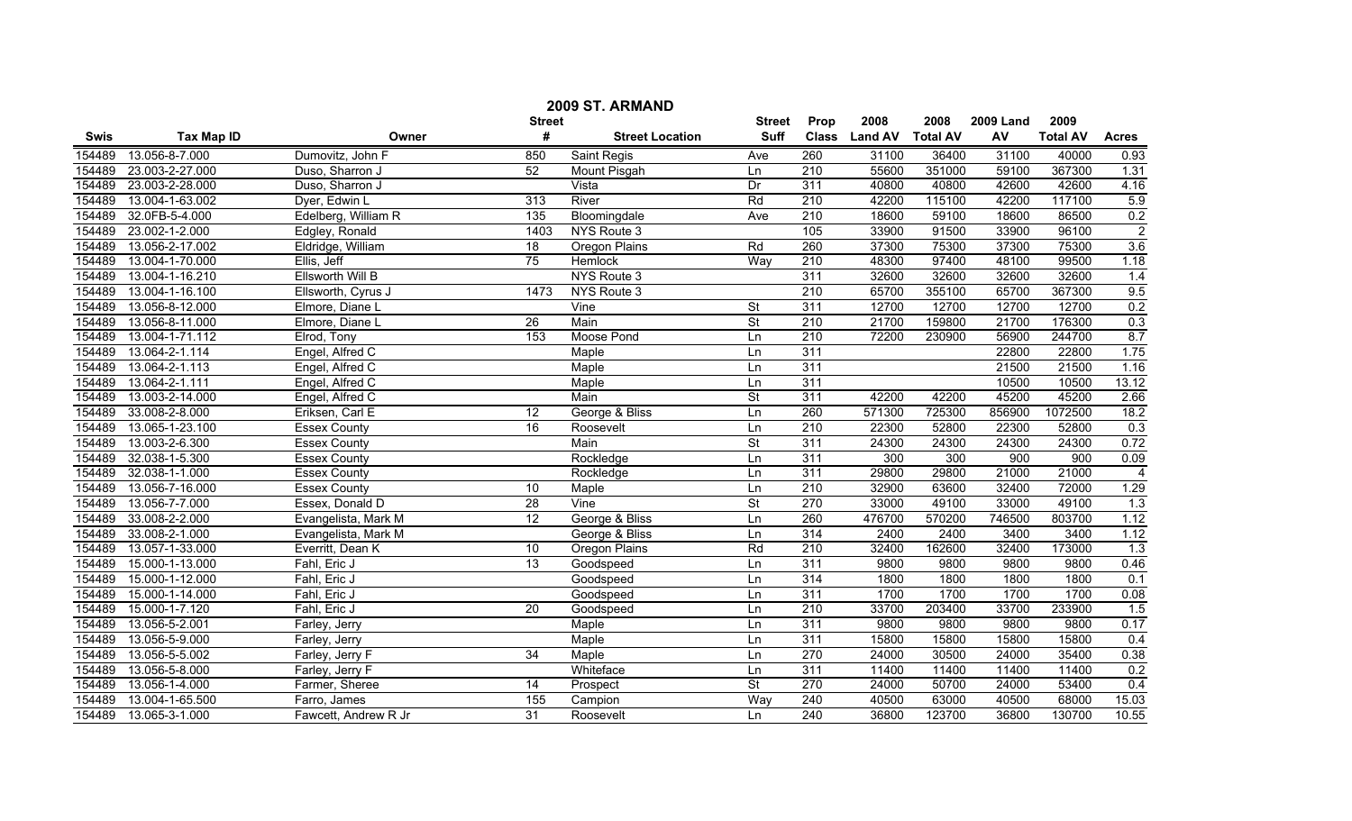# 2009 ST. ARMAND

| Swis | Tax Map ID | Owner | Street # | Street Location | Street Suff | Prop Class | 2008 Land AV | 2008 Total AV | 2009 Land AV | 2009 Total AV | Acres |
|---|---|---|---|---|---|---|---|---|---|---|---|
| 154489 | 13.056-8-7.000 | Dumovitz, John F | 850 | Saint Regis | Ave | 260 | 31100 | 36400 | 31100 | 40000 | 0.93 |
| 154489 | 23.003-2-27.000 | Duso, Sharron J | 52 | Mount Pisgah | Ln | 210 | 55600 | 351000 | 59100 | 367300 | 1.31 |
| 154489 | 23.003-2-28.000 | Duso, Sharron J | | Vista | Dr | 311 | 40800 | 40800 | 42600 | 42600 | 4.16 |
| 154489 | 13.004-1-63.002 | Dyer, Edwin L | 313 | River | Rd | 210 | 42200 | 115100 | 42200 | 117100 | 5.9 |
| 154489 | 32.0FB-5-4.000 | Edelberg, William R | 135 | Bloomingdale | Ave | 210 | 18600 | 59100 | 18600 | 86500 | 0.2 |
| 154489 | 23.002-1-2.000 | Edgley, Ronald | 1403 | NYS Route 3 | | 105 | 33900 | 91500 | 33900 | 96100 | 2 |
| 154489 | 13.056-2-17.002 | Eldridge, William | 18 | Oregon Plains | Rd | 260 | 37300 | 75300 | 37300 | 75300 | 3.6 |
| 154489 | 13.004-1-70.000 | Ellis, Jeff | 75 | Hemlock | Way | 210 | 48300 | 97400 | 48100 | 99500 | 1.18 |
| 154489 | 13.004-1-16.210 | Ellsworth Will B | | NYS Route 3 | | 311 | 32600 | 32600 | 32600 | 32600 | 1.4 |
| 154489 | 13.004-1-16.100 | Ellsworth, Cyrus J | 1473 | NYS Route 3 | | 210 | 65700 | 355100 | 65700 | 367300 | 9.5 |
| 154489 | 13.056-8-12.000 | Elmore, Diane L | | Vine | St | 311 | 12700 | 12700 | 12700 | 12700 | 0.2 |
| 154489 | 13.056-8-11.000 | Elmore, Diane L | 26 | Main | St | 210 | 21700 | 159800 | 21700 | 176300 | 0.3 |
| 154489 | 13.004-1-71.112 | Elrod, Tony | 153 | Moose Pond | Ln | 210 | 72200 | 230900 | 56900 | 244700 | 8.7 |
| 154489 | 13.064-2-1.114 | Engel, Alfred C | | Maple | Ln | 311 | | | 22800 | 22800 | 1.75 |
| 154489 | 13.064-2-1.113 | Engel, Alfred C | | Maple | Ln | 311 | | | 21500 | 21500 | 1.16 |
| 154489 | 13.064-2-1.111 | Engel, Alfred C | | Maple | Ln | 311 | | | 10500 | 10500 | 13.12 |
| 154489 | 13.003-2-14.000 | Engel, Alfred C | | Main | St | 311 | 42200 | 42200 | 45200 | 45200 | 2.66 |
| 154489 | 33.008-2-8.000 | Eriksen, Carl E | 12 | George & Bliss | Ln | 260 | 571300 | 725300 | 856900 | 1072500 | 18.2 |
| 154489 | 13.065-1-23.100 | Essex County | 16 | Roosevelt | Ln | 210 | 22300 | 52800 | 22300 | 52800 | 0.3 |
| 154489 | 13.003-2-6.300 | Essex County | | Main | St | 311 | 24300 | 24300 | 24300 | 24300 | 0.72 |
| 154489 | 32.038-1-5.300 | Essex County | | Rockledge | Ln | 311 | 300 | 300 | 900 | 900 | 0.09 |
| 154489 | 32.038-1-1.000 | Essex County | | Rockledge | Ln | 311 | 29800 | 29800 | 21000 | 21000 | 4 |
| 154489 | 13.056-7-16.000 | Essex County | 10 | Maple | Ln | 210 | 32900 | 63600 | 32400 | 72000 | 1.29 |
| 154489 | 13.056-7-7.000 | Essex, Donald D | 28 | Vine | St | 270 | 33000 | 49100 | 33000 | 49100 | 1.3 |
| 154489 | 33.008-2-2.000 | Evangelista, Mark M | 12 | George & Bliss | Ln | 260 | 476700 | 570200 | 746500 | 803700 | 1.12 |
| 154489 | 33.008-2-1.000 | Evangelista, Mark M | | George & Bliss | Ln | 314 | 2400 | 2400 | 3400 | 3400 | 1.12 |
| 154489 | 13.057-1-33.000 | Everritt, Dean K | 10 | Oregon Plains | Rd | 210 | 32400 | 162600 | 32400 | 173000 | 1.3 |
| 154489 | 15.000-1-13.000 | Fahl, Eric J | 13 | Goodspeed | Ln | 311 | 9800 | 9800 | 9800 | 9800 | 0.46 |
| 154489 | 15.000-1-12.000 | Fahl, Eric J | | Goodspeed | Ln | 314 | 1800 | 1800 | 1800 | 1800 | 0.1 |
| 154489 | 15.000-1-14.000 | Fahl, Eric J | | Goodspeed | Ln | 311 | 1700 | 1700 | 1700 | 1700 | 0.08 |
| 154489 | 15.000-1-7.120 | Fahl, Eric J | 20 | Goodspeed | Ln | 210 | 33700 | 203400 | 33700 | 233900 | 1.5 |
| 154489 | 13.056-5-2.001 | Farley, Jerry | | Maple | Ln | 311 | 9800 | 9800 | 9800 | 9800 | 0.17 |
| 154489 | 13.056-5-9.000 | Farley, Jerry | | Maple | Ln | 311 | 15800 | 15800 | 15800 | 15800 | 0.4 |
| 154489 | 13.056-5-5.002 | Farley, Jerry F | 34 | Maple | Ln | 270 | 24000 | 30500 | 24000 | 35400 | 0.38 |
| 154489 | 13.056-5-8.000 | Farley, Jerry F | | Whiteface | Ln | 311 | 11400 | 11400 | 11400 | 11400 | 0.2 |
| 154489 | 13.056-1-4.000 | Farmer, Sheree | 14 | Prospect | St | 270 | 24000 | 50700 | 24000 | 53400 | 0.4 |
| 154489 | 13.004-1-65.500 | Farro, James | 155 | Campion | Way | 240 | 40500 | 63000 | 40500 | 68000 | 15.03 |
| 154489 | 13.065-3-1.000 | Fawcett, Andrew R Jr | 31 | Roosevelt | Ln | 240 | 36800 | 123700 | 36800 | 130700 | 10.55 |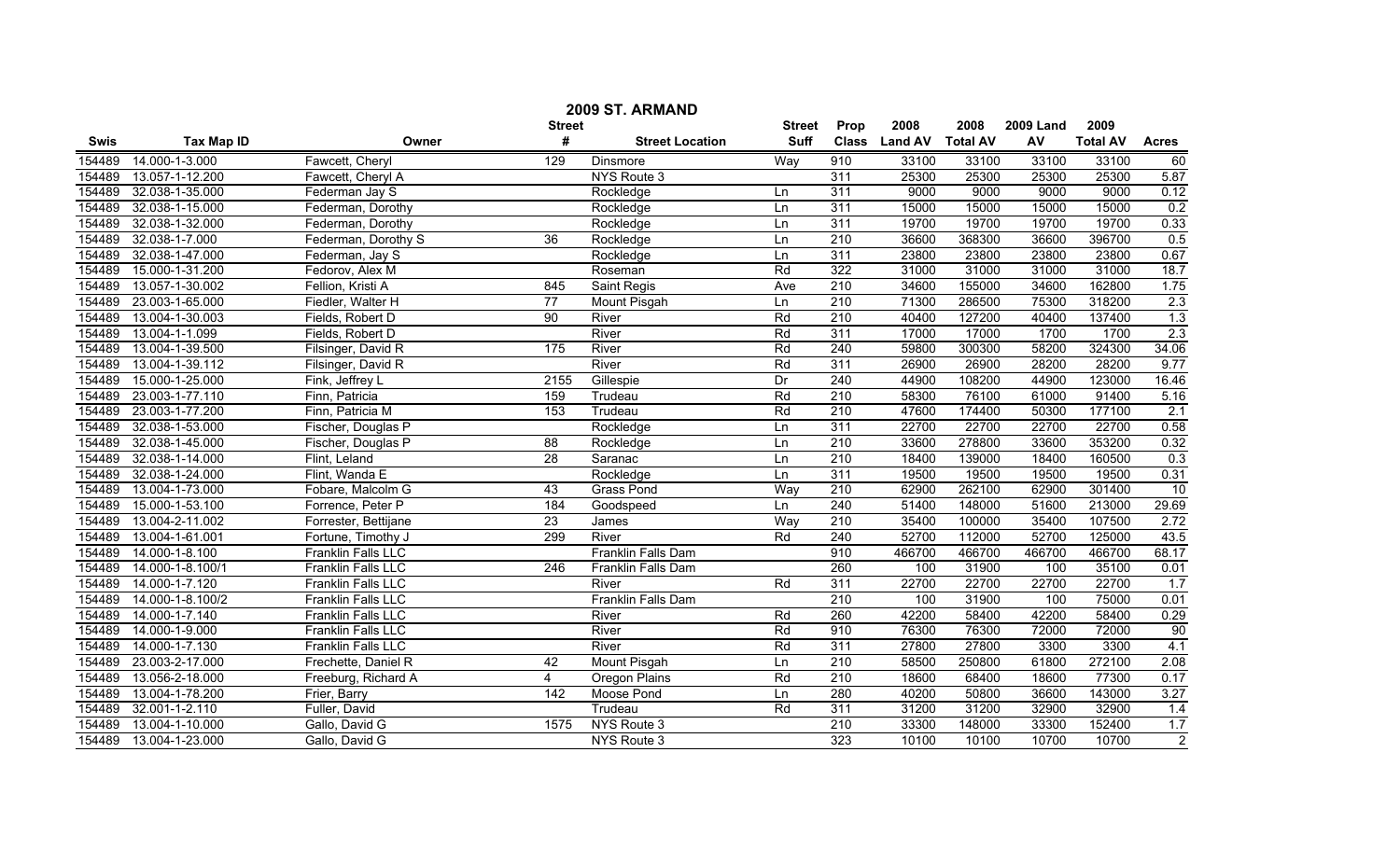# 2009 ST. ARMAND

| Swis | Tax Map ID | Owner | Street # | Street Location | Street Suff | Prop Class | 2008 Land AV | 2008 Total AV | 2009 Land AV | 2009 Total AV | Acres |
|---|---|---|---|---|---|---|---|---|---|---|---|
| 154489 | 14.000-1-3.000 | Fawcett, Cheryl | 129 | Dinsmore | Way | 910 | 33100 | 33100 | 33100 | 33100 | 60 |
| 154489 | 13.057-1-12.200 | Fawcett, Cheryl A | | NYS Route 3 | | 311 | 25300 | 25300 | 25300 | 25300 | 5.87 |
| 154489 | 32.038-1-35.000 | Federman Jay S | | Rockledge | Ln | 311 | 9000 | 9000 | 9000 | 9000 | 0.12 |
| 154489 | 32.038-1-15.000 | Federman, Dorothy | | Rockledge | Ln | 311 | 15000 | 15000 | 15000 | 15000 | 0.2 |
| 154489 | 32.038-1-32.000 | Federman, Dorothy | | Rockledge | Ln | 311 | 19700 | 19700 | 19700 | 19700 | 0.33 |
| 154489 | 32.038-1-7.000 | Federman, Dorothy S | 36 | Rockledge | Ln | 210 | 36600 | 368300 | 36600 | 396700 | 0.5 |
| 154489 | 32.038-1-47.000 | Federman, Jay S | | Rockledge | Ln | 311 | 23800 | 23800 | 23800 | 23800 | 0.67 |
| 154489 | 15.000-1-31.200 | Fedorov, Alex M | | Roseman | Rd | 322 | 31000 | 31000 | 31000 | 31000 | 18.7 |
| 154489 | 13.057-1-30.002 | Fellion, Kristi A | 845 | Saint Regis | Ave | 210 | 34600 | 155000 | 34600 | 162800 | 1.75 |
| 154489 | 23.003-1-65.000 | Fiedler, Walter H | 77 | Mount Pisgah | Ln | 210 | 71300 | 286500 | 75300 | 318200 | 2.3 |
| 154489 | 13.004-1-30.003 | Fields, Robert D | 90 | River | Rd | 210 | 40400 | 127200 | 40400 | 137400 | 1.3 |
| 154489 | 13.004-1-1.099 | Fields, Robert D | | River | Rd | 311 | 17000 | 17000 | 1700 | 1700 | 2.3 |
| 154489 | 13.004-1-39.500 | Filsinger, David R | 175 | River | Rd | 240 | 59800 | 300300 | 58200 | 324300 | 34.06 |
| 154489 | 13.004-1-39.112 | Filsinger, David R | | River | Rd | 311 | 26900 | 26900 | 28200 | 28200 | 9.77 |
| 154489 | 15.000-1-25.000 | Fink, Jeffrey L | 2155 | Gillespie | Dr | 240 | 44900 | 108200 | 44900 | 123000 | 16.46 |
| 154489 | 23.003-1-77.110 | Finn, Patricia | 159 | Trudeau | Rd | 210 | 58300 | 76100 | 61000 | 91400 | 5.16 |
| 154489 | 23.003-1-77.200 | Finn, Patricia M | 153 | Trudeau | Rd | 210 | 47600 | 174400 | 50300 | 177100 | 2.1 |
| 154489 | 32.038-1-53.000 | Fischer, Douglas P | | Rockledge | Ln | 311 | 22700 | 22700 | 22700 | 22700 | 0.58 |
| 154489 | 32.038-1-45.000 | Fischer, Douglas P | 88 | Rockledge | Ln | 210 | 33600 | 278800 | 33600 | 353200 | 0.32 |
| 154489 | 32.038-1-14.000 | Flint, Leland | 28 | Saranac | Ln | 210 | 18400 | 139000 | 18400 | 160500 | 0.3 |
| 154489 | 32.038-1-24.000 | Flint, Wanda E | | Rockledge | Ln | 311 | 19500 | 19500 | 19500 | 19500 | 0.31 |
| 154489 | 13.004-1-73.000 | Fobare, Malcolm G | 43 | Grass Pond | Way | 210 | 62900 | 262100 | 62900 | 301400 | 10 |
| 154489 | 15.000-1-53.100 | Forrence, Peter P | 184 | Goodspeed | Ln | 240 | 51400 | 148000 | 51600 | 213000 | 29.69 |
| 154489 | 13.004-2-11.002 | Forrester, Bettijane | 23 | James | Way | 210 | 35400 | 100000 | 35400 | 107500 | 2.72 |
| 154489 | 13.004-1-61.001 | Fortune, Timothy J | 299 | River | Rd | 240 | 52700 | 112000 | 52700 | 125000 | 43.5 |
| 154489 | 14.000-1-8.100 | Franklin Falls LLC | | Franklin Falls Dam | | 910 | 466700 | 466700 | 466700 | 466700 | 68.17 |
| 154489 | 14.000-1-8.100/1 | Franklin Falls LLC | 246 | Franklin Falls Dam | | 260 | 100 | 31900 | 100 | 35100 | 0.01 |
| 154489 | 14.000-1-7.120 | Franklin Falls LLC | | River | Rd | 311 | 22700 | 22700 | 22700 | 22700 | 1.7 |
| 154489 | 14.000-1-8.100/2 | Franklin Falls LLC | | Franklin Falls Dam | | 210 | 100 | 31900 | 100 | 75000 | 0.01 |
| 154489 | 14.000-1-7.140 | Franklin Falls LLC | | River | Rd | 260 | 42200 | 58400 | 42200 | 58400 | 0.29 |
| 154489 | 14.000-1-9.000 | Franklin Falls LLC | | River | Rd | 910 | 76300 | 76300 | 72000 | 72000 | 90 |
| 154489 | 14.000-1-7.130 | Franklin Falls LLC | | River | Rd | 311 | 27800 | 27800 | 3300 | 3300 | 4.1 |
| 154489 | 23.003-2-17.000 | Frechette, Daniel R | 42 | Mount Pisgah | Ln | 210 | 58500 | 250800 | 61800 | 272100 | 2.08 |
| 154489 | 13.056-2-18.000 | Freeburg, Richard A | 4 | Oregon Plains | Rd | 210 | 18600 | 68400 | 18600 | 77300 | 0.17 |
| 154489 | 13.004-1-78.200 | Frier, Barry | 142 | Moose Pond | Ln | 280 | 40200 | 50800 | 36600 | 143000 | 3.27 |
| 154489 | 32.001-1-2.110 | Fuller, David | | Trudeau | Rd | 311 | 31200 | 31200 | 32900 | 32900 | 1.4 |
| 154489 | 13.004-1-10.000 | Gallo, David G | 1575 | NYS Route 3 | | 210 | 33300 | 148000 | 33300 | 152400 | 1.7 |
| 154489 | 13.004-1-23.000 | Gallo, David G | | NYS Route 3 | | 323 | 10100 | 10100 | 10700 | 10700 | 2 |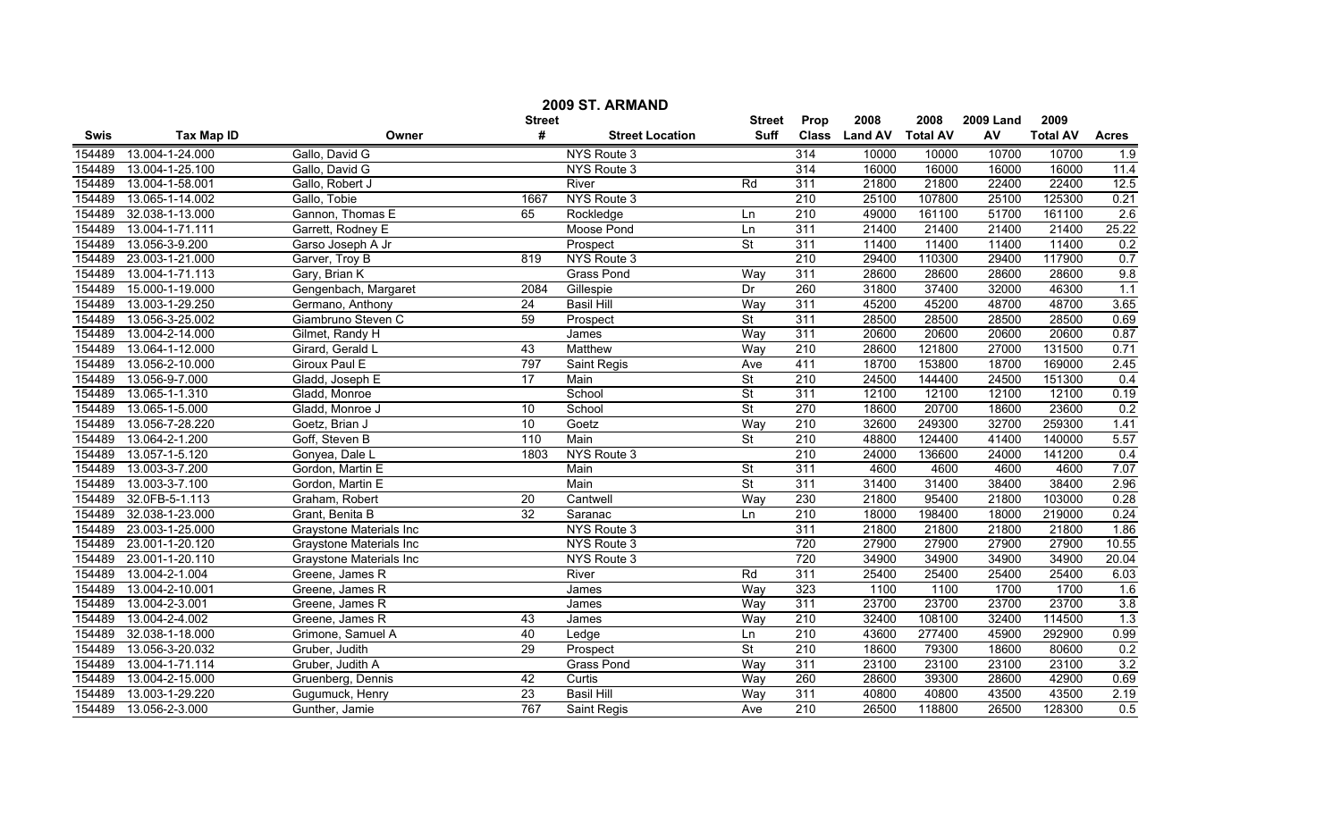# 2009 ST. ARMAND

| Swis | Tax Map ID | Owner | Street # | Street Location | Street Suff | Prop Class | 2008 Land AV | 2008 Total AV | 2009 Land AV | 2009 Total AV | Acres |
|---|---|---|---|---|---|---|---|---|---|---|---|
| 154489 | 13.004-1-24.000 | Gallo, David G | | NYS Route 3 | | 314 | 10000 | 10000 | 10700 | 10700 | 1.9 |
| 154489 | 13.004-1-25.100 | Gallo, David G | | NYS Route 3 | | 314 | 16000 | 16000 | 16000 | 16000 | 11.4 |
| 154489 | 13.004-1-58.001 | Gallo, Robert J | | River | Rd | 311 | 21800 | 21800 | 22400 | 22400 | 12.5 |
| 154489 | 13.065-1-14.002 | Gallo, Tobie | 1667 | NYS Route 3 | | 210 | 25100 | 107800 | 25100 | 125300 | 0.21 |
| 154489 | 32.038-1-13.000 | Gannon, Thomas E | 65 | Rockledge | Ln | 210 | 49000 | 161100 | 51700 | 161100 | 2.6 |
| 154489 | 13.004-1-71.111 | Garrett, Rodney E | | Moose Pond | Ln | 311 | 21400 | 21400 | 21400 | 21400 | 25.22 |
| 154489 | 13.056-3-9.200 | Garso Joseph A Jr | | Prospect | St | 311 | 11400 | 11400 | 11400 | 11400 | 0.2 |
| 154489 | 23.003-1-21.000 | Garver, Troy B | 819 | NYS Route 3 | | 210 | 29400 | 110300 | 29400 | 117900 | 0.7 |
| 154489 | 13.004-1-71.113 | Gary, Brian K | | Grass Pond | Way | 311 | 28600 | 28600 | 28600 | 28600 | 9.8 |
| 154489 | 15.000-1-19.000 | Gengenbach, Margaret | 2084 | Gillespie | Dr | 260 | 31800 | 37400 | 32000 | 46300 | 1.1 |
| 154489 | 13.003-1-29.250 | Germano, Anthony | 24 | Basil Hill | Way | 311 | 45200 | 45200 | 48700 | 48700 | 3.65 |
| 154489 | 13.056-3-25.002 | Giambruno Steven C | 59 | Prospect | St | 311 | 28500 | 28500 | 28500 | 28500 | 0.69 |
| 154489 | 13.004-2-14.000 | Gilmet, Randy H | | James | Way | 311 | 20600 | 20600 | 20600 | 20600 | 0.87 |
| 154489 | 13.064-1-12.000 | Girard, Gerald L | 43 | Matthew | Way | 210 | 28600 | 121800 | 27000 | 131500 | 0.71 |
| 154489 | 13.056-2-10.000 | Giroux Paul E | 797 | Saint Regis | Ave | 411 | 18700 | 153800 | 18700 | 169000 | 2.45 |
| 154489 | 13.056-9-7.000 | Gladd, Joseph E | 17 | Main | St | 210 | 24500 | 144400 | 24500 | 151300 | 0.4 |
| 154489 | 13.065-1-1.310 | Gladd, Monroe | | School | St | 311 | 12100 | 12100 | 12100 | 12100 | 0.19 |
| 154489 | 13.065-1-5.000 | Gladd, Monroe J | 10 | School | St | 270 | 18600 | 20700 | 18600 | 23600 | 0.2 |
| 154489 | 13.056-7-28.220 | Goetz, Brian J | 10 | Goetz | Way | 210 | 32600 | 249300 | 32700 | 259300 | 1.41 |
| 154489 | 13.064-2-1.200 | Goff, Steven B | 110 | Main | St | 210 | 48800 | 124400 | 41400 | 140000 | 5.57 |
| 154489 | 13.057-1-5.120 | Gonyea, Dale L | 1803 | NYS Route 3 | | 210 | 24000 | 136600 | 24000 | 141200 | 0.4 |
| 154489 | 13.003-3-7.200 | Gordon, Martin E | | Main | St | 311 | 4600 | 4600 | 4600 | 4600 | 7.07 |
| 154489 | 13.003-3-7.100 | Gordon, Martin E | | Main | St | 311 | 31400 | 31400 | 38400 | 38400 | 2.96 |
| 154489 | 32.0FB-5-1.113 | Graham, Robert | 20 | Cantwell | Way | 230 | 21800 | 95400 | 21800 | 103000 | 0.28 |
| 154489 | 32.038-1-23.000 | Grant, Benita B | 32 | Saranac | Ln | 210 | 18000 | 198400 | 18000 | 219000 | 0.24 |
| 154489 | 23.003-1-25.000 | Graystone Materials Inc | | NYS Route 3 | | 311 | 21800 | 21800 | 21800 | 21800 | 1.86 |
| 154489 | 23.001-1-20.120 | Graystone Materials Inc | | NYS Route 3 | | 720 | 27900 | 27900 | 27900 | 27900 | 10.55 |
| 154489 | 23.001-1-20.110 | Graystone Materials Inc | | NYS Route 3 | | 720 | 34900 | 34900 | 34900 | 34900 | 20.04 |
| 154489 | 13.004-2-1.004 | Greene, James R | | River | Rd | 311 | 25400 | 25400 | 25400 | 25400 | 6.03 |
| 154489 | 13.004-2-10.001 | Greene, James R | | James | Way | 323 | 1100 | 1100 | 1700 | 1700 | 1.6 |
| 154489 | 13.004-2-3.001 | Greene, James R | | James | Way | 311 | 23700 | 23700 | 23700 | 23700 | 3.8 |
| 154489 | 13.004-2-4.002 | Greene, James R | 43 | James | Way | 210 | 32400 | 108100 | 32400 | 114500 | 1.3 |
| 154489 | 32.038-1-18.000 | Grimone, Samuel A | 40 | Ledge | Ln | 210 | 43600 | 277400 | 45900 | 292900 | 0.99 |
| 154489 | 13.056-3-20.032 | Gruber, Judith | 29 | Prospect | St | 210 | 18600 | 79300 | 18600 | 80600 | 0.2 |
| 154489 | 13.004-1-71.114 | Gruber, Judith A | | Grass Pond | Way | 311 | 23100 | 23100 | 23100 | 23100 | 3.2 |
| 154489 | 13.004-2-15.000 | Gruenberg, Dennis | 42 | Curtis | Way | 260 | 28600 | 39300 | 28600 | 42900 | 0.69 |
| 154489 | 13.003-1-29.220 | Gugumuck, Henry | 23 | Basil Hill | Way | 311 | 40800 | 40800 | 43500 | 43500 | 2.19 |
| 154489 | 13.056-2-3.000 | Gunther, Jamie | 767 | Saint Regis | Ave | 210 | 26500 | 118800 | 26500 | 128300 | 0.5 |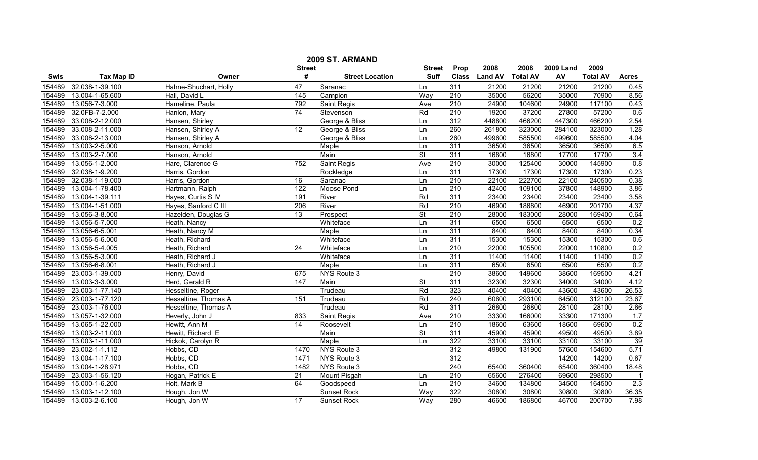# 2009 ST. ARMAND

| Swis | Tax Map ID | Owner | Street # | Street Location | Street Suff | Prop Class | 2008 Land AV | 2008 Total AV | 2009 Land AV | 2009 Total AV | Acres |
|---|---|---|---|---|---|---|---|---|---|---|---|
| 154489 | 32.038-1-39.100 | Hahne-Shuchart, Holly | 47 | Saranac | Ln | 311 | 21200 | 21200 | 21200 | 21200 | 0.45 |
| 154489 | 13.004-1-65.600 | Hall, David L | 145 | Campion | Way | 210 | 35000 | 56200 | 35000 | 70900 | 8.56 |
| 154489 | 13.056-7-3.000 | Hameline, Paula | 792 | Saint Regis | Ave | 210 | 24900 | 104600 | 24900 | 117100 | 0.43 |
| 154489 | 32.0FB-7-2.000 | Hanlon, Mary | 74 | Stevenson | Rd | 210 | 19200 | 37200 | 27800 | 57200 | 0.6 |
| 154489 | 33.008-2-12.000 | Hansen, Shirley | | George & Bliss | Ln | 312 | 448800 | 466200 | 447300 | 466200 | 2.54 |
| 154489 | 33.008-2-11.000 | Hansen, Shirley A | 12 | George & Bliss | Ln | 260 | 261800 | 323000 | 284100 | 323000 | 1.28 |
| 154489 | 33.008-2-13.000 | Hansen, Shirley A | | George & Bliss | Ln | 260 | 499600 | 585500 | 499600 | 585500 | 4.04 |
| 154489 | 13.003-2-5.000 | Hanson, Arnold | | Maple | Ln | 311 | 36500 | 36500 | 36500 | 36500 | 6.5 |
| 154489 | 13.003-2-7.000 | Hanson, Arnold | | Main | St | 311 | 16800 | 16800 | 17700 | 17700 | 3.4 |
| 154489 | 13.056-1-2.000 | Hare, Clarence G | 752 | Saint Regis | Ave | 210 | 30000 | 125400 | 30000 | 145900 | 0.8 |
| 154489 | 32.038-1-9.200 | Harris, Gordon | | Rockledge | Ln | 311 | 17300 | 17300 | 17300 | 17300 | 0.23 |
| 154489 | 32.038-1-19.000 | Harris, Gordon | 16 | Saranac | Ln | 210 | 22100 | 222700 | 22100 | 240500 | 0.38 |
| 154489 | 13.004-1-78.400 | Hartmann, Ralph | 122 | Moose Pond | Ln | 210 | 42400 | 109100 | 37800 | 148900 | 3.86 |
| 154489 | 13.004-1-39.111 | Hayes, Curtis S IV | 191 | River | Rd | 311 | 23400 | 23400 | 23400 | 23400 | 3.58 |
| 154489 | 13.004-1-51.000 | Hayes, Sanford C III | 206 | River | Rd | 210 | 46900 | 186800 | 46900 | 201700 | 4.37 |
| 154489 | 13.056-3-8.000 | Hazelden, Douglas G | 13 | Prospect | St | 210 | 28000 | 183000 | 28000 | 169400 | 0.64 |
| 154489 | 13.056-5-7.000 | Heath, Nancy | | Whiteface | Ln | 311 | 6500 | 6500 | 6500 | 6500 | 0.2 |
| 154489 | 13.056-6-5.001 | Heath, Nancy M | | Maple | Ln | 311 | 8400 | 8400 | 8400 | 8400 | 0.34 |
| 154489 | 13.056-5-6.000 | Heath, Richard | | Whiteface | Ln | 311 | 15300 | 15300 | 15300 | 15300 | 0.6 |
| 154489 | 13.056-5-4.005 | Heath, Richard | 24 | Whiteface | Ln | 210 | 22000 | 105500 | 22000 | 110800 | 0.2 |
| 154489 | 13.056-5-3.000 | Heath, Richard J | | Whiteface | Ln | 311 | 11400 | 11400 | 11400 | 11400 | 0.2 |
| 154489 | 13.056-6-8.001 | Heath, Richard J | | Maple | Ln | 311 | 6500 | 6500 | 6500 | 6500 | 0.2 |
| 154489 | 23.003-1-39.000 | Henry, David | 675 | NYS Route 3 | | 210 | 38600 | 149600 | 38600 | 169500 | 4.21 |
| 154489 | 13.003-3-3.000 | Herd, Gerald R | 147 | Main | St | 311 | 32300 | 32300 | 34000 | 34000 | 4.12 |
| 154489 | 23.003-1-77.140 | Hesseltine, Roger | | Trudeau | Rd | 323 | 40400 | 40400 | 43600 | 43600 | 26.53 |
| 154489 | 23.003-1-77.120 | Hesseltine, Thomas A | 151 | Trudeau | Rd | 240 | 60800 | 293100 | 64500 | 312100 | 23.67 |
| 154489 | 23.003-1-76.000 | Hesseltine, Thomas A | | Trudeau | Rd | 311 | 26800 | 26800 | 28100 | 28100 | 2.66 |
| 154489 | 13.057-1-32.000 | Heverly, John J | 833 | Saint Regis | Ave | 210 | 33300 | 166000 | 33300 | 171300 | 1.7 |
| 154489 | 13.065-1-22.000 | Hewitt, Ann M | 14 | Roosevelt | Ln | 210 | 18600 | 63600 | 18600 | 69600 | 0.2 |
| 154489 | 13.003-2-11.000 | Hewitt, Richard E | | Main | St | 311 | 45900 | 45900 | 49500 | 49500 | 3.89 |
| 154489 | 13.003-1-11.000 | Hickok, Carolyn R | | Maple | Ln | 322 | 33100 | 33100 | 33100 | 33100 | 39 |
| 154489 | 23.002-1-1.112 | Hobbs, CD | 1470 | NYS Route 3 | | 312 | 49800 | 131900 | 57600 | 154600 | 5.71 |
| 154489 | 13.004-1-17.100 | Hobbs, CD | 1471 | NYS Route 3 | | 312 | | | 14200 | 14200 | 0.67 |
| 154489 | 13.004-1-28.971 | Hobbs, CD | 1482 | NYS Route 3 | | 240 | 65400 | 360400 | 65400 | 360400 | 18.48 |
| 154489 | 23.003-1-56.120 | Hogan, Patrick E | 21 | Mount Pisgah | Ln | 210 | 65600 | 276400 | 69600 | 298500 | 1 |
| 154489 | 15.000-1-6.200 | Holt, Mark B | 64 | Goodspeed | Ln | 210 | 34600 | 134800 | 34500 | 164500 | 2.3 |
| 154489 | 13.003-1-12.100 | Hough, Jon W | | Sunset Rock | Way | 322 | 30800 | 30800 | 30800 | 30800 | 36.35 |
| 154489 | 13.003-2-6.100 | Hough, Jon W | 17 | Sunset Rock | Way | 280 | 46600 | 186800 | 46700 | 200700 | 7.98 |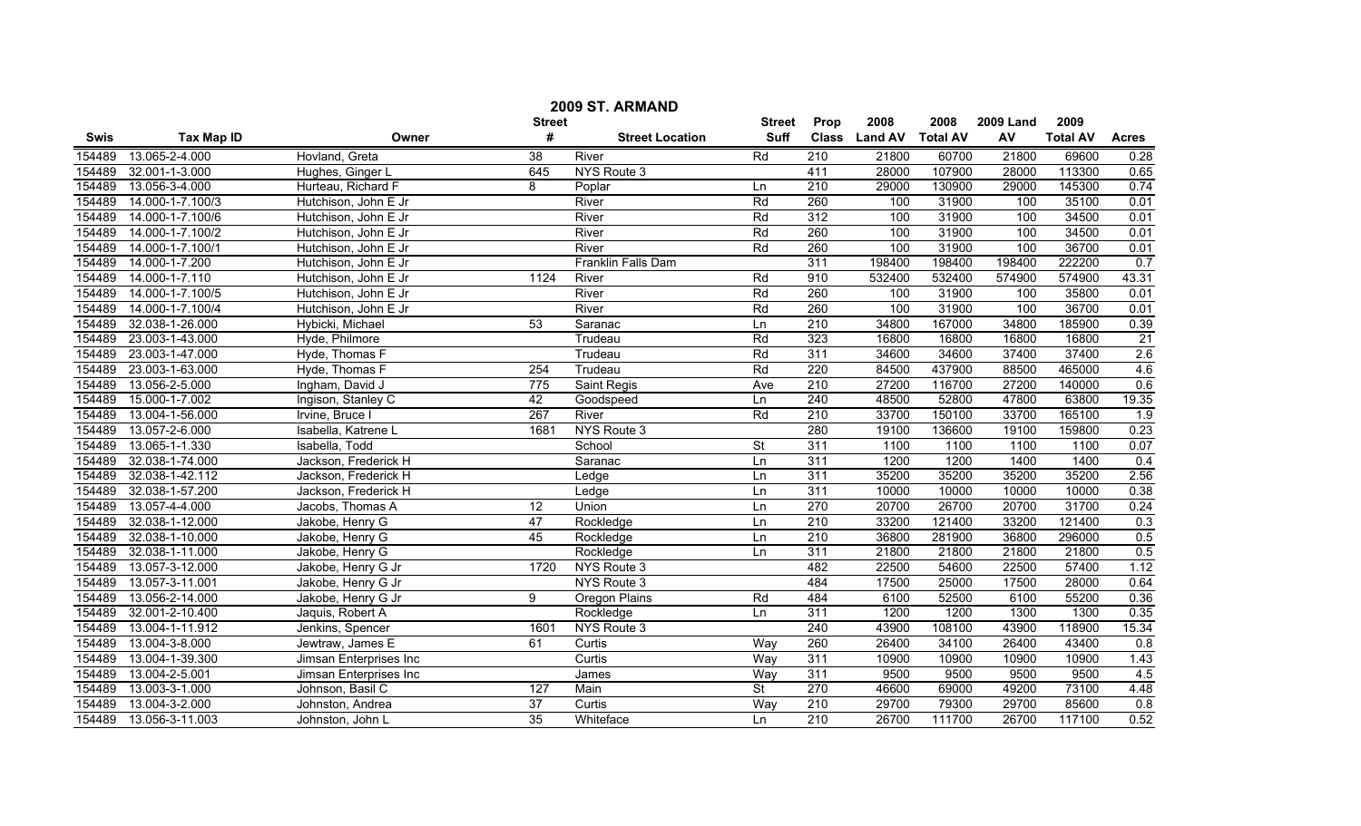# 2009 ST. ARMAND

| Swis | Tax Map ID | Owner | Street # | Street Location | Street Suff | Prop Class | 2008 Land AV | 2008 Total AV | 2009 Land AV | 2009 Total AV | Acres |
|---|---|---|---|---|---|---|---|---|---|---|---|
| 154489 | 13.065-2-4.000 | Hovland, Greta | 38 | River | Rd | 210 | 21800 | 60700 | 21800 | 69600 | 0.28 |
| 154489 | 32.001-1-3.000 | Hughes, Ginger L | 645 | NYS Route 3 | | 411 | 28000 | 107900 | 28000 | 113300 | 0.65 |
| 154489 | 13.056-3-4.000 | Hurteau, Richard F | 8 | Poplar | Ln | 210 | 29000 | 130900 | 29000 | 145300 | 0.74 |
| 154489 | 14.000-1-7.100/3 | Hutchison, John E Jr | | River | Rd | 260 | 100 | 31900 | 100 | 35100 | 0.01 |
| 154489 | 14.000-1-7.100/6 | Hutchison, John E Jr | | River | Rd | 312 | 100 | 31900 | 100 | 34500 | 0.01 |
| 154489 | 14.000-1-7.100/2 | Hutchison, John E Jr | | River | Rd | 260 | 100 | 31900 | 100 | 34500 | 0.01 |
| 154489 | 14.000-1-7.100/1 | Hutchison, John E Jr | | River | Rd | 260 | 100 | 31900 | 100 | 36700 | 0.01 |
| 154489 | 14.000-1-7.200 | Hutchison, John E Jr | | Franklin Falls Dam | | 311 | 198400 | 198400 | 198400 | 222200 | 0.7 |
| 154489 | 14.000-1-7.110 | Hutchison, John E Jr | 1124 | River | Rd | 910 | 532400 | 532400 | 574900 | 574900 | 43.31 |
| 154489 | 14.000-1-7.100/5 | Hutchison, John E Jr | | River | Rd | 260 | 100 | 31900 | 100 | 35800 | 0.01 |
| 154489 | 14.000-1-7.100/4 | Hutchison, John E Jr | | River | Rd | 260 | 100 | 31900 | 100 | 36700 | 0.01 |
| 154489 | 32.038-1-26.000 | Hybicki, Michael | 53 | Saranac | Ln | 210 | 34800 | 167000 | 34800 | 185900 | 0.39 |
| 154489 | 23.003-1-43.000 | Hyde, Philmore | | Trudeau | Rd | 323 | 16800 | 16800 | 16800 | 16800 | 21 |
| 154489 | 23.003-1-47.000 | Hyde, Thomas F | | Trudeau | Rd | 311 | 34600 | 34600 | 37400 | 37400 | 2.6 |
| 154489 | 23.003-1-63.000 | Hyde, Thomas F | 254 | Trudeau | Rd | 220 | 84500 | 437900 | 88500 | 465000 | 4.6 |
| 154489 | 13.056-2-5.000 | Ingham, David J | 775 | Saint Regis | Ave | 210 | 27200 | 116700 | 27200 | 140000 | 0.6 |
| 154489 | 15.000-1-7.002 | Ingison, Stanley C | 42 | Goodspeed | Ln | 240 | 48500 | 52800 | 47800 | 63800 | 19.35 |
| 154489 | 13.004-1-56.000 | Irvine, Bruce I | 267 | River | Rd | 210 | 33700 | 150100 | 33700 | 165100 | 1.9 |
| 154489 | 13.057-2-6.000 | Isabella, Katrene L | 1681 | NYS Route 3 | | 280 | 19100 | 136600 | 19100 | 159800 | 0.23 |
| 154489 | 13.065-1-1.330 | Isabella, Todd | | School | St | 311 | 1100 | 1100 | 1100 | 1100 | 0.07 |
| 154489 | 32.038-1-74.000 | Jackson, Frederick H | | Saranac | Ln | 311 | 1200 | 1200 | 1400 | 1400 | 0.4 |
| 154489 | 32.038-1-42.112 | Jackson, Frederick H | | Ledge | Ln | 311 | 35200 | 35200 | 35200 | 35200 | 2.56 |
| 154489 | 32.038-1-57.200 | Jackson, Frederick H | | Ledge | Ln | 311 | 10000 | 10000 | 10000 | 10000 | 0.38 |
| 154489 | 13.057-4-4.000 | Jacobs, Thomas A | 12 | Union | Ln | 270 | 20700 | 26700 | 20700 | 31700 | 0.24 |
| 154489 | 32.038-1-12.000 | Jakobe, Henry G | 47 | Rockledge | Ln | 210 | 33200 | 121400 | 33200 | 121400 | 0.3 |
| 154489 | 32.038-1-10.000 | Jakobe, Henry G | 45 | Rockledge | Ln | 210 | 36800 | 281900 | 36800 | 296000 | 0.5 |
| 154489 | 32.038-1-11.000 | Jakobe, Henry G | | Rockledge | Ln | 311 | 21800 | 21800 | 21800 | 21800 | 0.5 |
| 154489 | 13.057-3-12.000 | Jakobe, Henry G Jr | 1720 | NYS Route 3 | | 482 | 22500 | 54600 | 22500 | 57400 | 1.12 |
| 154489 | 13.057-3-11.001 | Jakobe, Henry G Jr | | NYS Route 3 | | 484 | 17500 | 25000 | 17500 | 28000 | 0.64 |
| 154489 | 13.056-2-14.000 | Jakobe, Henry G Jr | 9 | Oregon Plains | Rd | 484 | 6100 | 52500 | 6100 | 55200 | 0.36 |
| 154489 | 32.001-2-10.400 | Jaquis, Robert A | | Rockledge | Ln | 311 | 1200 | 1200 | 1300 | 1300 | 0.35 |
| 154489 | 13.004-1-11.912 | Jenkins, Spencer | 1601 | NYS Route 3 | | 240 | 43900 | 108100 | 43900 | 118900 | 15.34 |
| 154489 | 13.004-3-8.000 | Jewtraw, James E | 61 | Curtis | Way | 260 | 26400 | 34100 | 26400 | 43400 | 0.8 |
| 154489 | 13.004-1-39.300 | Jimsan Enterprises Inc | | Curtis | Way | 311 | 10900 | 10900 | 10900 | 10900 | 1.43 |
| 154489 | 13.004-2-5.001 | Jimsan Enterprises Inc | | James | Way | 311 | 9500 | 9500 | 9500 | 9500 | 4.5 |
| 154489 | 13.003-3-1.000 | Johnson, Basil C | 127 | Main | St | 270 | 46600 | 69000 | 49200 | 73100 | 4.48 |
| 154489 | 13.004-3-2.000 | Johnston, Andrea | 37 | Curtis | Way | 210 | 29700 | 79300 | 29700 | 85600 | 0.8 |
| 154489 | 13.056-3-11.003 | Johnston, John L | 35 | Whiteface | Ln | 210 | 26700 | 111700 | 26700 | 117100 | 0.52 |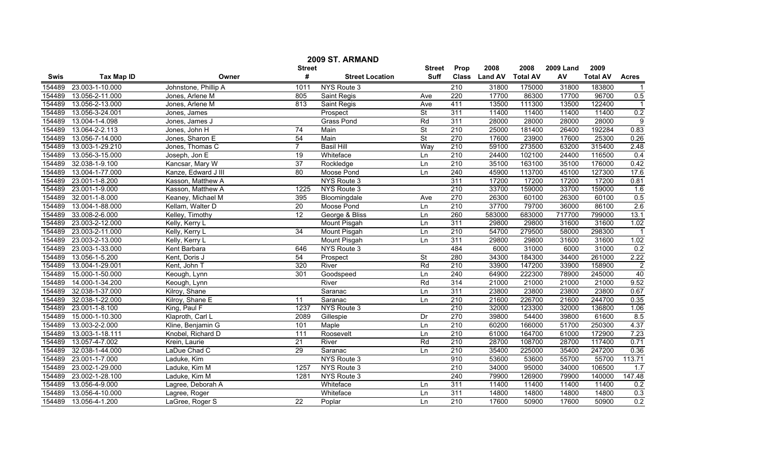# 2009 ST. ARMAND

| Swis | Tax Map ID | Owner | Street # | Street Location | Street Suff | Prop Class | 2008 Land AV | 2008 Total AV | 2009 Land AV | 2009 Total AV | Acres |
|---|---|---|---|---|---|---|---|---|---|---|---|
| 154489 | 23.003-1-10.000 | Johnstone, Phillip A | 1011 | NYS Route 3 | | 210 | 31800 | 175000 | 31800 | 183800 | 1 |
| 154489 | 13.056-2-11.000 | Jones, Arlene M | 805 | Saint Regis | Ave | 220 | 17700 | 86300 | 17700 | 96700 | 0.5 |
| 154489 | 13.056-2-13.000 | Jones, Arlene M | 813 | Saint Regis | Ave | 411 | 13500 | 111300 | 13500 | 122400 | 1 |
| 154489 | 13.056-3-24.001 | Jones, James | | Prospect | St | 311 | 11400 | 11400 | 11400 | 11400 | 0.2 |
| 154489 | 13.004-1-4.098 | Jones, James J | | Grass Pond | Rd | 311 | 28000 | 28000 | 28000 | 28000 | 9 |
| 154489 | 13.064-2-2.113 | Jones, John H | 74 | Main | St | 210 | 25000 | 181400 | 26400 | 192284 | 0.83 |
| 154489 | 13.056-7-14.000 | Jones, Sharon E | 54 | Main | St | 270 | 17600 | 23900 | 17600 | 25300 | 0.26 |
| 154489 | 13.003-1-29.210 | Jones, Thomas C | 7 | Basil Hill | Way | 210 | 59100 | 273500 | 63200 | 315400 | 2.48 |
| 154489 | 13.056-3-15.000 | Joseph, Jon E | 19 | Whiteface | Ln | 210 | 24400 | 102100 | 24400 | 116500 | 0.4 |
| 154489 | 32.038-1-9.100 | Kancsar, Mary W | 37 | Rockledge | Ln | 210 | 35100 | 163100 | 35100 | 176000 | 0.42 |
| 154489 | 13.004-1-77.000 | Kanze, Edward J III | 80 | Moose Pond | Ln | 240 | 45900 | 113700 | 45100 | 127300 | 17.6 |
| 154489 | 23.001-1-8.200 | Kasson, Matthew A | | NYS Route 3 | | 311 | 17200 | 17200 | 17200 | 17200 | 0.81 |
| 154489 | 23.001-1-9.000 | Kasson, Matthew A | 1225 | NYS Route 3 | | 210 | 33700 | 159000 | 33700 | 159000 | 1.6 |
| 154489 | 32.001-1-8.000 | Keaney, Michael M | 395 | Bloomingdale | Ave | 270 | 26300 | 60100 | 26300 | 60100 | 0.5 |
| 154489 | 13.004-1-88.000 | Kellam, Walter D | 20 | Moose Pond | Ln | 210 | 37700 | 79700 | 36000 | 86100 | 2.6 |
| 154489 | 33.008-2-6.000 | Kelley, Timothy | 12 | George & Bliss | Ln | 260 | 583000 | 683000 | 717700 | 799000 | 13.1 |
| 154489 | 23.003-2-12.000 | Kelly, Kerry L | | Mount Pisgah | Ln | 311 | 29800 | 29800 | 31600 | 31600 | 1.02 |
| 154489 | 23.003-2-11.000 | Kelly, Kerry L | 34 | Mount Pisgah | Ln | 210 | 54700 | 279500 | 58000 | 298300 | 1 |
| 154489 | 23.003-2-13.000 | Kelly, Kerry L | | Mount Pisgah | Ln | 311 | 29800 | 29800 | 31600 | 31600 | 1.02 |
| 154489 | 23.003-1-33.000 | Kent Barbara | 646 | NYS Route 3 | | 484 | 6000 | 31000 | 6000 | 31000 | 0.2 |
| 154489 | 13.056-1-5.200 | Kent, Doris J | 54 | Prospect | St | 280 | 34300 | 184300 | 34400 | 261000 | 2.22 |
| 154489 | 13.004-1-29.001 | Kent, John T | 320 | River | Rd | 210 | 33900 | 147200 | 33900 | 158900 | 2 |
| 154489 | 15.000-1-50.000 | Keough, Lynn | 301 | Goodspeed | Ln | 240 | 64900 | 222300 | 78900 | 245000 | 40 |
| 154489 | 14.000-1-34.200 | Keough, Lynn | | River | Rd | 314 | 21000 | 21000 | 21000 | 21000 | 9.52 |
| 154489 | 32.038-1-37.000 | Kilroy, Shane | | Saranac | Ln | 311 | 23800 | 23800 | 23800 | 23800 | 0.67 |
| 154489 | 32.038-1-22.000 | Kilroy, Shane E | 11 | Saranac | Ln | 210 | 21600 | 226700 | 21600 | 244700 | 0.35 |
| 154489 | 23.001-1-8.100 | King, Paul F | 1237 | NYS Route 3 | | 210 | 32000 | 123300 | 32000 | 136800 | 1.06 |
| 154489 | 15.000-1-10.300 | Klaproth, Carl L | 2089 | Gillespie | Dr | 270 | 39800 | 54400 | 39800 | 61600 | 8.5 |
| 154489 | 13.003-2-2.000 | Kline, Benjamin G | 101 | Maple | Ln | 210 | 60200 | 166000 | 51700 | 250300 | 4.37 |
| 154489 | 13.003-1-18.111 | Knobel, Richard D | 111 | Roosevelt | Ln | 210 | 61000 | 164700 | 61000 | 172900 | 7.23 |
| 154489 | 13.057-4-7.002 | Krein, Laurie | 21 | River | Rd | 210 | 28700 | 108700 | 28700 | 117400 | 0.71 |
| 154489 | 32.038-1-44.000 | LaDue Chad C | 29 | Saranac | Ln | 210 | 35400 | 225000 | 35400 | 247200 | 0.36 |
| 154489 | 23.001-1-7.000 | Laduke, Kim | | NYS Route 3 | | 910 | 53600 | 53600 | 55700 | 55700 | 113.71 |
| 154489 | 23.002-1-29.000 | Laduke, Kim M | 1257 | NYS Route 3 | | 210 | 34000 | 95000 | 34000 | 106500 | 1.7 |
| 154489 | 23.002-1-28.100 | Laduke, Kim M | 1281 | NYS Route 3 | | 240 | 79900 | 126900 | 79900 | 140000 | 147.48 |
| 154489 | 13.056-4-9.000 | Lagree, Deborah A | | Whiteface | Ln | 311 | 11400 | 11400 | 11400 | 11400 | 0.2 |
| 154489 | 13.056-4-10.000 | Lagree, Roger | | Whiteface | Ln | 311 | 14800 | 14800 | 14800 | 14800 | 0.3 |
| 154489 | 13.056-4-1.200 | LaGree, Roger S | 22 | Poplar | Ln | 210 | 17600 | 50900 | 17600 | 50900 | 0.2 |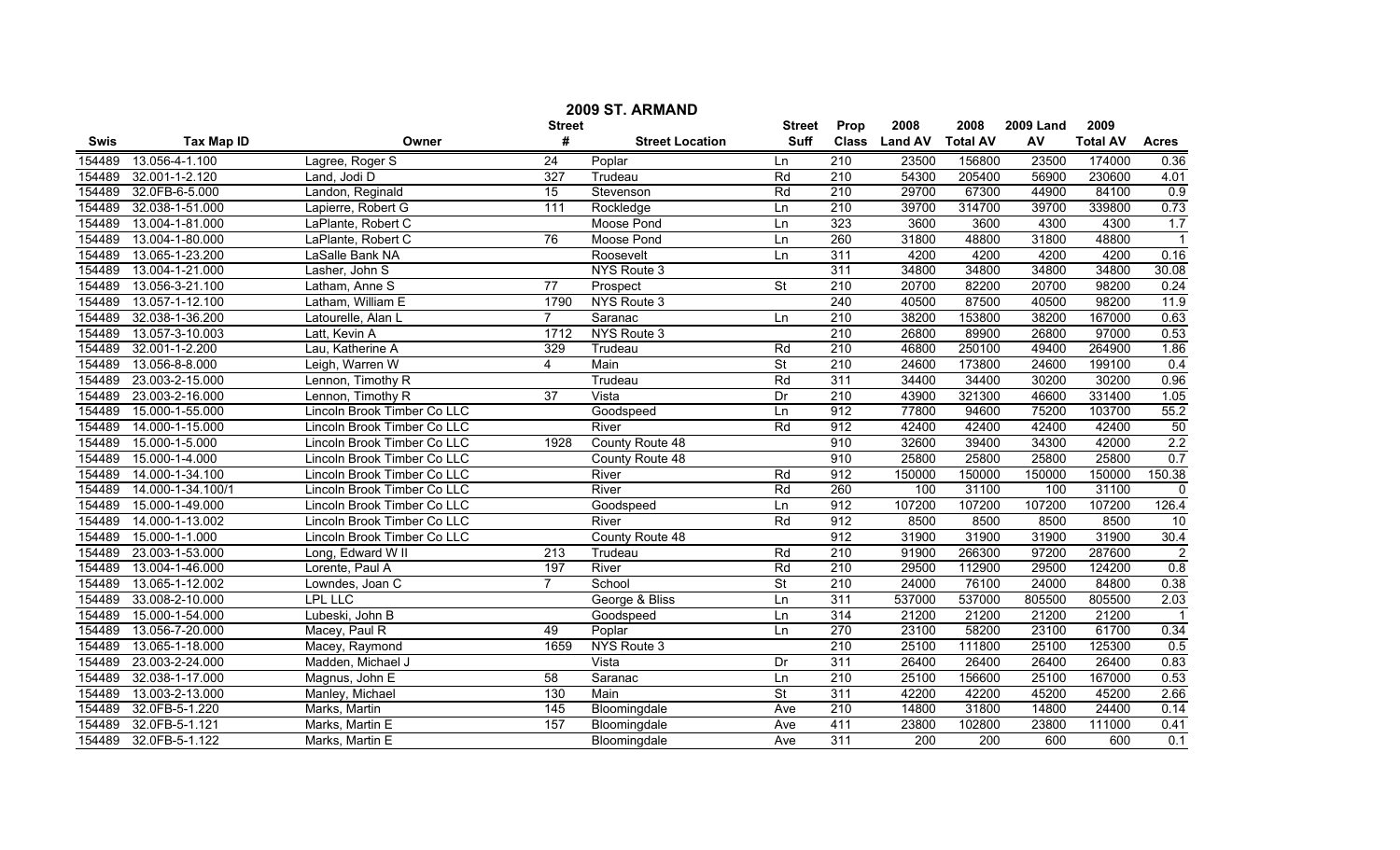# 2009 ST. ARMAND

| Swis | Tax Map ID | Owner | Street # | Street Location | Street Suff | Prop Class | 2008 Land AV | 2008 Total AV | 2009 Land AV | 2009 Total AV | Acres |
|---|---|---|---|---|---|---|---|---|---|---|---|
| 154489 | 13.056-4-1.100 | Lagree, Roger S | 24 | Poplar | Ln | 210 | 23500 | 156800 | 23500 | 174000 | 0.36 |
| 154489 | 32.001-1-2.120 | Land, Jodi D | 327 | Trudeau | Rd | 210 | 54300 | 205400 | 56900 | 230600 | 4.01 |
| 154489 | 32.0FB-6-5.000 | Landon, Reginald | 15 | Stevenson | Rd | 210 | 29700 | 67300 | 44900 | 84100 | 0.9 |
| 154489 | 32.038-1-51.000 | Lapierre, Robert G | 111 | Rockledge | Ln | 210 | 39700 | 314700 | 39700 | 339800 | 0.73 |
| 154489 | 13.004-1-81.000 | LaPlante, Robert C | | Moose Pond | Ln | 323 | 3600 | 3600 | 4300 | 4300 | 1.7 |
| 154489 | 13.004-1-80.000 | LaPlante, Robert C | 76 | Moose Pond | Ln | 260 | 31800 | 48800 | 31800 | 48800 | 1 |
| 154489 | 13.065-1-23.200 | LaSalle Bank NA | | Roosevelt | Ln | 311 | 4200 | 4200 | 4200 | 4200 | 0.16 |
| 154489 | 13.004-1-21.000 | Lasher, John S | | NYS Route 3 | | 311 | 34800 | 34800 | 34800 | 34800 | 30.08 |
| 154489 | 13.056-3-21.100 | Latham, Anne S | 77 | Prospect | St | 210 | 20700 | 82200 | 20700 | 98200 | 0.24 |
| 154489 | 13.057-1-12.100 | Latham, William E | 1790 | NYS Route 3 | | 240 | 40500 | 87500 | 40500 | 98200 | 11.9 |
| 154489 | 32.038-1-36.200 | Latourelle, Alan L | 7 | Saranac | Ln | 210 | 38200 | 153800 | 38200 | 167000 | 0.63 |
| 154489 | 13.057-3-10.003 | Latt, Kevin A | 1712 | NYS Route 3 | | 210 | 26800 | 89900 | 26800 | 97000 | 0.53 |
| 154489 | 32.001-1-2.200 | Lau, Katherine A | 329 | Trudeau | Rd | 210 | 46800 | 250100 | 49400 | 264900 | 1.86 |
| 154489 | 13.056-8-8.000 | Leigh, Warren W | 4 | Main | St | 210 | 24600 | 173800 | 24600 | 199100 | 0.4 |
| 154489 | 23.003-2-15.000 | Lennon, Timothy R | | Trudeau | Rd | 311 | 34400 | 34400 | 30200 | 30200 | 0.96 |
| 154489 | 23.003-2-16.000 | Lennon, Timothy R | 37 | Vista | Dr | 210 | 43900 | 321300 | 46600 | 331400 | 1.05 |
| 154489 | 15.000-1-55.000 | Lincoln Brook Timber Co LLC | | Goodspeed | Ln | 912 | 77800 | 94600 | 75200 | 103700 | 55.2 |
| 154489 | 14.000-1-15.000 | Lincoln Brook Timber Co LLC | | River | Rd | 912 | 42400 | 42400 | 42400 | 42400 | 50 |
| 154489 | 15.000-1-5.000 | Lincoln Brook Timber Co LLC | 1928 | County Route 48 | | 910 | 32600 | 39400 | 34300 | 42000 | 2.2 |
| 154489 | 15.000-1-4.000 | Lincoln Brook Timber Co LLC | | County Route 48 | | 910 | 25800 | 25800 | 25800 | 25800 | 0.7 |
| 154489 | 14.000-1-34.100 | Lincoln Brook Timber Co LLC | | River | Rd | 912 | 150000 | 150000 | 150000 | 150000 | 150.38 |
| 154489 | 14.000-1-34.100/1 | Lincoln Brook Timber Co LLC | | River | Rd | 260 | 100 | 31100 | 100 | 31100 | 0 |
| 154489 | 15.000-1-49.000 | Lincoln Brook Timber Co LLC | | Goodspeed | Ln | 912 | 107200 | 107200 | 107200 | 107200 | 126.4 |
| 154489 | 14.000-1-13.002 | Lincoln Brook Timber Co LLC | | River | Rd | 912 | 8500 | 8500 | 8500 | 8500 | 10 |
| 154489 | 15.000-1-1.000 | Lincoln Brook Timber Co LLC | | County Route 48 | | 912 | 31900 | 31900 | 31900 | 31900 | 30.4 |
| 154489 | 23.003-1-53.000 | Long, Edward W II | 213 | Trudeau | Rd | 210 | 91900 | 266300 | 97200 | 287600 | 2 |
| 154489 | 13.004-1-46.000 | Lorente, Paul A | 197 | River | Rd | 210 | 29500 | 112900 | 29500 | 124200 | 0.8 |
| 154489 | 13.065-1-12.002 | Lowndes, Joan C | 7 | School | St | 210 | 24000 | 76100 | 24000 | 84800 | 0.38 |
| 154489 | 33.008-2-10.000 | LPL LLC | | George & Bliss | Ln | 311 | 537000 | 537000 | 805500 | 805500 | 2.03 |
| 154489 | 15.000-1-54.000 | Lubeski, John B | | Goodspeed | Ln | 314 | 21200 | 21200 | 21200 | 21200 | 1 |
| 154489 | 13.056-7-20.000 | Macey, Paul R | 49 | Poplar | Ln | 270 | 23100 | 58200 | 23100 | 61700 | 0.34 |
| 154489 | 13.065-1-18.000 | Macey, Raymond | 1659 | NYS Route 3 | | 210 | 25100 | 111800 | 25100 | 125300 | 0.5 |
| 154489 | 23.003-2-24.000 | Madden, Michael J | | Vista | Dr | 311 | 26400 | 26400 | 26400 | 26400 | 0.83 |
| 154489 | 32.038-1-17.000 | Magnus, John E | 58 | Saranac | Ln | 210 | 25100 | 156600 | 25100 | 167000 | 0.53 |
| 154489 | 13.003-2-13.000 | Manley, Michael | 130 | Main | St | 311 | 42200 | 42200 | 45200 | 45200 | 2.66 |
| 154489 | 32.0FB-5-1.220 | Marks, Martin | 145 | Bloomingdale | Ave | 210 | 14800 | 31800 | 14800 | 24400 | 0.14 |
| 154489 | 32.0FB-5-1.121 | Marks, Martin E | 157 | Bloomingdale | Ave | 411 | 23800 | 102800 | 23800 | 111000 | 0.41 |
| 154489 | 32.0FB-5-1.122 | Marks, Martin E | | Bloomingdale | Ave | 311 | 200 | 200 | 600 | 600 | 0.1 |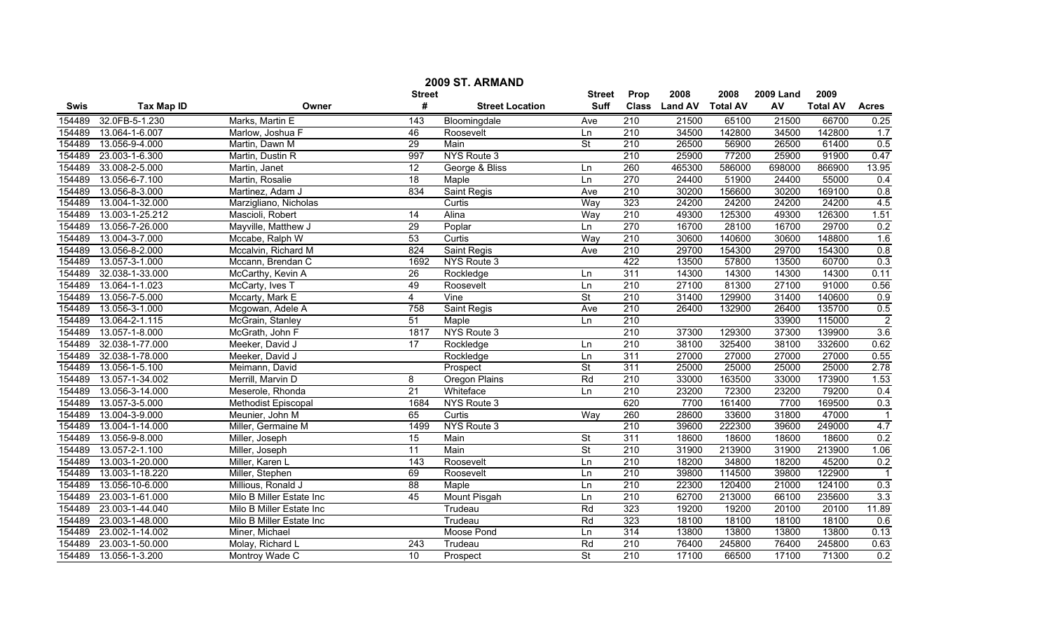# 2009 ST. ARMAND

| Swis | Tax Map ID | Owner | Street # | Street Location | Street Suff | Prop Class | 2008 Land AV | 2008 Total AV | 2009 Land AV | 2009 Total AV | Acres |
|---|---|---|---|---|---|---|---|---|---|---|---|
| 154489 | 32.0FB-5-1.230 | Marks, Martin E | 143 | Bloomingdale | Ave | 210 | 21500 | 65100 | 21500 | 66700 | 0.25 |
| 154489 | 13.064-1-6.007 | Marlow, Joshua F | 46 | Roosevelt | Ln | 210 | 34500 | 142800 | 34500 | 142800 | 1.7 |
| 154489 | 13.056-9-4.000 | Martin, Dawn M | 29 | Main | St | 210 | 26500 | 56900 | 26500 | 61400 | 0.5 |
| 154489 | 23.003-1-6.300 | Martin, Dustin R | 997 | NYS Route 3 | | 210 | 25900 | 77200 | 25900 | 91900 | 0.47 |
| 154489 | 33.008-2-5.000 | Martin, Janet | 12 | George & Bliss | Ln | 260 | 465300 | 586000 | 698000 | 866900 | 13.95 |
| 154489 | 13.056-6-7.100 | Martin, Rosalie | 18 | Maple | Ln | 270 | 24400 | 51900 | 24400 | 55000 | 0.4 |
| 154489 | 13.056-8-3.000 | Martinez, Adam J | 834 | Saint Regis | Ave | 210 | 30200 | 156600 | 30200 | 169100 | 0.8 |
| 154489 | 13.004-1-32.000 | Marzigliano, Nicholas | | Curtis | Way | 323 | 24200 | 24200 | 24200 | 24200 | 4.5 |
| 154489 | 13.003-1-25.212 | Mascioli, Robert | 14 | Alina | Way | 210 | 49300 | 125300 | 49300 | 126300 | 1.51 |
| 154489 | 13.056-7-26.000 | Mayville, Matthew J | 29 | Poplar | Ln | 270 | 16700 | 28100 | 16700 | 29700 | 0.2 |
| 154489 | 13.004-3-7.000 | Mccabe, Ralph W | 53 | Curtis | Way | 210 | 30600 | 140600 | 30600 | 148800 | 1.6 |
| 154489 | 13.056-8-2.000 | Mccalvin, Richard M | 824 | Saint Regis | Ave | 210 | 29700 | 154300 | 29700 | 154300 | 0.8 |
| 154489 | 13.057-3-1.000 | Mccann, Brendan C | 1692 | NYS Route 3 | | 422 | 13500 | 57800 | 13500 | 60700 | 0.3 |
| 154489 | 32.038-1-33.000 | McCarthy, Kevin A | 26 | Rockledge | Ln | 311 | 14300 | 14300 | 14300 | 14300 | 0.11 |
| 154489 | 13.064-1-1.023 | McCarty, Ives T | 49 | Roosevelt | Ln | 210 | 27100 | 81300 | 27100 | 91000 | 0.56 |
| 154489 | 13.056-7-5.000 | Mccarty, Mark E | 4 | Vine | St | 210 | 31400 | 129900 | 31400 | 140600 | 0.9 |
| 154489 | 13.056-3-1.000 | Mcgowan, Adele A | 758 | Saint Regis | Ave | 210 | 26400 | 132900 | 26400 | 135700 | 0.5 |
| 154489 | 13.064-2-1.115 | McGrain, Stanley | 51 | Maple | Ln | 210 | | | 33900 | 115000 | 2 |
| 154489 | 13.057-1-8.000 | McGrath, John F | 1817 | NYS Route 3 | | 210 | 37300 | 129300 | 37300 | 139900 | 3.6 |
| 154489 | 32.038-1-77.000 | Meeker, David J | 17 | Rockledge | Ln | 210 | 38100 | 325400 | 38100 | 332600 | 0.62 |
| 154489 | 32.038-1-78.000 | Meeker, David J | | Rockledge | Ln | 311 | 27000 | 27000 | 27000 | 27000 | 0.55 |
| 154489 | 13.056-1-5.100 | Meimann, David | | Prospect | St | 311 | 25000 | 25000 | 25000 | 25000 | 2.78 |
| 154489 | 13.057-1-34.002 | Merrill, Marvin D | 8 | Oregon Plains | Rd | 210 | 33000 | 163500 | 33000 | 173900 | 1.53 |
| 154489 | 13.056-3-14.000 | Meserole, Rhonda | 21 | Whiteface | Ln | 210 | 23200 | 72300 | 23200 | 79200 | 0.4 |
| 154489 | 13.057-3-5.000 | Methodist Episcopal | 1684 | NYS Route 3 | | 620 | 7700 | 161400 | 7700 | 169500 | 0.3 |
| 154489 | 13.004-3-9.000 | Meunier, John M | 65 | Curtis | Way | 260 | 28600 | 33600 | 31800 | 47000 | 1 |
| 154489 | 13.004-1-14.000 | Miller, Germaine M | 1499 | NYS Route 3 | | 210 | 39600 | 222300 | 39600 | 249000 | 4.7 |
| 154489 | 13.056-9-8.000 | Miller, Joseph | 15 | Main | St | 311 | 18600 | 18600 | 18600 | 18600 | 0.2 |
| 154489 | 13.057-2-1.100 | Miller, Joseph | 11 | Main | St | 210 | 31900 | 213900 | 31900 | 213900 | 1.06 |
| 154489 | 13.003-1-20.000 | Miller, Karen L | 143 | Roosevelt | Ln | 210 | 18200 | 34800 | 18200 | 45200 | 0.2 |
| 154489 | 13.003-1-18.220 | Miller, Stephen | 69 | Roosevelt | Ln | 210 | 39800 | 114500 | 39800 | 122900 | 1 |
| 154489 | 13.056-10-6.000 | Millious, Ronald J | 88 | Maple | Ln | 210 | 22300 | 120400 | 21000 | 124100 | 0.3 |
| 154489 | 23.003-1-61.000 | Milo B Miller Estate Inc | 45 | Mount Pisgah | Ln | 210 | 62700 | 213000 | 66100 | 235600 | 3.3 |
| 154489 | 23.003-1-44.040 | Milo B Miller Estate Inc | | Trudeau | Rd | 323 | 19200 | 19200 | 20100 | 20100 | 11.89 |
| 154489 | 23.003-1-48.000 | Milo B Miller Estate Inc | | Trudeau | Rd | 323 | 18100 | 18100 | 18100 | 18100 | 0.6 |
| 154489 | 23.002-1-14.002 | Miner, Michael | | Moose Pond | Ln | 314 | 13800 | 13800 | 13800 | 13800 | 0.13 |
| 154489 | 23.003-1-50.000 | Molay, Richard L | 243 | Trudeau | Rd | 210 | 76400 | 245800 | 76400 | 245800 | 0.63 |
| 154489 | 13.056-1-3.200 | Montroy Wade C | 10 | Prospect | St | 210 | 17100 | 66500 | 17100 | 71300 | 0.2 |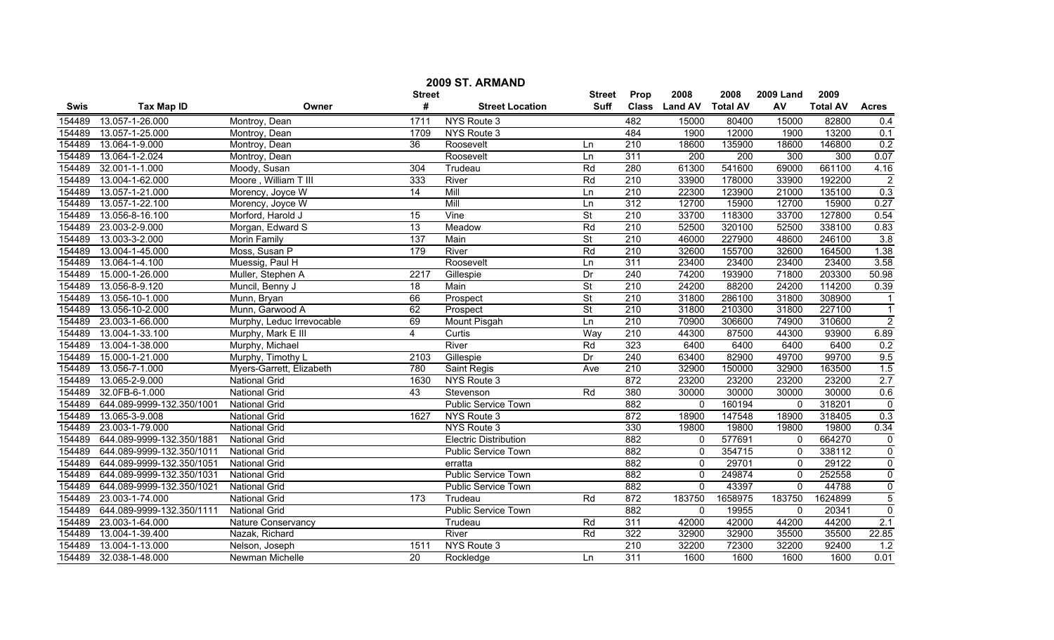# 2009 ST. ARMAND

| Swis | Tax Map ID | Owner | Street # | Street Location | Street Suff | Prop Class | 2008 Land AV | 2008 Total AV | 2009 Land AV | 2009 Total AV | Acres |
|---|---|---|---|---|---|---|---|---|---|---|---|
| 154489 | 13.057-1-26.000 | Montroy, Dean | 1711 | NYS Route 3 | | 482 | 15000 | 80400 | 15000 | 82800 | 0.4 |
| 154489 | 13.057-1-25.000 | Montroy, Dean | 1709 | NYS Route 3 | | 484 | 1900 | 12000 | 1900 | 13200 | 0.1 |
| 154489 | 13.064-1-9.000 | Montroy, Dean | 36 | Roosevelt | Ln | 210 | 18600 | 135900 | 18600 | 146800 | 0.2 |
| 154489 | 13.064-1-2.024 | Montroy, Dean | | Roosevelt | Ln | 311 | 200 | 200 | 300 | 300 | 0.07 |
| 154489 | 32.001-1-1.000 | Moody, Susan | 304 | Trudeau | Rd | 280 | 61300 | 541600 | 69000 | 661100 | 4.16 |
| 154489 | 13.004-1-62.000 | Moore , William T III | 333 | River | Rd | 210 | 33900 | 178000 | 33900 | 192200 | 2 |
| 154489 | 13.057-1-21.000 | Morency, Joyce W | 14 | Mill | Ln | 210 | 22300 | 123900 | 21000 | 135100 | 0.3 |
| 154489 | 13.057-1-22.100 | Morency, Joyce W | | Mill | Ln | 312 | 12700 | 15900 | 12700 | 15900 | 0.27 |
| 154489 | 13.056-8-16.100 | Morford, Harold J | 15 | Vine | St | 210 | 33700 | 118300 | 33700 | 127800 | 0.54 |
| 154489 | 23.003-2-9.000 | Morgan, Edward S | 13 | Meadow | Rd | 210 | 52500 | 320100 | 52500 | 338100 | 0.83 |
| 154489 | 13.003-3-2.000 | Morin Family | 137 | Main | St | 210 | 46000 | 227900 | 48600 | 246100 | 3.8 |
| 154489 | 13.004-1-45.000 | Moss, Susan P | 179 | River | Rd | 210 | 32600 | 155700 | 32600 | 164500 | 1.38 |
| 154489 | 13.064-1-4.100 | Muessig, Paul H | | Roosevelt | Ln | 311 | 23400 | 23400 | 23400 | 23400 | 3.58 |
| 154489 | 15.000-1-26.000 | Muller, Stephen A | 2217 | Gillespie | Dr | 240 | 74200 | 193900 | 71800 | 203300 | 50.98 |
| 154489 | 13.056-8-9.120 | Muncil, Benny J | 18 | Main | St | 210 | 24200 | 88200 | 24200 | 114200 | 0.39 |
| 154489 | 13.056-10-1.000 | Munn, Bryan | 66 | Prospect | St | 210 | 31800 | 286100 | 31800 | 308900 | 1 |
| 154489 | 13.056-10-2.000 | Munn, Garwood A | 62 | Prospect | St | 210 | 31800 | 210300 | 31800 | 227100 | 1 |
| 154489 | 23.003-1-66.000 | Murphy, Leduc Irrevocable | 69 | Mount Pisgah | Ln | 210 | 70900 | 306600 | 74900 | 310600 | 2 |
| 154489 | 13.004-1-33.100 | Murphy, Mark E III | 4 | Curtis | Way | 210 | 44300 | 87500 | 44300 | 93900 | 6.89 |
| 154489 | 13.004-1-38.000 | Murphy, Michael | | River | Rd | 323 | 6400 | 6400 | 6400 | 6400 | 0.2 |
| 154489 | 15.000-1-21.000 | Murphy, Timothy L | 2103 | Gillespie | Dr | 240 | 63400 | 82900 | 49700 | 99700 | 9.5 |
| 154489 | 13.056-7-1.000 | Myers-Garrett, Elizabeth | 780 | Saint Regis | Ave | 210 | 32900 | 150000 | 32900 | 163500 | 1.5 |
| 154489 | 13.065-2-9.000 | National Grid | 1630 | NYS Route 3 | | 872 | 23200 | 23200 | 23200 | 23200 | 2.7 |
| 154489 | 32.0FB-6-1.000 | National Grid | 43 | Stevenson | Rd | 380 | 30000 | 30000 | 30000 | 30000 | 0.6 |
| 154489 | 644.089-9999-132.350/1001 | National Grid | | Public Service Town | | 882 | 0 | 160194 | 0 | 318201 | 0 |
| 154489 | 13.065-3-9.008 | National Grid | 1627 | NYS Route 3 | | 872 | 18900 | 147548 | 18900 | 318405 | 0.3 |
| 154489 | 23.003-1-79.000 | National Grid | | NYS Route 3 | | 330 | 19800 | 19800 | 19800 | 19800 | 0.34 |
| 154489 | 644.089-9999-132.350/1881 | National Grid | | Electric Distribution | | 882 | 0 | 577691 | 0 | 664270 | 0 |
| 154489 | 644.089-9999-132.350/1011 | National Grid | | Public Service Town | | 882 | 0 | 354715 | 0 | 338112 | 0 |
| 154489 | 644.089-9999-132.350/1051 | National Grid | | erratta | | 882 | 0 | 29701 | 0 | 29122 | 0 |
| 154489 | 644.089-9999-132.350/1031 | National Grid | | Public Service Town | | 882 | 0 | 249874 | 0 | 252558 | 0 |
| 154489 | 644.089-9999-132.350/1021 | National Grid | | Public Service Town | | 882 | 0 | 43397 | 0 | 44788 | 0 |
| 154489 | 23.003-1-74.000 | National Grid | 173 | Trudeau | Rd | 872 | 183750 | 1658975 | 183750 | 1624899 | 5 |
| 154489 | 644.089-9999-132.350/1111 | National Grid | | Public Service Town | | 882 | 0 | 19955 | 0 | 20341 | 0 |
| 154489 | 23.003-1-64.000 | Nature Conservancy | | Trudeau | Rd | 311 | 42000 | 42000 | 44200 | 44200 | 2.1 |
| 154489 | 13.004-1-39.400 | Nazak, Richard | | River | Rd | 322 | 32900 | 32900 | 35500 | 35500 | 22.85 |
| 154489 | 13.004-1-13.000 | Nelson, Joseph | 1511 | NYS Route 3 | | 210 | 32200 | 72300 | 32200 | 92400 | 1.2 |
| 154489 | 32.038-1-48.000 | Newman Michelle | 20 | Rockledge | Ln | 311 | 1600 | 1600 | 1600 | 1600 | 0.01 |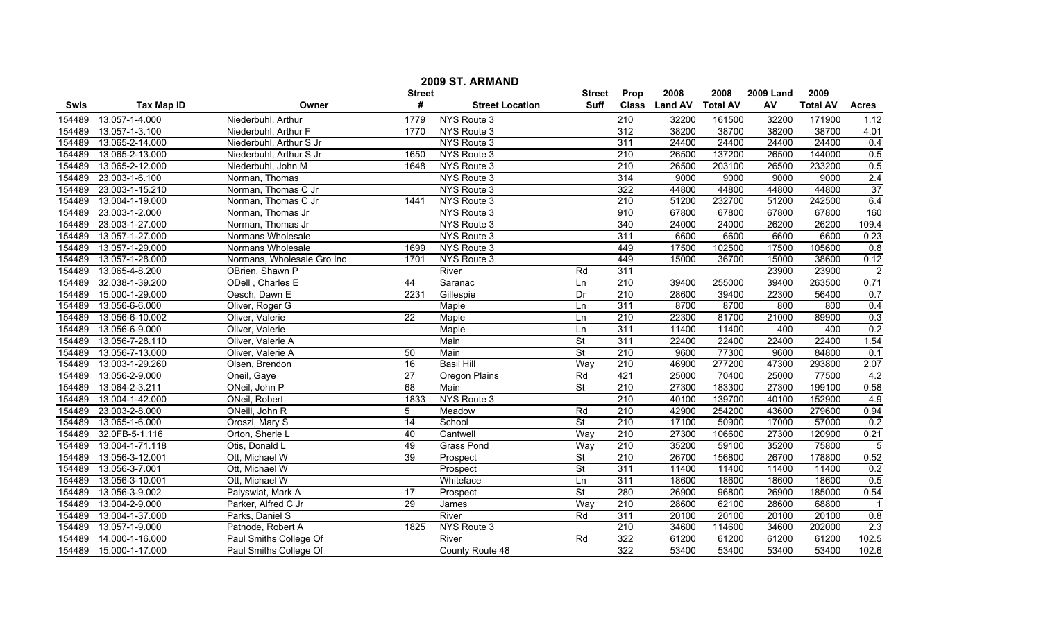# 2009 ST. ARMAND

| Swis | Tax Map ID | Owner | Street # | Street Location | Street Suff | Prop Class | 2008 Land AV | 2008 Total AV | 2009 Land AV | 2009 Total AV | Acres |
|---|---|---|---|---|---|---|---|---|---|---|---|
| 154489 | 13.057-1-4.000 | Niederbuhl, Arthur | 1779 | NYS Route 3 | | 210 | 32200 | 161500 | 32200 | 171900 | 1.12 |
| 154489 | 13.057-1-3.100 | Niederbuhl, Arthur F | 1770 | NYS Route 3 | | 312 | 38200 | 38700 | 38200 | 38700 | 4.01 |
| 154489 | 13.065-2-14.000 | Niederbuhl, Arthur S Jr | | NYS Route 3 | | 311 | 24400 | 24400 | 24400 | 24400 | 0.4 |
| 154489 | 13.065-2-13.000 | Niederbuhl, Arthur S Jr | 1650 | NYS Route 3 | | 210 | 26500 | 137200 | 26500 | 144000 | 0.5 |
| 154489 | 13.065-2-12.000 | Niederbuhl, John M | 1648 | NYS Route 3 | | 210 | 26500 | 203100 | 26500 | 233200 | 0.5 |
| 154489 | 23.003-1-6.100 | Norman, Thomas | | NYS Route 3 | | 314 | 9000 | 9000 | 9000 | 9000 | 2.4 |
| 154489 | 23.003-1-15.210 | Norman, Thomas C Jr | | NYS Route 3 | | 322 | 44800 | 44800 | 44800 | 44800 | 37 |
| 154489 | 13.004-1-19.000 | Norman, Thomas C Jr | 1441 | NYS Route 3 | | 210 | 51200 | 232700 | 51200 | 242500 | 6.4 |
| 154489 | 23.003-1-2.000 | Norman, Thomas Jr | | NYS Route 3 | | 910 | 67800 | 67800 | 67800 | 67800 | 160 |
| 154489 | 23.003-1-27.000 | Norman, Thomas Jr | | NYS Route 3 | | 340 | 24000 | 24000 | 26200 | 26200 | 109.4 |
| 154489 | 13.057-1-27.000 | Normans Wholesale | | NYS Route 3 | | 311 | 6600 | 6600 | 6600 | 6600 | 0.23 |
| 154489 | 13.057-1-29.000 | Normans Wholesale | 1699 | NYS Route 3 | | 449 | 17500 | 102500 | 17500 | 105600 | 0.8 |
| 154489 | 13.057-1-28.000 | Normans, Wholesale Gro Inc | 1701 | NYS Route 3 | | 449 | 15000 | 36700 | 15000 | 38600 | 0.12 |
| 154489 | 13.065-4-8.200 | OBrien, Shawn P | | River | Rd | 311 | | | 23900 | 23900 | 2 |
| 154489 | 32.038-1-39.200 | ODell , Charles E | 44 | Saranac | Ln | 210 | 39400 | 255000 | 39400 | 263500 | 0.71 |
| 154489 | 15.000-1-29.000 | Oesch, Dawn E | 2231 | Gillespie | Dr | 210 | 28600 | 39400 | 22300 | 56400 | 0.7 |
| 154489 | 13.056-6-6.000 | Oliver, Roger G | | Maple | Ln | 311 | 8700 | 8700 | 800 | 800 | 0.4 |
| 154489 | 13.056-6-10.002 | Oliver, Valerie | 22 | Maple | Ln | 210 | 22300 | 81700 | 21000 | 89900 | 0.3 |
| 154489 | 13.056-6-9.000 | Oliver, Valerie | | Maple | Ln | 311 | 11400 | 11400 | 400 | 400 | 0.2 |
| 154489 | 13.056-7-28.110 | Oliver, Valerie A | | Main | St | 311 | 22400 | 22400 | 22400 | 22400 | 1.54 |
| 154489 | 13.056-7-13.000 | Oliver, Valerie A | 50 | Main | St | 210 | 9600 | 77300 | 9600 | 84800 | 0.1 |
| 154489 | 13.003-1-29.260 | Olsen, Brendon | 16 | Basil Hill | Way | 210 | 46900 | 277200 | 47300 | 293800 | 2.07 |
| 154489 | 13.056-2-9.000 | Oneil, Gaye | 27 | Oregon Plains | Rd | 421 | 25000 | 70400 | 25000 | 77500 | 4.2 |
| 154489 | 13.064-2-3.211 | ONeil, John P | 68 | Main | St | 210 | 27300 | 183300 | 27300 | 199100 | 0.58 |
| 154489 | 13.004-1-42.000 | ONeil, Robert | 1833 | NYS Route 3 | | 210 | 40100 | 139700 | 40100 | 152900 | 4.9 |
| 154489 | 23.003-2-8.000 | ONeill, John R | 5 | Meadow | Rd | 210 | 42900 | 254200 | 43600 | 279600 | 0.94 |
| 154489 | 13.065-1-6.000 | Oroszi, Mary S | 14 | School | St | 210 | 17100 | 50900 | 17000 | 57000 | 0.2 |
| 154489 | 32.0FB-5-1.116 | Orton, Sherie L | 40 | Cantwell | Way | 210 | 27300 | 106600 | 27300 | 120900 | 0.21 |
| 154489 | 13.004-1-71.118 | Otis, Donald L | 49 | Grass Pond | Way | 210 | 35200 | 59100 | 35200 | 75800 | 5 |
| 154489 | 13.056-3-12.001 | Ott, Michael W | 39 | Prospect | St | 210 | 26700 | 156800 | 26700 | 178800 | 0.52 |
| 154489 | 13.056-3-7.001 | Ott, Michael W | | Prospect | St | 311 | 11400 | 11400 | 11400 | 11400 | 0.2 |
| 154489 | 13.056-3-10.001 | Ott, Michael W | | Whiteface | Ln | 311 | 18600 | 18600 | 18600 | 18600 | 0.5 |
| 154489 | 13.056-3-9.002 | Palyswiat, Mark A | 17 | Prospect | St | 280 | 26900 | 96800 | 26900 | 185000 | 0.54 |
| 154489 | 13.004-2-9.000 | Parker, Alfred C Jr | 29 | James | Way | 210 | 28600 | 62100 | 28600 | 68800 | 1 |
| 154489 | 13.004-1-37.000 | Parks, Daniel S | | River | Rd | 311 | 20100 | 20100 | 20100 | 20100 | 0.8 |
| 154489 | 13.057-1-9.000 | Patnode, Robert A | 1825 | NYS Route 3 | | 210 | 34600 | 114600 | 34600 | 202000 | 2.3 |
| 154489 | 14.000-1-16.000 | Paul Smiths College Of | | River | Rd | 322 | 61200 | 61200 | 61200 | 61200 | 102.5 |
| 154489 | 15.000-1-17.000 | Paul Smiths College Of | | County Route 48 | | 322 | 53400 | 53400 | 53400 | 53400 | 102.6 |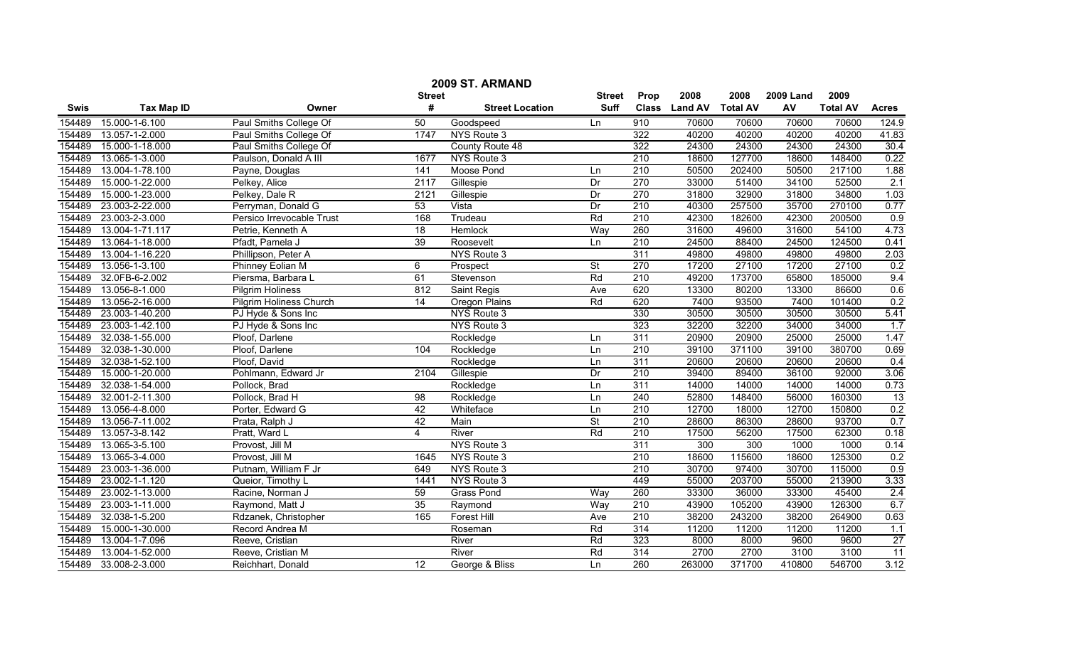# 2009 ST. ARMAND

| Swis | Tax Map ID | Owner | Street # | Street Location | Street Suff | Prop Class | 2008 Land AV | 2008 Total AV | 2009 Land AV | 2009 Total AV | Acres |
|---|---|---|---|---|---|---|---|---|---|---|---|
| 154489 | 15.000-1-6.100 | Paul Smiths College Of | 50 | Goodspeed | Ln | 910 | 70600 | 70600 | 70600 | 70600 | 124.9 |
| 154489 | 13.057-1-2.000 | Paul Smiths College Of | 1747 | NYS Route 3 | | 322 | 40200 | 40200 | 40200 | 40200 | 41.83 |
| 154489 | 15.000-1-18.000 | Paul Smiths College Of | | County Route 48 | | 322 | 24300 | 24300 | 24300 | 24300 | 30.4 |
| 154489 | 13.065-1-3.000 | Paulson, Donald A III | 1677 | NYS Route 3 | | 210 | 18600 | 127700 | 18600 | 148400 | 0.22 |
| 154489 | 13.004-1-78.100 | Payne, Douglas | 141 | Moose Pond | Ln | 210 | 50500 | 202400 | 50500 | 217100 | 1.88 |
| 154489 | 15.000-1-22.000 | Pelkey, Alice | 2117 | Gillespie | Dr | 270 | 33000 | 51400 | 34100 | 52500 | 2.1 |
| 154489 | 15.000-1-23.000 | Pelkey, Dale R | 2121 | Gillespie | Dr | 270 | 31800 | 32900 | 31800 | 34800 | 1.03 |
| 154489 | 23.003-2-22.000 | Perryman, Donald G | 53 | Vista | Dr | 210 | 40300 | 257500 | 35700 | 270100 | 0.77 |
| 154489 | 23.003-2-3.000 | Persico Irrevocable Trust | 168 | Trudeau | Rd | 210 | 42300 | 182600 | 42300 | 200500 | 0.9 |
| 154489 | 13.004-1-71.117 | Petrie, Kenneth A | 18 | Hemlock | Way | 260 | 31600 | 49600 | 31600 | 54100 | 4.73 |
| 154489 | 13.064-1-18.000 | Pfadt, Pamela J | 39 | Roosevelt | Ln | 210 | 24500 | 88400 | 24500 | 124500 | 0.41 |
| 154489 | 13.004-1-16.220 | Phillipson, Peter A | | NYS Route 3 | | 311 | 49800 | 49800 | 49800 | 49800 | 2.03 |
| 154489 | 13.056-1-3.100 | Phinney Eolian M | 6 | Prospect | St | 270 | 17200 | 27100 | 17200 | 27100 | 0.2 |
| 154489 | 32.0FB-6-2.002 | Piersma, Barbara L | 61 | Stevenson | Rd | 210 | 49200 | 173700 | 65800 | 185000 | 9.4 |
| 154489 | 13.056-8-1.000 | Pilgrim Holiness | 812 | Saint Regis | Ave | 620 | 13300 | 80200 | 13300 | 86600 | 0.6 |
| 154489 | 13.056-2-16.000 | Pilgrim Holiness Church | 14 | Oregon Plains | Rd | 620 | 7400 | 93500 | 7400 | 101400 | 0.2 |
| 154489 | 23.003-1-40.200 | PJ Hyde & Sons Inc | | NYS Route 3 | | 330 | 30500 | 30500 | 30500 | 30500 | 5.41 |
| 154489 | 23.003-1-42.100 | PJ Hyde & Sons Inc | | NYS Route 3 | | 323 | 32200 | 32200 | 34000 | 34000 | 1.7 |
| 154489 | 32.038-1-55.000 | Ploof, Darlene | | Rockledge | Ln | 311 | 20900 | 20900 | 25000 | 25000 | 1.47 |
| 154489 | 32.038-1-30.000 | Ploof, Darlene | 104 | Rockledge | Ln | 210 | 39100 | 371100 | 39100 | 380700 | 0.69 |
| 154489 | 32.038-1-52.100 | Ploof, David | | Rockledge | Ln | 311 | 20600 | 20600 | 20600 | 20600 | 0.4 |
| 154489 | 15.000-1-20.000 | Pohlmann, Edward Jr | 2104 | Gillespie | Dr | 210 | 39400 | 89400 | 36100 | 92000 | 3.06 |
| 154489 | 32.038-1-54.000 | Pollock, Brad | | Rockledge | Ln | 311 | 14000 | 14000 | 14000 | 14000 | 0.73 |
| 154489 | 32.001-2-11.300 | Pollock, Brad H | 98 | Rockledge | Ln | 240 | 52800 | 148400 | 56000 | 160300 | 13 |
| 154489 | 13.056-4-8.000 | Porter, Edward G | 42 | Whiteface | Ln | 210 | 12700 | 18000 | 12700 | 150800 | 0.2 |
| 154489 | 13.056-7-11.002 | Prata, Ralph J | 42 | Main | St | 210 | 28600 | 86300 | 28600 | 93700 | 0.7 |
| 154489 | 13.057-3-8.142 | Pratt, Ward L | 4 | River | Rd | 210 | 17500 | 56200 | 17500 | 62300 | 0.18 |
| 154489 | 13.065-3-5.100 | Provost, Jill M | | NYS Route 3 | | 311 | 300 | 300 | 1000 | 1000 | 0.14 |
| 154489 | 13.065-3-4.000 | Provost, Jill M | 1645 | NYS Route 3 | | 210 | 18600 | 115600 | 18600 | 125300 | 0.2 |
| 154489 | 23.003-1-36.000 | Putnam, William F Jr | 649 | NYS Route 3 | | 210 | 30700 | 97400 | 30700 | 115000 | 0.9 |
| 154489 | 23.002-1-1.120 | Queior, Timothy L | 1441 | NYS Route 3 | | 449 | 55000 | 203700 | 55000 | 213900 | 3.33 |
| 154489 | 23.002-1-13.000 | Racine, Norman J | 59 | Grass Pond | Way | 260 | 33300 | 36000 | 33300 | 45400 | 2.4 |
| 154489 | 23.003-1-11.000 | Raymond, Matt J | 35 | Raymond | Way | 210 | 43900 | 105200 | 43900 | 126300 | 6.7 |
| 154489 | 32.038-1-5.200 | Rdzanek, Christopher | 165 | Forest Hill | Ave | 210 | 38200 | 243200 | 38200 | 264900 | 0.63 |
| 154489 | 15.000-1-30.000 | Record Andrea M | | Roseman | Rd | 314 | 11200 | 11200 | 11200 | 11200 | 1.1 |
| 154489 | 13.004-1-7.096 | Reeve, Cristian | | River | Rd | 323 | 8000 | 8000 | 9600 | 9600 | 27 |
| 154489 | 13.004-1-52.000 | Reeve, Cristian M | | River | Rd | 314 | 2700 | 2700 | 3100 | 3100 | 11 |
| 154489 | 33.008-2-3.000 | Reichhart, Donald | 12 | George & Bliss | Ln | 260 | 263000 | 371700 | 410800 | 546700 | 3.12 |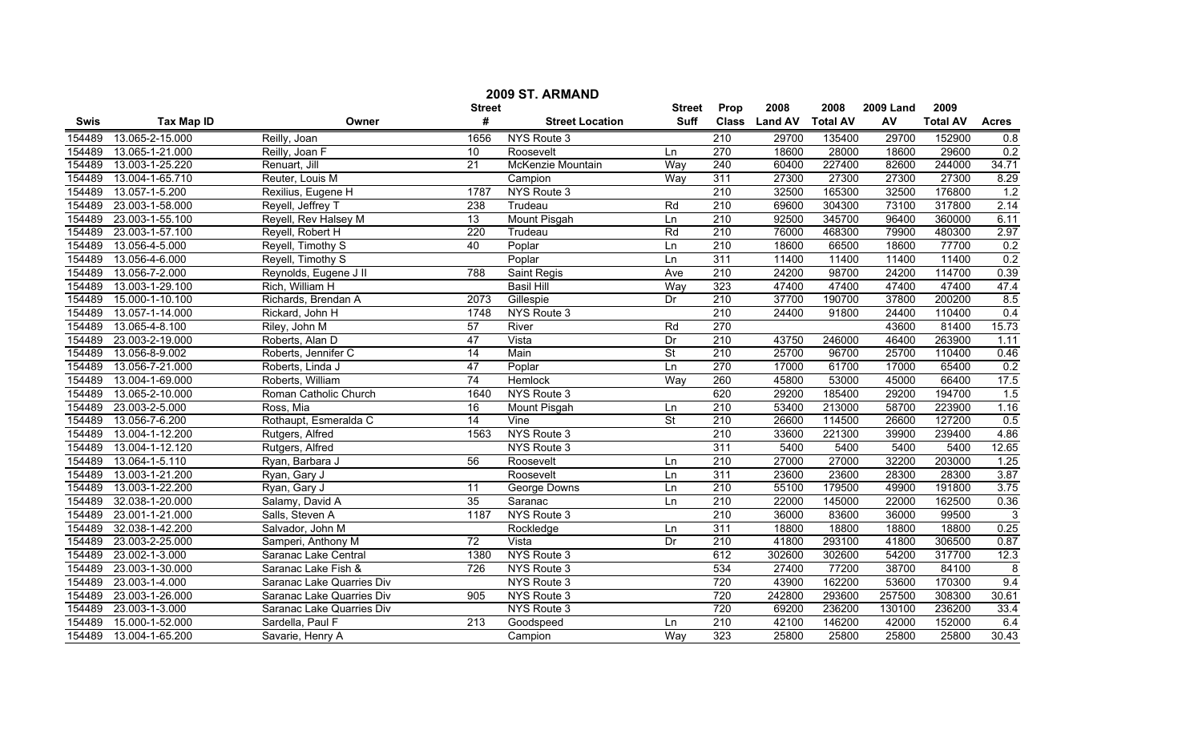# 2009 ST. ARMAND

| Swis | Tax Map ID | Owner | Street # | Street Location | Street Suff | Prop Class | 2008 Land AV | 2008 Total AV | 2009 Land AV | 2009 Total AV | Acres |
|---|---|---|---|---|---|---|---|---|---|---|---|
| 154489 | 13.065-2-15.000 | Reilly, Joan | 1656 | NYS Route 3 | | 210 | 29700 | 135400 | 29700 | 152900 | 0.8 |
| 154489 | 13.065-1-21.000 | Reilly, Joan F | 10 | Roosevelt | Ln | 270 | 18600 | 28000 | 18600 | 29600 | 0.2 |
| 154489 | 13.003-1-25.220 | Renuart, Jill | 21 | McKenzie Mountain | Way | 240 | 60400 | 227400 | 82600 | 244000 | 34.71 |
| 154489 | 13.004-1-65.710 | Reuter, Louis M | | Campion | Way | 311 | 27300 | 27300 | 27300 | 27300 | 8.29 |
| 154489 | 13.057-1-5.200 | Rexilius, Eugene H | 1787 | NYS Route 3 | | 210 | 32500 | 165300 | 32500 | 176800 | 1.2 |
| 154489 | 23.003-1-58.000 | Reyell, Jeffrey T | 238 | Trudeau | Rd | 210 | 69600 | 304300 | 73100 | 317800 | 2.14 |
| 154489 | 23.003-1-55.100 | Reyell, Rev Halsey M | 13 | Mount Pisgah | Ln | 210 | 92500 | 345700 | 96400 | 360000 | 6.11 |
| 154489 | 23.003-1-57.100 | Reyell, Robert H | 220 | Trudeau | Rd | 210 | 76000 | 468300 | 79900 | 480300 | 2.97 |
| 154489 | 13.056-4-5.000 | Reyell, Timothy S | 40 | Poplar | Ln | 210 | 18600 | 66500 | 18600 | 77700 | 0.2 |
| 154489 | 13.056-4-6.000 | Reyell, Timothy S | | Poplar | Ln | 311 | 11400 | 11400 | 11400 | 11400 | 0.2 |
| 154489 | 13.056-7-2.000 | Reynolds, Eugene J II | 788 | Saint Regis | Ave | 210 | 24200 | 98700 | 24200 | 114700 | 0.39 |
| 154489 | 13.003-1-29.100 | Rich, William H | | Basil Hill | Way | 323 | 47400 | 47400 | 47400 | 47400 | 47.4 |
| 154489 | 15.000-1-10.100 | Richards, Brendan A | 2073 | Gillespie | Dr | 210 | 37700 | 190700 | 37800 | 200200 | 8.5 |
| 154489 | 13.057-1-14.000 | Rickard, John H | 1748 | NYS Route 3 | | 210 | 24400 | 91800 | 24400 | 110400 | 0.4 |
| 154489 | 13.065-4-8.100 | Riley, John M | 57 | River | Rd | 270 | | | 43600 | 81400 | 15.73 |
| 154489 | 23.003-2-19.000 | Roberts, Alan D | 47 | Vista | Dr | 210 | 43750 | 246000 | 46400 | 263900 | 1.11 |
| 154489 | 13.056-8-9.002 | Roberts, Jennifer C | 14 | Main | St | 210 | 25700 | 96700 | 25700 | 110400 | 0.46 |
| 154489 | 13.056-7-21.000 | Roberts, Linda J | 47 | Poplar | Ln | 270 | 17000 | 61700 | 17000 | 65400 | 0.2 |
| 154489 | 13.004-1-69.000 | Roberts, William | 74 | Hemlock | Way | 260 | 45800 | 53000 | 45000 | 66400 | 17.5 |
| 154489 | 13.065-2-10.000 | Roman Catholic Church | 1640 | NYS Route 3 | | 620 | 29200 | 185400 | 29200 | 194700 | 1.5 |
| 154489 | 23.003-2-5.000 | Ross, Mia | 16 | Mount Pisgah | Ln | 210 | 53400 | 213000 | 58700 | 223900 | 1.16 |
| 154489 | 13.056-7-6.200 | Rothaupt, Esmeralda C | 14 | Vine | St | 210 | 26600 | 114500 | 26600 | 127200 | 0.5 |
| 154489 | 13.004-1-12.200 | Rutgers, Alfred | 1563 | NYS Route 3 | | 210 | 33600 | 221300 | 39900 | 239400 | 4.86 |
| 154489 | 13.004-1-12.120 | Rutgers, Alfred | | NYS Route 3 | | 311 | 5400 | 5400 | 5400 | 5400 | 12.65 |
| 154489 | 13.064-1-5.110 | Ryan, Barbara J | 56 | Roosevelt | Ln | 210 | 27000 | 27000 | 32200 | 203000 | 1.25 |
| 154489 | 13.003-1-21.200 | Ryan, Gary J | | Roosevelt | Ln | 311 | 23600 | 23600 | 28300 | 28300 | 3.87 |
| 154489 | 13.003-1-22.200 | Ryan, Gary J | 11 | George Downs | Ln | 210 | 55100 | 179500 | 49900 | 191800 | 3.75 |
| 154489 | 32.038-1-20.000 | Salamy, David A | 35 | Saranac | Ln | 210 | 22000 | 145000 | 22000 | 162500 | 0.36 |
| 154489 | 23.001-1-21.000 | Salls, Steven A | 1187 | NYS Route 3 | | 210 | 36000 | 83600 | 36000 | 99500 | 3 |
| 154489 | 32.038-1-42.200 | Salvador, John M | | Rockledge | Ln | 311 | 18800 | 18800 | 18800 | 18800 | 0.25 |
| 154489 | 23.003-2-25.000 | Samperi, Anthony M | 72 | Vista | Dr | 210 | 41800 | 293100 | 41800 | 306500 | 0.87 |
| 154489 | 23.002-1-3.000 | Saranac Lake Central | 1380 | NYS Route 3 | | 612 | 302600 | 302600 | 54200 | 317700 | 12.3 |
| 154489 | 23.003-1-30.000 | Saranac Lake Fish & | 726 | NYS Route 3 | | 534 | 27400 | 77200 | 38700 | 84100 | 8 |
| 154489 | 23.003-1-4.000 | Saranac Lake Quarries Div | | NYS Route 3 | | 720 | 43900 | 162200 | 53600 | 170300 | 9.4 |
| 154489 | 23.003-1-26.000 | Saranac Lake Quarries Div | 905 | NYS Route 3 | | 720 | 242800 | 293600 | 257500 | 308300 | 30.61 |
| 154489 | 23.003-1-3.000 | Saranac Lake Quarries Div | | NYS Route 3 | | 720 | 69200 | 236200 | 130100 | 236200 | 33.4 |
| 154489 | 15.000-1-52.000 | Sardella, Paul F | 213 | Goodspeed | Ln | 210 | 42100 | 146200 | 42000 | 152000 | 6.4 |
| 154489 | 13.004-1-65.200 | Savarie, Henry A | | Campion | Way | 323 | 25800 | 25800 | 25800 | 25800 | 30.43 |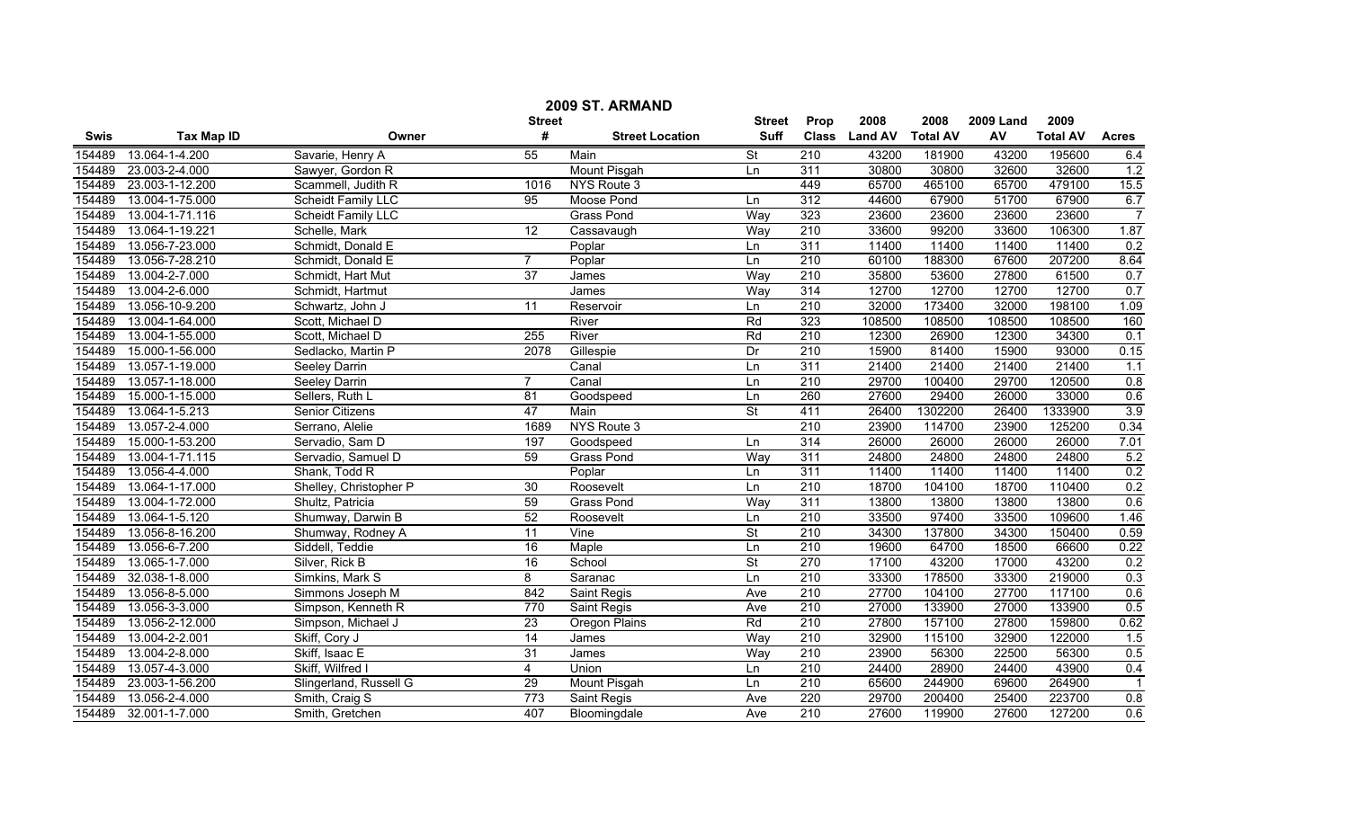# 2009 ST. ARMAND

| Swis | Tax Map ID | Owner | Street # | Street Location | Street Suff | Prop Class | 2008 Land AV | 2008 Total AV | 2009 Land AV | 2009 Total AV | Acres |
|---|---|---|---|---|---|---|---|---|---|---|---|
| 154489 | 13.064-1-4.200 | Savarie, Henry A | 55 | Main | St | 210 | 43200 | 181900 | 43200 | 195600 | 6.4 |
| 154489 | 23.003-2-4.000 | Sawyer, Gordon R | | Mount Pisgah | Ln | 311 | 30800 | 30800 | 32600 | 32600 | 1.2 |
| 154489 | 23.003-1-12.200 | Scammell, Judith R | 1016 | NYS Route 3 | | 449 | 65700 | 465100 | 65700 | 479100 | 15.5 |
| 154489 | 13.004-1-75.000 | Scheidt Family LLC | 95 | Moose Pond | Ln | 312 | 44600 | 67900 | 51700 | 67900 | 6.7 |
| 154489 | 13.004-1-71.116 | Scheidt Family LLC | | Grass Pond | Way | 323 | 23600 | 23600 | 23600 | 23600 | 7 |
| 154489 | 13.064-1-19.221 | Schelle, Mark | 12 | Cassavaugh | Way | 210 | 33600 | 99200 | 33600 | 106300 | 1.87 |
| 154489 | 13.056-7-23.000 | Schmidt, Donald E | | Poplar | Ln | 311 | 11400 | 11400 | 11400 | 11400 | 0.2 |
| 154489 | 13.056-7-28.210 | Schmidt, Donald E | 7 | Poplar | Ln | 210 | 60100 | 188300 | 67600 | 207200 | 8.64 |
| 154489 | 13.004-2-7.000 | Schmidt, Hart Mut | 37 | James | Way | 210 | 35800 | 53600 | 27800 | 61500 | 0.7 |
| 154489 | 13.004-2-6.000 | Schmidt, Hartmut | | James | Way | 314 | 12700 | 12700 | 12700 | 12700 | 0.7 |
| 154489 | 13.056-10-9.200 | Schwartz, John J | 11 | Reservoir | Ln | 210 | 32000 | 173400 | 32000 | 198100 | 1.09 |
| 154489 | 13.004-1-64.000 | Scott, Michael D | | River | Rd | 323 | 108500 | 108500 | 108500 | 108500 | 160 |
| 154489 | 13.004-1-55.000 | Scott, Michael D | 255 | River | Rd | 210 | 12300 | 26900 | 12300 | 34300 | 0.1 |
| 154489 | 15.000-1-56.000 | Sedlacko, Martin P | 2078 | Gillespie | Dr | 210 | 15900 | 81400 | 15900 | 93000 | 0.15 |
| 154489 | 13.057-1-19.000 | Seeley Darrin | | Canal | Ln | 311 | 21400 | 21400 | 21400 | 21400 | 1.1 |
| 154489 | 13.057-1-18.000 | Seeley Darrin | 7 | Canal | Ln | 210 | 29700 | 100400 | 29700 | 120500 | 0.8 |
| 154489 | 15.000-1-15.000 | Sellers, Ruth L | 81 | Goodspeed | Ln | 260 | 27600 | 29400 | 26000 | 33000 | 0.6 |
| 154489 | 13.064-1-5.213 | Senior Citizens | 47 | Main | St | 411 | 26400 | 1302200 | 26400 | 1333900 | 3.9 |
| 154489 | 13.057-2-4.000 | Serrano, Alelie | 1689 | NYS Route 3 | | 210 | 23900 | 114700 | 23900 | 125200 | 0.34 |
| 154489 | 15.000-1-53.200 | Servadio, Sam D | 197 | Goodspeed | Ln | 314 | 26000 | 26000 | 26000 | 26000 | 7.01 |
| 154489 | 13.004-1-71.115 | Servadio, Samuel D | 59 | Grass Pond | Way | 311 | 24800 | 24800 | 24800 | 24800 | 5.2 |
| 154489 | 13.056-4-4.000 | Shank, Todd R | | Poplar | Ln | 311 | 11400 | 11400 | 11400 | 11400 | 0.2 |
| 154489 | 13.064-1-17.000 | Shelley, Christopher P | 30 | Roosevelt | Ln | 210 | 18700 | 104100 | 18700 | 110400 | 0.2 |
| 154489 | 13.004-1-72.000 | Shultz, Patricia | 59 | Grass Pond | Way | 311 | 13800 | 13800 | 13800 | 13800 | 0.6 |
| 154489 | 13.064-1-5.120 | Shumway, Darwin B | 52 | Roosevelt | Ln | 210 | 33500 | 97400 | 33500 | 109600 | 1.46 |
| 154489 | 13.056-8-16.200 | Shumway, Rodney A | 11 | Vine | St | 210 | 34300 | 137800 | 34300 | 150400 | 0.59 |
| 154489 | 13.056-6-7.200 | Siddell, Teddie | 16 | Maple | Ln | 210 | 19600 | 64700 | 18500 | 66600 | 0.22 |
| 154489 | 13.065-1-7.000 | Silver, Rick B | 16 | School | St | 270 | 17100 | 43200 | 17000 | 43200 | 0.2 |
| 154489 | 32.038-1-8.000 | Simkins, Mark S | 8 | Saranac | Ln | 210 | 33300 | 178500 | 33300 | 219000 | 0.3 |
| 154489 | 13.056-8-5.000 | Simmons Joseph M | 842 | Saint Regis | Ave | 210 | 27700 | 104100 | 27700 | 117100 | 0.6 |
| 154489 | 13.056-3-3.000 | Simpson, Kenneth R | 770 | Saint Regis | Ave | 210 | 27000 | 133900 | 27000 | 133900 | 0.5 |
| 154489 | 13.056-2-12.000 | Simpson, Michael J | 23 | Oregon Plains | Rd | 210 | 27800 | 157100 | 27800 | 159800 | 0.62 |
| 154489 | 13.004-2-2.001 | Skiff, Cory J | 14 | James | Way | 210 | 32900 | 115100 | 32900 | 122000 | 1.5 |
| 154489 | 13.004-2-8.000 | Skiff, Isaac E | 31 | James | Way | 210 | 23900 | 56300 | 22500 | 56300 | 0.5 |
| 154489 | 13.057-4-3.000 | Skiff, Wilfred I | 4 | Union | Ln | 210 | 24400 | 28900 | 24400 | 43900 | 0.4 |
| 154489 | 23.003-1-56.200 | Slingerland, Russell G | 29 | Mount Pisgah | Ln | 210 | 65600 | 244900 | 69600 | 264900 | 1 |
| 154489 | 13.056-2-4.000 | Smith, Craig S | 773 | Saint Regis | Ave | 220 | 29700 | 200400 | 25400 | 223700 | 0.8 |
| 154489 | 32.001-1-7.000 | Smith, Gretchen | 407 | Bloomingdale | Ave | 210 | 27600 | 119900 | 27600 | 127200 | 0.6 |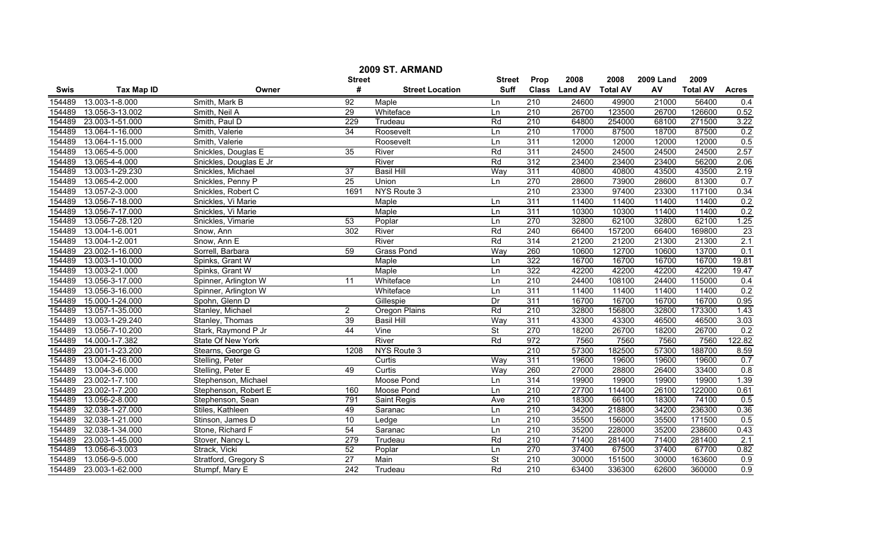## 2009 ST. ARMAND

| Swis | Tax Map ID | Owner | Street # | Street Location | Street Suff | Prop Class | 2008 Land AV | 2008 Total AV | 2009 Land AV | 2009 Total AV | Acres |
|---|---|---|---|---|---|---|---|---|---|---|---|
| 154489 | 13.003-1-8.000 | Smith, Mark B | 92 | Maple | Ln | 210 | 24600 | 49900 | 21000 | 56400 | 0.4 |
| 154489 | 13.056-3-13.002 | Smith, Neil A | 29 | Whiteface | Ln | 210 | 26700 | 123500 | 26700 | 126600 | 0.52 |
| 154489 | 23.003-1-51.000 | Smith, Paul D | 229 | Trudeau | Rd | 210 | 64800 | 254000 | 68100 | 271500 | 3.22 |
| 154489 | 13.064-1-16.000 | Smith, Valerie | 34 | Roosevelt | Ln | 210 | 17000 | 87500 | 18700 | 87500 | 0.2 |
| 154489 | 13.064-1-15.000 | Smith, Valerie | | Roosevelt | Ln | 311 | 12000 | 12000 | 12000 | 12000 | 0.5 |
| 154489 | 13.065-4-5.000 | Snickles, Douglas E | 35 | River | Rd | 311 | 24500 | 24500 | 24500 | 24500 | 2.57 |
| 154489 | 13.065-4-4.000 | Snickles, Douglas E Jr | | River | Rd | 312 | 23400 | 23400 | 23400 | 56200 | 2.06 |
| 154489 | 13.003-1-29.230 | Snickles, Michael | 37 | Basil Hill | Way | 311 | 40800 | 40800 | 43500 | 43500 | 2.19 |
| 154489 | 13.065-4-2.000 | Snickles, Penny P | 25 | Union | Ln | 270 | 28600 | 73900 | 28600 | 81300 | 0.7 |
| 154489 | 13.057-2-3.000 | Snickles, Robert C | 1691 | NYS Route 3 | | 210 | 23300 | 97400 | 23300 | 117100 | 0.34 |
| 154489 | 13.056-7-18.000 | Snickles, Vi Marie | | Maple | Ln | 311 | 11400 | 11400 | 11400 | 11400 | 0.2 |
| 154489 | 13.056-7-17.000 | Snickles, Vi Marie | | Maple | Ln | 311 | 10300 | 10300 | 11400 | 11400 | 0.2 |
| 154489 | 13.056-7-28.120 | Snickles, Vimarie | 53 | Poplar | Ln | 270 | 32800 | 62100 | 32800 | 62100 | 1.25 |
| 154489 | 13.004-1-6.001 | Snow, Ann | 302 | River | Rd | 240 | 66400 | 157200 | 66400 | 169800 | 23 |
| 154489 | 13.004-1-2.001 | Snow, Ann E | | River | Rd | 314 | 21200 | 21200 | 21300 | 21300 | 2.1 |
| 154489 | 23.002-1-16.000 | Sorrell, Barbara | 59 | Grass Pond | Way | 260 | 10600 | 12700 | 10600 | 13700 | 0.1 |
| 154489 | 13.003-1-10.000 | Spinks, Grant W | | Maple | Ln | 322 | 16700 | 16700 | 16700 | 16700 | 19.81 |
| 154489 | 13.003-2-1.000 | Spinks, Grant W | | Maple | Ln | 322 | 42200 | 42200 | 42200 | 42200 | 19.47 |
| 154489 | 13.056-3-17.000 | Spinner, Arlington W | 11 | Whiteface | Ln | 210 | 24400 | 108100 | 24400 | 115000 | 0.4 |
| 154489 | 13.056-3-16.000 | Spinner, Arlington W | | Whiteface | Ln | 311 | 11400 | 11400 | 11400 | 11400 | 0.2 |
| 154489 | 15.000-1-24.000 | Spohn, Glenn D | | Gillespie | Dr | 311 | 16700 | 16700 | 16700 | 16700 | 0.95 |
| 154489 | 13.057-1-35.000 | Stanley, Michael | 2 | Oregon Plains | Rd | 210 | 32800 | 156800 | 32800 | 173300 | 1.43 |
| 154489 | 13.003-1-29.240 | Stanley, Thomas | 39 | Basil Hill | Way | 311 | 43300 | 43300 | 46500 | 46500 | 3.03 |
| 154489 | 13.056-7-10.200 | Stark, Raymond P Jr | 44 | Vine | St | 270 | 18200 | 26700 | 18200 | 26700 | 0.2 |
| 154489 | 14.000-1-7.382 | State Of New York | | River | Rd | 972 | 7560 | 7560 | 7560 | 7560 | 122.82 |
| 154489 | 23.001-1-23.200 | Stearns, George G | 1208 | NYS Route 3 | | 210 | 57300 | 182500 | 57300 | 188700 | 8.59 |
| 154489 | 13.004-2-16.000 | Stelling, Peter | | Curtis | Way | 311 | 19600 | 19600 | 19600 | 19600 | 0.7 |
| 154489 | 13.004-3-6.000 | Stelling, Peter E | 49 | Curtis | Way | 260 | 27000 | 28800 | 26400 | 33400 | 0.8 |
| 154489 | 23.002-1-7.100 | Stephenson, Michael | | Moose Pond | Ln | 314 | 19900 | 19900 | 19900 | 19900 | 1.39 |
| 154489 | 23.002-1-7.200 | Stephenson, Robert E | 160 | Moose Pond | Ln | 210 | 27700 | 114400 | 26100 | 122000 | 0.61 |
| 154489 | 13.056-2-8.000 | Stephenson, Sean | 791 | Saint Regis | Ave | 210 | 18300 | 66100 | 18300 | 74100 | 0.5 |
| 154489 | 32.038-1-27.000 | Stiles, Kathleen | 49 | Saranac | Ln | 210 | 34200 | 218800 | 34200 | 236300 | 0.36 |
| 154489 | 32.038-1-21.000 | Stinson, James D | 10 | Ledge | Ln | 210 | 35500 | 156000 | 35500 | 171500 | 0.5 |
| 154489 | 32.038-1-34.000 | Stone, Richard F | 54 | Saranac | Ln | 210 | 35200 | 228000 | 35200 | 238600 | 0.43 |
| 154489 | 23.003-1-45.000 | Stover, Nancy L | 279 | Trudeau | Rd | 210 | 71400 | 281400 | 71400 | 281400 | 2.1 |
| 154489 | 13.056-6-3.003 | Strack, Vicki | 52 | Poplar | Ln | 270 | 37400 | 67500 | 37400 | 67700 | 0.82 |
| 154489 | 13.056-9-5.000 | Stratford, Gregory S | 27 | Main | St | 210 | 30000 | 151500 | 30000 | 163600 | 0.9 |
| 154489 | 23.003-1-62.000 | Stumpf, Mary E | 242 | Trudeau | Rd | 210 | 63400 | 336300 | 62600 | 360000 | 0.9 |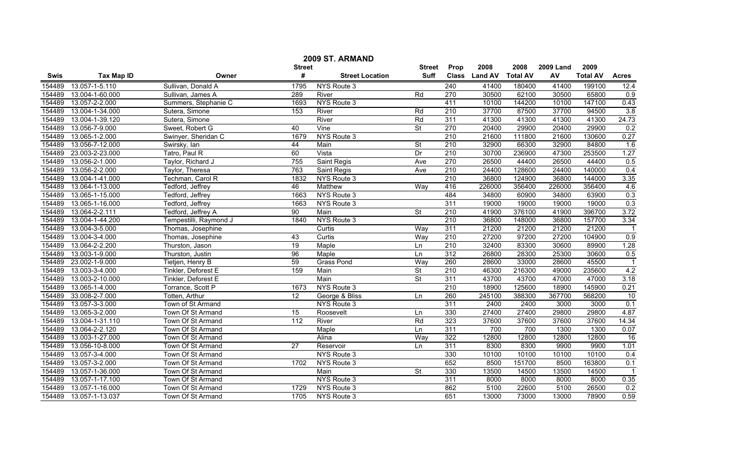# 2009 ST. ARMAND

| Swis | Tax Map ID | Owner | Street # | Street Location | Street Suff | Prop Class | 2008 Land AV | 2008 Total AV | 2009 Land AV | 2009 Total AV | Acres |
|---|---|---|---|---|---|---|---|---|---|---|---|
| 154489 | 13.057-1-5.110 | Sullivan, Donald A | 1795 | NYS Route 3 | | 240 | 41400 | 180400 | 41400 | 199100 | 12.4 |
| 154489 | 13.004-1-60.000 | Sullivan, James A | 289 | River | Rd | 270 | 30500 | 62100 | 30500 | 65800 | 0.9 |
| 154489 | 13.057-2-2.000 | Summers, Stephanie C | 1693 | NYS Route 3 | | 411 | 10100 | 144200 | 10100 | 147100 | 0.43 |
| 154489 | 13.004-1-34.000 | Sutera, Simone | 153 | River | Rd | 210 | 37700 | 87500 | 37700 | 94500 | 3.8 |
| 154489 | 13.004-1-39.120 | Sutera, Simone | | River | Rd | 311 | 41300 | 41300 | 41300 | 41300 | 24.73 |
| 154489 | 13.056-7-9.000 | Sweet, Robert G | 40 | Vine | St | 270 | 20400 | 29900 | 20400 | 29900 | 0.2 |
| 154489 | 13.065-1-2.000 | Swinyer, Sheridan C | 1679 | NYS Route 3 | | 210 | 21600 | 111800 | 21600 | 130600 | 0.27 |
| 154489 | 13.056-7-12.000 | Swirsky, Ian | 44 | Main | St | 210 | 32900 | 66300 | 32900 | 84800 | 1.6 |
| 154489 | 23.003-2-23.000 | Tatro, Paul R | 60 | Vista | Dr | 210 | 30700 | 236900 | 47300 | 253500 | 1.27 |
| 154489 | 13.056-2-1.000 | Taylor, Richard J | 755 | Saint Regis | Ave | 270 | 26500 | 44400 | 26500 | 44400 | 0.5 |
| 154489 | 13.056-2-2.000 | Taylor, Theresa | 763 | Saint Regis | Ave | 210 | 24400 | 128600 | 24400 | 140000 | 0.4 |
| 154489 | 13.004-1-41.000 | Techman, Carol R | 1832 | NYS Route 3 | | 210 | 36800 | 124900 | 36800 | 144000 | 3.35 |
| 154489 | 13.064-1-13.000 | Tedford, Jeffrey | 46 | Matthew | Way | 416 | 226000 | 356400 | 226000 | 356400 | 4.6 |
| 154489 | 13.065-1-15.000 | Tedford, Jeffrey | 1663 | NYS Route 3 | | 484 | 34800 | 60900 | 34800 | 63900 | 0.3 |
| 154489 | 13.065-1-16.000 | Tedford, Jeffrey | 1663 | NYS Route 3 | | 311 | 19000 | 19000 | 19000 | 19000 | 0.3 |
| 154489 | 13.064-2-2.111 | Tedford, Jeffrey A | 90 | Main | St | 210 | 41900 | 376100 | 41900 | 396700 | 3.72 |
| 154489 | 13.004-1-44.200 | Tempestilli, Raymond J | 1840 | NYS Route 3 | | 210 | 36800 | 148000 | 36800 | 157700 | 3.34 |
| 154489 | 13.004-3-5.000 | Thomas, Josephine | | Curtis | Way | 311 | 21200 | 21200 | 21200 | 21200 | 1 |
| 154489 | 13.004-3-4.000 | Thomas, Josephine | 43 | Curtis | Way | 210 | 27200 | 97200 | 27200 | 104900 | 0.9 |
| 154489 | 13.064-2-2.200 | Thurston, Jason | 19 | Maple | Ln | 210 | 32400 | 83300 | 30600 | 89900 | 1.28 |
| 154489 | 13.003-1-9.000 | Thurston, Justin | 96 | Maple | Ln | 312 | 26800 | 28300 | 25300 | 30600 | 0.5 |
| 154489 | 23.002-1-9.000 | Tietjen, Henry B | 59 | Grass Pond | Way | 260 | 28600 | 33000 | 28600 | 45500 | 1 |
| 154489 | 13.003-3-4.000 | Tinkler, Deforest E | 159 | Main | St | 210 | 46300 | 216300 | 49000 | 235600 | 4.2 |
| 154489 | 13.003-2-10.000 | Tinkler, Deforest E | | Main | St | 311 | 43700 | 43700 | 47000 | 47000 | 3.18 |
| 154489 | 13.065-1-4.000 | Torrance, Scott P | 1673 | NYS Route 3 | | 210 | 18900 | 125600 | 18900 | 145900 | 0.21 |
| 154489 | 33.008-2-7.000 | Totten, Arthur | 12 | George & Bliss | Ln | 260 | 245100 | 388300 | 367700 | 568200 | 10 |
| 154489 | 13.057-3-3.000 | Town of St Armand | | NYS Route 3 | | 311 | 2400 | 2400 | 3000 | 3000 | 0.1 |
| 154489 | 13.065-3-2.000 | Town Of St Armand | 15 | Roosevelt | Ln | 330 | 27400 | 27400 | 29800 | 29800 | 4.87 |
| 154489 | 13.004-1-31.110 | Town Of St Armand | 112 | River | Rd | 323 | 37600 | 37600 | 37600 | 37600 | 14.34 |
| 154489 | 13.064-2-2.120 | Town Of St Armand | | Maple | Ln | 311 | 700 | 700 | 1300 | 1300 | 0.07 |
| 154489 | 13.003-1-27.000 | Town Of St Armand | | Alina | Way | 322 | 12800 | 12800 | 12800 | 12800 | 16 |
| 154489 | 13.056-10-8.000 | Town Of St Armand | 27 | Reservoir | Ln | 311 | 8300 | 8300 | 9900 | 9900 | 1.01 |
| 154489 | 13.057-3-4.000 | Town Of St Armand | | NYS Route 3 | | 330 | 10100 | 10100 | 10100 | 10100 | 0.4 |
| 154489 | 13.057-3-2.000 | Town Of St Armand | 1702 | NYS Route 3 | | 652 | 8500 | 151700 | 8500 | 163800 | 0.1 |
| 154489 | 13.057-1-36.000 | Town Of St Armand | | Main | St | 330 | 13500 | 14500 | 13500 | 14500 | 1 |
| 154489 | 13.057-1-17.100 | Town Of St Armand | | NYS Route 3 | | 311 | 8000 | 8000 | 8000 | 8000 | 0.35 |
| 154489 | 13.057-1-16.000 | Town Of St Armand | 1729 | NYS Route 3 | | 862 | 5100 | 22600 | 5100 | 26500 | 0.2 |
| 154489 | 13.057-1-13.037 | Town Of St Armand | 1705 | NYS Route 3 | | 651 | 13000 | 73000 | 13000 | 78900 | 0.59 |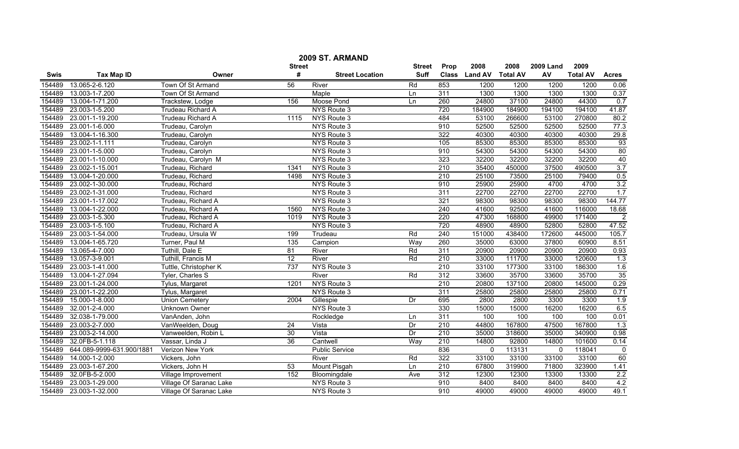# 2009 ST. ARMAND

| Swis | Tax Map ID | Owner | Street # | Street Location | Street Suff | Prop Class | 2008 Land AV | 2008 Total AV | 2009 Land AV | 2009 Total AV | Acres |
|---|---|---|---|---|---|---|---|---|---|---|---|
| 154489 | 13.065-2-6.120 | Town Of St Armand | 56 | River | Rd | 853 | 1200 | 1200 | 1200 | 1200 | 0.06 |
| 154489 | 13.003-1-7.200 | Town Of St Armand | | Maple | Ln | 311 | 1300 | 1300 | 1300 | 1300 | 0.37 |
| 154489 | 13.004-1-71.200 | Trackstew, Lodge | 156 | Moose Pond | Ln | 260 | 24800 | 37100 | 24800 | 44300 | 0.7 |
| 154489 | 23.003-1-5.200 | Trudeau Richard A | | NYS Route 3 | | 720 | 184900 | 184900 | 194100 | 194100 | 41.87 |
| 154489 | 23.001-1-19.200 | Trudeau Richard A | 1115 | NYS Route 3 | | 484 | 53100 | 266600 | 53100 | 270800 | 80.2 |
| 154489 | 23.001-1-6.000 | Trudeau, Carolyn | | NYS Route 3 | | 910 | 52500 | 52500 | 52500 | 52500 | 77.3 |
| 154489 | 13.004-1-16.300 | Trudeau, Carolyn | | NYS Route 3 | | 322 | 40300 | 40300 | 40300 | 40300 | 29.8 |
| 154489 | 23.002-1-1.111 | Trudeau, Carolyn | | NYS Route 3 | | 105 | 85300 | 85300 | 85300 | 85300 | 93 |
| 154489 | 23.001-1-5.000 | Trudeau, Carolyn | | NYS Route 3 | | 910 | 54300 | 54300 | 54300 | 54300 | 80 |
| 154489 | 23.001-1-10.000 | Trudeau, Carolyn M | | NYS Route 3 | | 323 | 32200 | 32200 | 32200 | 32200 | 40 |
| 154489 | 23.002-1-15.001 | Trudeau, Richard | 1341 | NYS Route 3 | | 210 | 35400 | 450000 | 37500 | 490500 | 3.7 |
| 154489 | 13.004-1-20.000 | Trudeau, Richard | 1498 | NYS Route 3 | | 210 | 25100 | 73500 | 25100 | 79400 | 0.5 |
| 154489 | 23.002-1-30.000 | Trudeau, Richard | | NYS Route 3 | | 910 | 25900 | 25900 | 4700 | 4700 | 3.2 |
| 154489 | 23.002-1-31.000 | Trudeau, Richard | | NYS Route 3 | | 311 | 22700 | 22700 | 22700 | 22700 | 1.7 |
| 154489 | 23.001-1-17.002 | Trudeau, Richard A | | NYS Route 3 | | 321 | 98300 | 98300 | 98300 | 98300 | 144.77 |
| 154489 | 13.004-1-22.000 | Trudeau, Richard A | 1560 | NYS Route 3 | | 240 | 41600 | 92500 | 41600 | 116000 | 18.68 |
| 154489 | 23.003-1-5.300 | Trudeau, Richard A | 1019 | NYS Route 3 | | 220 | 47300 | 168800 | 49900 | 171400 | 2 |
| 154489 | 23.003-1-5.100 | Trudeau, Richard A | | NYS Route 3 | | 720 | 48900 | 48900 | 52800 | 52800 | 47.52 |
| 154489 | 23.003-1-54.000 | Trudeau, Ursula W | 199 | Trudeau | Rd | 240 | 151000 | 438400 | 172600 | 445000 | 105.7 |
| 154489 | 13.004-1-65.720 | Turner, Paul M | 135 | Campion | Way | 260 | 35000 | 63000 | 37800 | 60900 | 8.51 |
| 154489 | 13.065-4-7.000 | Tuthill, Dale E | 81 | River | Rd | 311 | 20900 | 20900 | 20900 | 20900 | 0.93 |
| 154489 | 13.057-3-9.001 | Tuthill, Francis M | 12 | River | Rd | 210 | 33000 | 111700 | 33000 | 120600 | 1.3 |
| 154489 | 23.003-1-41.000 | Tuttle, Christopher K | 737 | NYS Route 3 | | 210 | 33100 | 177300 | 33100 | 186300 | 1.6 |
| 154489 | 13.004-1-27.094 | Tyler, Charles S | | River | Rd | 312 | 33600 | 35700 | 33600 | 35700 | 35 |
| 154489 | 23.001-1-24.000 | Tylus, Margaret | 1201 | NYS Route 3 | | 210 | 20800 | 137100 | 20800 | 145000 | 0.29 |
| 154489 | 23.001-1-22.200 | Tylus, Margaret | | NYS Route 3 | | 311 | 25800 | 25800 | 25800 | 25800 | 0.71 |
| 154489 | 15.000-1-8.000 | Union Cemetery | 2004 | Gillespie | Dr | 695 | 2800 | 2800 | 3300 | 3300 | 1.9 |
| 154489 | 32.001-2-4.000 | Unknown Owner | | NYS Route 3 | | 330 | 15000 | 15000 | 16200 | 16200 | 6.5 |
| 154489 | 32.038-1-79.000 | VanAnden, John | | Rockledge | Ln | 311 | 100 | 100 | 100 | 100 | 0.01 |
| 154489 | 23.003-2-7.000 | VanWeelden, Doug | 24 | Vista | Dr | 210 | 44800 | 167800 | 47500 | 167800 | 1.3 |
| 154489 | 23.003-2-14.000 | Vanweelden, Robin L | 30 | Vista | Dr | 210 | 35000 | 318600 | 35000 | 340900 | 0.98 |
| 154489 | 32.0FB-5-1.118 | Vassar, Linda J | 36 | Cantwell | Way | 210 | 14800 | 92800 | 14800 | 101600 | 0.14 |
| 154489 | 644.089-9999-631.900/1881 | Verizon New York | | Public Service | | 836 | 0 | 113131 | 0 | 118041 | 0 |
| 154489 | 14.000-1-2.000 | Vickers, John | | River | Rd | 322 | 33100 | 33100 | 33100 | 33100 | 60 |
| 154489 | 23.003-1-67.200 | Vickers, John H | 53 | Mount Pisgah | Ln | 210 | 67800 | 319900 | 71800 | 323900 | 1.41 |
| 154489 | 32.0FB-5-2.000 | Village Improvement | 152 | Bloomingdale | Ave | 312 | 12300 | 12300 | 13300 | 13300 | 2.2 |
| 154489 | 23.003-1-29.000 | Village Of Saranac Lake | | NYS Route 3 | | 910 | 8400 | 8400 | 8400 | 8400 | 4.2 |
| 154489 | 23.003-1-32.000 | Village Of Saranac Lake | | NYS Route 3 | | 910 | 49000 | 49000 | 49000 | 49000 | 49.1 |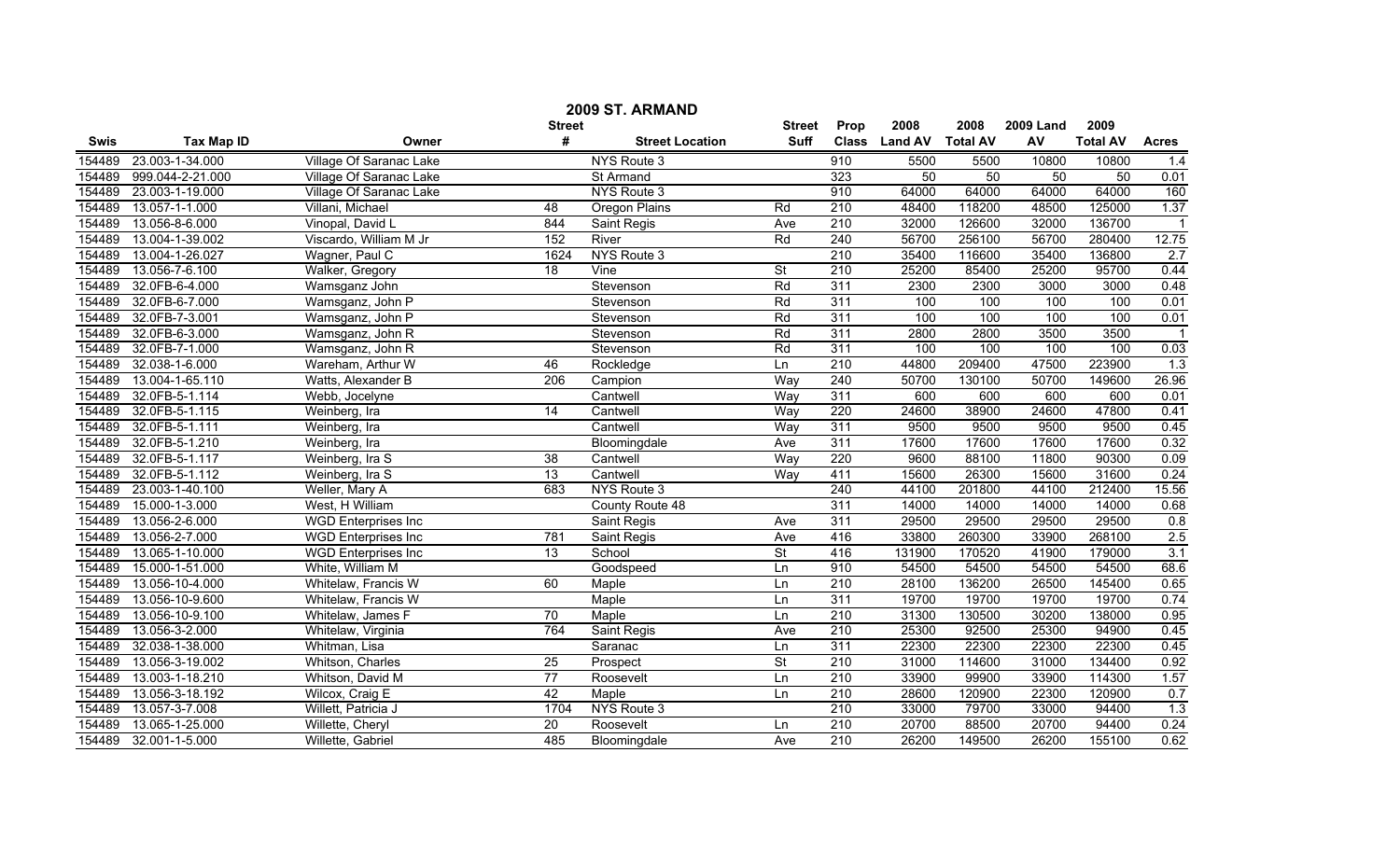# 2009 ST. ARMAND

| Swis | Tax Map ID | Owner | Street # | Street Location | Street Suff | Prop Class | 2008 Land AV | 2008 Total AV | 2009 Land AV | 2009 Total AV | Acres |
|---|---|---|---|---|---|---|---|---|---|---|---|
| 154489 | 23.003-1-34.000 | Village Of Saranac Lake | | NYS Route 3 | | 910 | 5500 | 5500 | 10800 | 10800 | 1.4 |
| 154489 | 999.044-2-21.000 | Village Of Saranac Lake | | St Armand | | 323 | 50 | 50 | 50 | 50 | 0.01 |
| 154489 | 23.003-1-19.000 | Village Of Saranac Lake | | NYS Route 3 | | 910 | 64000 | 64000 | 64000 | 64000 | 160 |
| 154489 | 13.057-1-1.000 | Villani, Michael | 48 | Oregon Plains | Rd | 210 | 48400 | 118200 | 48500 | 125000 | 1.37 |
| 154489 | 13.056-8-6.000 | Vinopal, David L | 844 | Saint Regis | Ave | 210 | 32000 | 126600 | 32000 | 136700 | 1 |
| 154489 | 13.004-1-39.002 | Viscardo, William M Jr | 152 | River | Rd | 240 | 56700 | 256100 | 56700 | 280400 | 12.75 |
| 154489 | 13.004-1-26.027 | Wagner, Paul C | 1624 | NYS Route 3 | | 210 | 35400 | 116600 | 35400 | 136800 | 2.7 |
| 154489 | 13.056-7-6.100 | Walker, Gregory | 18 | Vine | St | 210 | 25200 | 85400 | 25200 | 95700 | 0.44 |
| 154489 | 32.0FB-6-4.000 | Wamsganz John | | Stevenson | Rd | 311 | 2300 | 2300 | 3000 | 3000 | 0.48 |
| 154489 | 32.0FB-6-7.000 | Wamsganz, John P | | Stevenson | Rd | 311 | 100 | 100 | 100 | 100 | 0.01 |
| 154489 | 32.0FB-7-3.001 | Wamsganz, John P | | Stevenson | Rd | 311 | 100 | 100 | 100 | 100 | 0.01 |
| 154489 | 32.0FB-6-3.000 | Wamsganz, John R | | Stevenson | Rd | 311 | 2800 | 2800 | 3500 | 3500 | 1 |
| 154489 | 32.0FB-7-1.000 | Wamsganz, John R | | Stevenson | Rd | 311 | 100 | 100 | 100 | 100 | 0.03 |
| 154489 | 32.038-1-6.000 | Wareham, Arthur W | 46 | Rockledge | Ln | 210 | 44800 | 209400 | 47500 | 223900 | 1.3 |
| 154489 | 13.004-1-65.110 | Watts, Alexander B | 206 | Campion | Way | 240 | 50700 | 130100 | 50700 | 149600 | 26.96 |
| 154489 | 32.0FB-5-1.114 | Webb, Jocelyne | | Cantwell | Way | 311 | 600 | 600 | 600 | 600 | 0.01 |
| 154489 | 32.0FB-5-1.115 | Weinberg, Ira | 14 | Cantwell | Way | 220 | 24600 | 38900 | 24600 | 47800 | 0.41 |
| 154489 | 32.0FB-5-1.111 | Weinberg, Ira | | Cantwell | Way | 311 | 9500 | 9500 | 9500 | 9500 | 0.45 |
| 154489 | 32.0FB-5-1.210 | Weinberg, Ira | | Bloomingdale | Ave | 311 | 17600 | 17600 | 17600 | 17600 | 0.32 |
| 154489 | 32.0FB-5-1.117 | Weinberg, Ira S | 38 | Cantwell | Way | 220 | 9600 | 88100 | 11800 | 90300 | 0.09 |
| 154489 | 32.0FB-5-1.112 | Weinberg, Ira S | 13 | Cantwell | Way | 411 | 15600 | 26300 | 15600 | 31600 | 0.24 |
| 154489 | 23.003-1-40.100 | Weller, Mary A | 683 | NYS Route 3 | | 240 | 44100 | 201800 | 44100 | 212400 | 15.56 |
| 154489 | 15.000-1-3.000 | West, H William | | County Route 48 | | 311 | 14000 | 14000 | 14000 | 14000 | 0.68 |
| 154489 | 13.056-2-6.000 | WGD Enterprises Inc | | Saint Regis | Ave | 311 | 29500 | 29500 | 29500 | 29500 | 0.8 |
| 154489 | 13.056-2-7.000 | WGD Enterprises Inc | 781 | Saint Regis | Ave | 416 | 33800 | 260300 | 33900 | 268100 | 2.5 |
| 154489 | 13.065-1-10.000 | WGD Enterprises Inc | 13 | School | St | 416 | 131900 | 170520 | 41900 | 179000 | 3.1 |
| 154489 | 15.000-1-51.000 | White, William M | | Goodspeed | Ln | 910 | 54500 | 54500 | 54500 | 54500 | 68.6 |
| 154489 | 13.056-10-4.000 | Whitelaw, Francis W | 60 | Maple | Ln | 210 | 28100 | 136200 | 26500 | 145400 | 0.65 |
| 154489 | 13.056-10-9.600 | Whitelaw, Francis W | | Maple | Ln | 311 | 19700 | 19700 | 19700 | 19700 | 0.74 |
| 154489 | 13.056-10-9.100 | Whitelaw, James F | 70 | Maple | Ln | 210 | 31300 | 130500 | 30200 | 138000 | 0.95 |
| 154489 | 13.056-3-2.000 | Whitelaw, Virginia | 764 | Saint Regis | Ave | 210 | 25300 | 92500 | 25300 | 94900 | 0.45 |
| 154489 | 32.038-1-38.000 | Whitman, Lisa | | Saranac | Ln | 311 | 22300 | 22300 | 22300 | 22300 | 0.45 |
| 154489 | 13.056-3-19.002 | Whitson, Charles | 25 | Prospect | St | 210 | 31000 | 114600 | 31000 | 134400 | 0.92 |
| 154489 | 13.003-1-18.210 | Whitson, David M | 77 | Roosevelt | Ln | 210 | 33900 | 99900 | 33900 | 114300 | 1.57 |
| 154489 | 13.056-3-18.192 | Wilcox, Craig E | 42 | Maple | Ln | 210 | 28600 | 120900 | 22300 | 120900 | 0.7 |
| 154489 | 13.057-3-7.008 | Willett, Patricia J | 1704 | NYS Route 3 | | 210 | 33000 | 79700 | 33000 | 94400 | 1.3 |
| 154489 | 13.065-1-25.000 | Willette, Cheryl | 20 | Roosevelt | Ln | 210 | 20700 | 88500 | 20700 | 94400 | 0.24 |
| 154489 | 32.001-1-5.000 | Willette, Gabriel | 485 | Bloomingdale | Ave | 210 | 26200 | 149500 | 26200 | 155100 | 0.62 |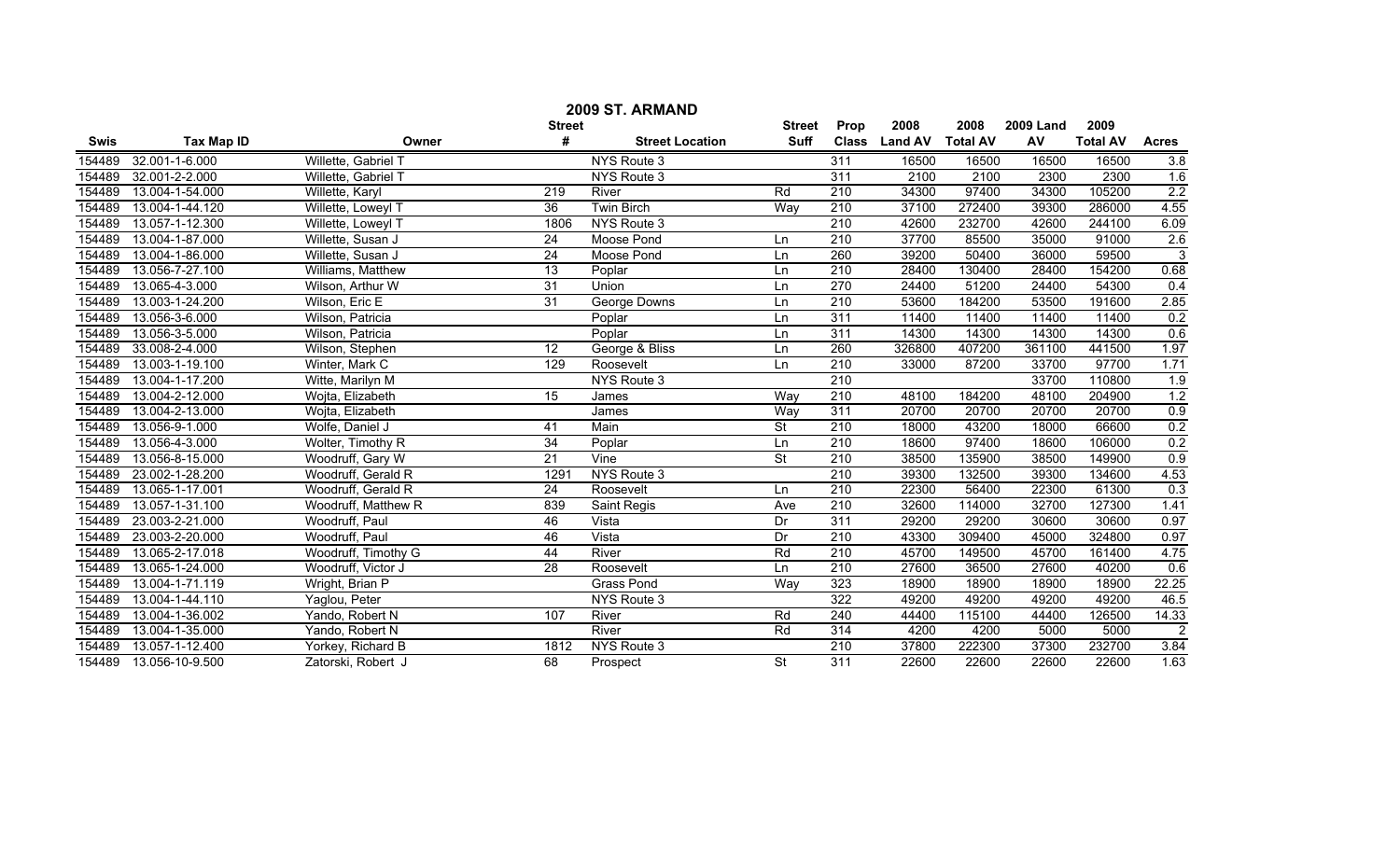# 2009 ST. ARMAND

| Swis | Tax Map ID | Owner | Street # | Street Location | Street Suff | Prop Class | 2008 Land AV | 2008 Total AV | 2009 Land AV | 2009 Total AV | Acres |
|---|---|---|---|---|---|---|---|---|---|---|---|
| 154489 | 32.001-1-6.000 | Willette, Gabriel T | | NYS Route 3 | | 311 | 16500 | 16500 | 16500 | 16500 | 3.8 |
| 154489 | 32.001-2-2.000 | Willette, Gabriel T | | NYS Route 3 | | 311 | 2100 | 2100 | 2300 | 2300 | 1.6 |
| 154489 | 13.004-1-54.000 | Willette, Karyl | 219 | River | Rd | 210 | 34300 | 97400 | 34300 | 105200 | 2.2 |
| 154489 | 13.004-1-44.120 | Willette, Loweyl T | 36 | Twin Birch | Way | 210 | 37100 | 272400 | 39300 | 286000 | 4.55 |
| 154489 | 13.057-1-12.300 | Willette, Loweyl T | 1806 | NYS Route 3 | | 210 | 42600 | 232700 | 42600 | 244100 | 6.09 |
| 154489 | 13.004-1-87.000 | Willette, Susan J | 24 | Moose Pond | Ln | 210 | 37700 | 85500 | 35000 | 91000 | 2.6 |
| 154489 | 13.004-1-86.000 | Willette, Susan J | 24 | Moose Pond | Ln | 260 | 39200 | 50400 | 36000 | 59500 | 3 |
| 154489 | 13.056-7-27.100 | Williams, Matthew | 13 | Poplar | Ln | 210 | 28400 | 130400 | 28400 | 154200 | 0.68 |
| 154489 | 13.065-4-3.000 | Wilson, Arthur W | 31 | Union | Ln | 270 | 24400 | 51200 | 24400 | 54300 | 0.4 |
| 154489 | 13.003-1-24.200 | Wilson, Eric E | 31 | George Downs | Ln | 210 | 53600 | 184200 | 53500 | 191600 | 2.85 |
| 154489 | 13.056-3-6.000 | Wilson, Patricia | | Poplar | Ln | 311 | 11400 | 11400 | 11400 | 11400 | 0.2 |
| 154489 | 13.056-3-5.000 | Wilson, Patricia | | Poplar | Ln | 311 | 14300 | 14300 | 14300 | 14300 | 0.6 |
| 154489 | 33.008-2-4.000 | Wilson, Stephen | 12 | George & Bliss | Ln | 260 | 326800 | 407200 | 361100 | 441500 | 1.97 |
| 154489 | 13.003-1-19.100 | Winter, Mark C | 129 | Roosevelt | Ln | 210 | 33000 | 87200 | 33700 | 97700 | 1.71 |
| 154489 | 13.004-1-17.200 | Witte, Marilyn M | | NYS Route 3 | | 210 | | | 33700 | 110800 | 1.9 |
| 154489 | 13.004-2-12.000 | Wojta, Elizabeth | 15 | James | Way | 210 | 48100 | 184200 | 48100 | 204900 | 1.2 |
| 154489 | 13.004-2-13.000 | Wojta, Elizabeth | | James | Way | 311 | 20700 | 20700 | 20700 | 20700 | 0.9 |
| 154489 | 13.056-9-1.000 | Wolfe, Daniel J | 41 | Main | St | 210 | 18000 | 43200 | 18000 | 66600 | 0.2 |
| 154489 | 13.056-4-3.000 | Wolter, Timothy R | 34 | Poplar | Ln | 210 | 18600 | 97400 | 18600 | 106000 | 0.2 |
| 154489 | 13.056-8-15.000 | Woodruff, Gary W | 21 | Vine | St | 210 | 38500 | 135900 | 38500 | 149900 | 0.9 |
| 154489 | 23.002-1-28.200 | Woodruff, Gerald R | 1291 | NYS Route 3 | | 210 | 39300 | 132500 | 39300 | 134600 | 4.53 |
| 154489 | 13.065-1-17.001 | Woodruff, Gerald R | 24 | Roosevelt | Ln | 210 | 22300 | 56400 | 22300 | 61300 | 0.3 |
| 154489 | 13.057-1-31.100 | Woodruff, Matthew R | 839 | Saint Regis | Ave | 210 | 32600 | 114000 | 32700 | 127300 | 1.41 |
| 154489 | 23.003-2-21.000 | Woodruff, Paul | 46 | Vista | Dr | 311 | 29200 | 29200 | 30600 | 30600 | 0.97 |
| 154489 | 23.003-2-20.000 | Woodruff, Paul | 46 | Vista | Dr | 210 | 43300 | 309400 | 45000 | 324800 | 0.97 |
| 154489 | 13.065-2-17.018 | Woodruff, Timothy G | 44 | River | Rd | 210 | 45700 | 149500 | 45700 | 161400 | 4.75 |
| 154489 | 13.065-1-24.000 | Woodruff, Victor J | 28 | Roosevelt | Ln | 210 | 27600 | 36500 | 27600 | 40200 | 0.6 |
| 154489 | 13.004-1-71.119 | Wright, Brian P | | Grass Pond | Way | 323 | 18900 | 18900 | 18900 | 18900 | 22.25 |
| 154489 | 13.004-1-44.110 | Yaglou, Peter | | NYS Route 3 | | 322 | 49200 | 49200 | 49200 | 49200 | 46.5 |
| 154489 | 13.004-1-36.002 | Yando, Robert N | 107 | River | Rd | 240 | 44400 | 115100 | 44400 | 126500 | 14.33 |
| 154489 | 13.004-1-35.000 | Yando, Robert N | | River | Rd | 314 | 4200 | 4200 | 5000 | 5000 | 2 |
| 154489 | 13.057-1-12.400 | Yorkey, Richard B | 1812 | NYS Route 3 | | 210 | 37800 | 222300 | 37300 | 232700 | 3.84 |
| 154489 | 13.056-10-9.500 | Zatorski, Robert J | 68 | Prospect | St | 311 | 22600 | 22600 | 22600 | 22600 | 1.63 |